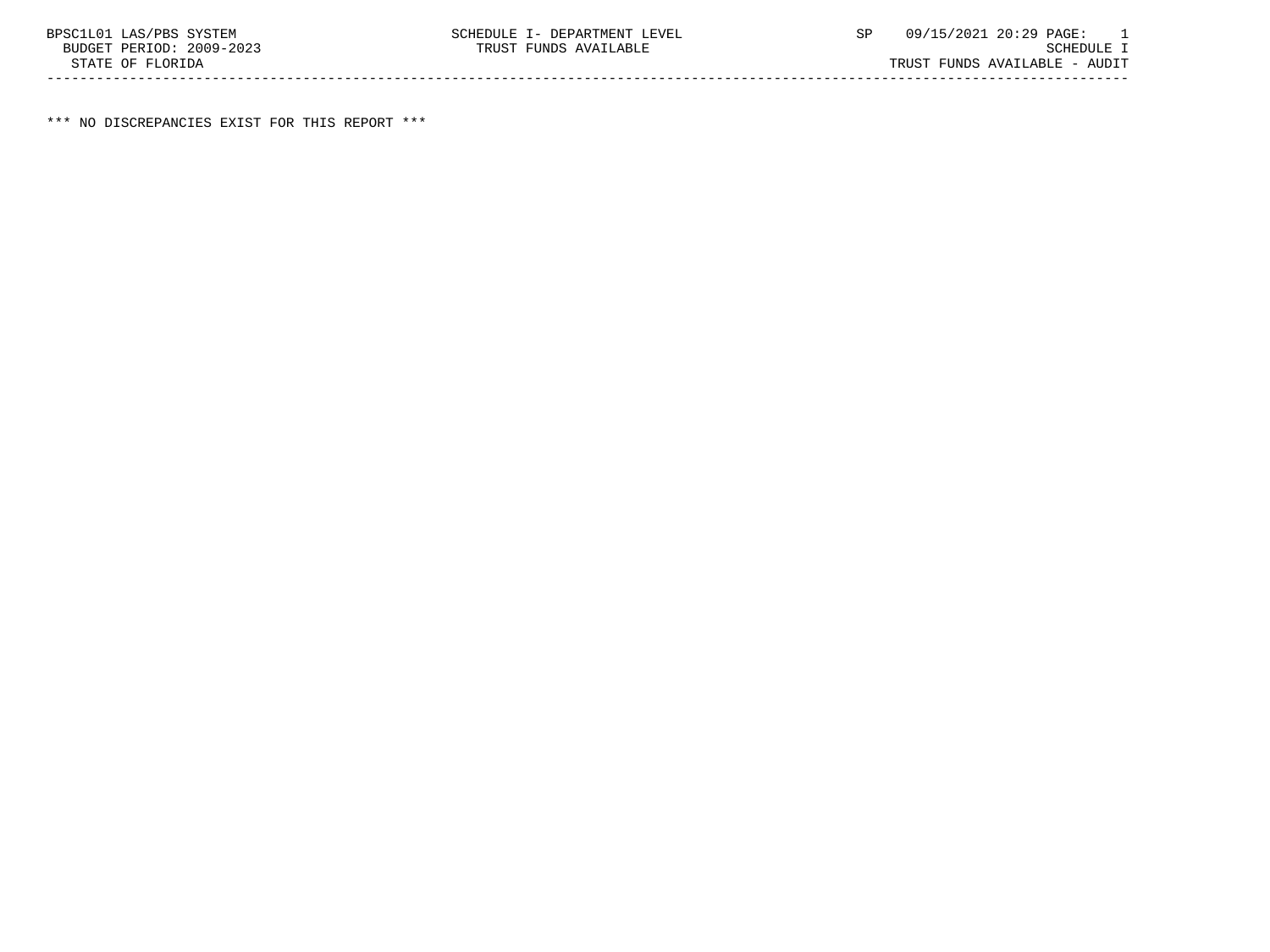BPSC1L01 LAS/PBS SYSTEM SCHEDULE I- DEPARTMENT LEVEL SP 09/15/2021 20:29 PAGE: 1
BUDGET PERIOD: 2009-2023 TRUST FUNDS AVAILABLE SCHEDULE I
STATE OF FLORIDA TRUST FUNDS AVAILABLE - AUDIT

*** NO DISCREPANCIES EXIST FOR THIS REPORT ***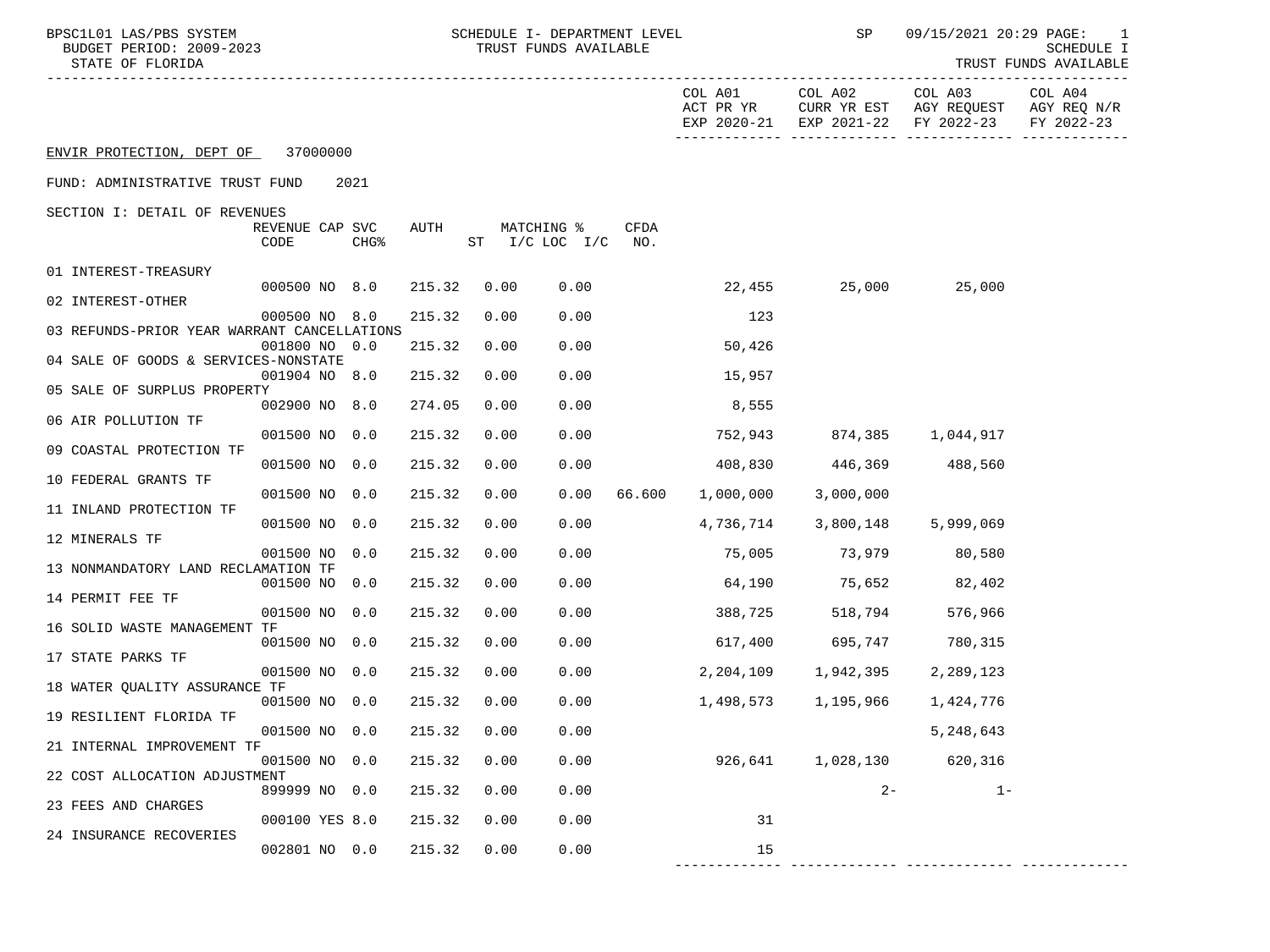BPSC1L01 LAS/PBS SYSTEM — SCHEDULE I- DEPARTMENT LEVEL — TRUST FUNDS AVAILABLE — SP 09/15/2021 20:29 — SCHEDULE I

BUDGET PERIOD: 2009-2023

STATE OF FLORIDA

ENVIR PROTECTION, DEPT OF 37000000

FUND: ADMINISTRATIVE TRUST FUND 2021

SECTION I: DETAIL OF REVENUES

| | REVENUE CODE | CAP | SVC CHG% | AUTH | MATCHING % ST | I/C LOC I/C | CFDA NO. | COL A01 ACT PR YR EXP 2020-21 | COL A02 CURR YR EST EXP 2021-22 | COL A03 AGY REQUEST FY 2022-23 | COL A04 AGY REQ N/R FY 2022-23 |
|---|---|---|---|---|---|---|---|---|---|---|---|
| 01 INTEREST-TREASURY | 000500 | NO | 8.0 | 215.32 | 0.00 | 0.00 | | 22,455 | 25,000 | 25,000 | |
| 02 INTEREST-OTHER | 000500 | NO | 8.0 | 215.32 | 0.00 | 0.00 | | 123 | | | |
| 03 REFUNDS-PRIOR YEAR WARRANT CANCELLATIONS | 001800 | NO | 0.0 | 215.32 | 0.00 | 0.00 | | 50,426 | | | |
| 04 SALE OF GOODS & SERVICES-NONSTATE | 001904 | NO | 8.0 | 215.32 | 0.00 | 0.00 | | 15,957 | | | |
| 05 SALE OF SURPLUS PROPERTY | 002900 | NO | 8.0 | 274.05 | 0.00 | 0.00 | | 8,555 | | | |
| 06 AIR POLLUTION TF | 001500 | NO | 0.0 | 215.32 | 0.00 | 0.00 | | 752,943 | 874,385 | 1,044,917 | |
| 09 COASTAL PROTECTION TF | 001500 | NO | 0.0 | 215.32 | 0.00 | 0.00 | | 408,830 | 446,369 | 488,560 | |
| 10 FEDERAL GRANTS TF | 001500 | NO | 0.0 | 215.32 | 0.00 | 0.00 | 66.600 | 1,000,000 | 3,000,000 | | |
| 11 INLAND PROTECTION TF | 001500 | NO | 0.0 | 215.32 | 0.00 | 0.00 | | 4,736,714 | 3,800,148 | 5,999,069 | |
| 12 MINERALS TF | 001500 | NO | 0.0 | 215.32 | 0.00 | 0.00 | | 75,005 | 73,979 | 80,580 | |
| 13 NONMANDATORY LAND RECLAMATION TF | 001500 | NO | 0.0 | 215.32 | 0.00 | 0.00 | | 64,190 | 75,652 | 82,402 | |
| 14 PERMIT FEE TF | 001500 | NO | 0.0 | 215.32 | 0.00 | 0.00 | | 388,725 | 518,794 | 576,966 | |
| 16 SOLID WASTE MANAGEMENT TF | 001500 | NO | 0.0 | 215.32 | 0.00 | 0.00 | | 617,400 | 695,747 | 780,315 | |
| 17 STATE PARKS TF | 001500 | NO | 0.0 | 215.32 | 0.00 | 0.00 | | 2,204,109 | 1,942,395 | 2,289,123 | |
| 18 WATER QUALITY ASSURANCE TF | 001500 | NO | 0.0 | 215.32 | 0.00 | 0.00 | | 1,498,573 | 1,195,966 | 1,424,776 | |
| 19 RESILIENT FLORIDA TF | 001500 | NO | 0.0 | 215.32 | 0.00 | 0.00 | | | | 5,248,643 | |
| 21 INTERNAL IMPROVEMENT TF | 001500 | NO | 0.0 | 215.32 | 0.00 | 0.00 | | 926,641 | 1,028,130 | 620,316 | |
| 22 COST ALLOCATION ADJUSTMENT | 899999 | NO | 0.0 | 215.32 | 0.00 | 0.00 | | | 2- | 1- | |
| 23 FEES AND CHARGES | 000100 | YES | 8.0 | 215.32 | 0.00 | 0.00 | | 31 | | | |
| 24 INSURANCE RECOVERIES | 002801 | NO | 0.0 | 215.32 | 0.00 | 0.00 | | 15 | | | |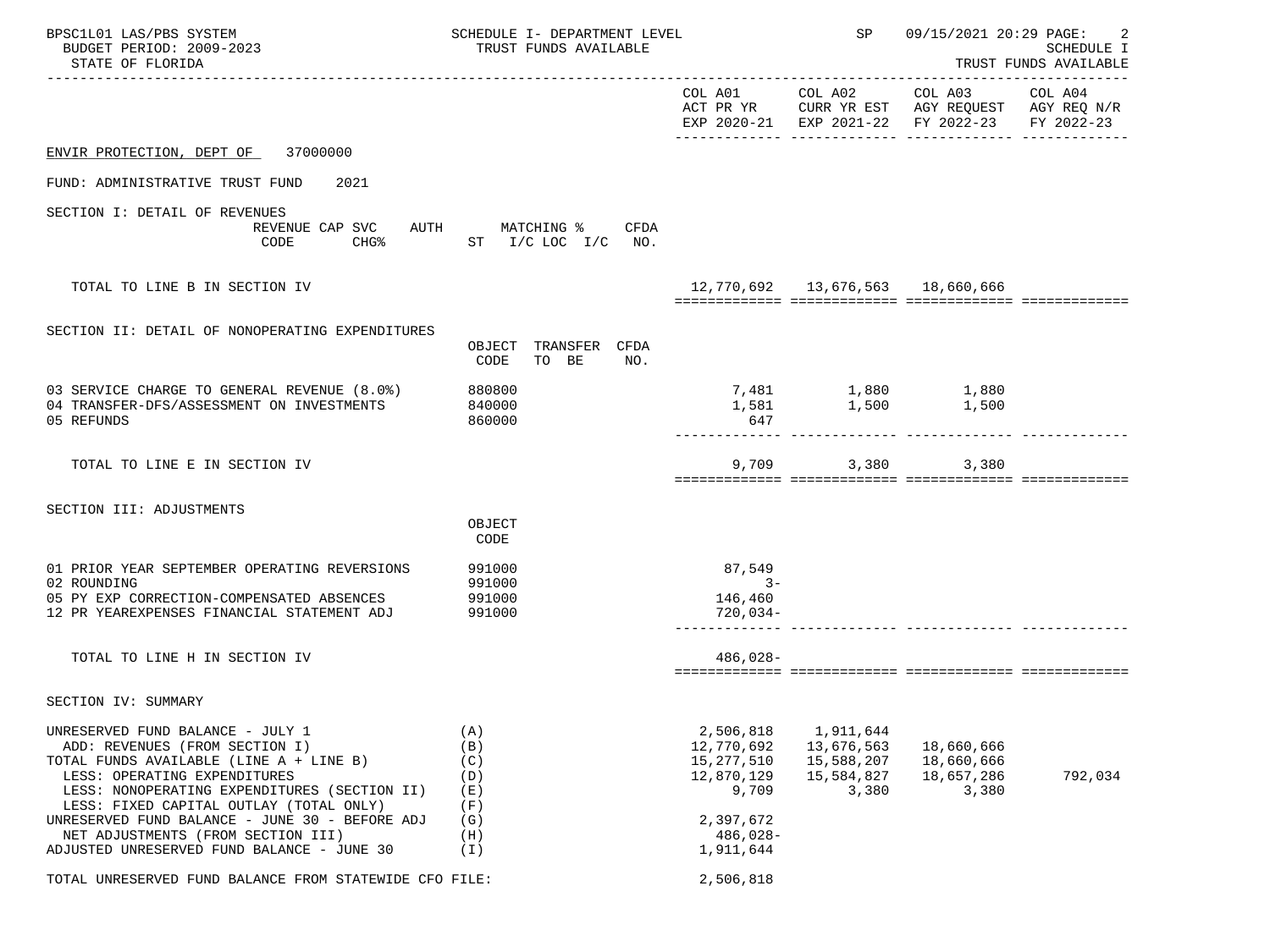BPSC1L01 LAS/PBS SYSTEM — SCHEDULE I- DEPARTMENT LEVEL — SP 09/15/2021 20:29

BUDGET PERIOD: 2009-2023 — TRUST FUNDS AVAILABLE — SCHEDULE I

STATE OF FLORIDA — TRUST FUNDS AVAILABLE

ENVIR PROTECTION, DEPT OF 37000000

FUND: ADMINISTRATIVE TRUST FUND 2021

| | | COL A01 ACT PR YR EXP 2020-21 | COL A02 CURR YR EST EXP 2021-22 | COL A03 AGY REQUEST FY 2022-23 | COL A04 AGY REQ N/R FY 2022-23 |
|---|---|---|---|---|---|
| **SECTION I: DETAIL OF REVENUES** (REVENUE CODE / CAP SVC CHG% / AUTH ST / MATCHING % I/C LOC I/C / CFDA NO.) | | | | | |
| TOTAL TO LINE B IN SECTION IV | | 12,770,692 | 13,676,563 | 18,660,666 | |
| **SECTION II: DETAIL OF NONOPERATING EXPENDITURES** | OBJECT CODE / TRANSFER TO BE / CFDA NO. | | | | |
| 03 SERVICE CHARGE TO GENERAL REVENUE (8.0%) | 880800 | 7,481 | 1,880 | 1,880 | |
| 04 TRANSFER-DFS/ASSESSMENT ON INVESTMENTS | 840000 | 1,581 | 1,500 | 1,500 | |
| 05 REFUNDS | 860000 | 647 | | | |
| TOTAL TO LINE E IN SECTION IV | | 9,709 | 3,380 | 3,380 | |
| **SECTION III: ADJUSTMENTS** | OBJECT CODE | | | | |
| 01 PRIOR YEAR SEPTEMBER OPERATING REVERSIONS | 991000 | 87,549 | | | |
| 02 ROUNDING | 991000 | 3- | | | |
| 05 PY EXP CORRECTION-COMPENSATED ABSENCES | 991000 | 146,460 | | | |
| 12 PR YEAREXPENSES FINANCIAL STATEMENT ADJ | 991000 | 720,034- | | | |
| TOTAL TO LINE H IN SECTION IV | | 486,028- | | | |
| **SECTION IV: SUMMARY** | | | | | |
| UNRESERVED FUND BALANCE - JULY 1 | (A) | 2,506,818 | 1,911,644 | | |
| ADD: REVENUES (FROM SECTION I) | (B) | 12,770,692 | 13,676,563 | 18,660,666 | |
| TOTAL FUNDS AVAILABLE (LINE A + LINE B) | (C) | 15,277,510 | 15,588,207 | 18,660,666 | |
| LESS: OPERATING EXPENDITURES | (D) | 12,870,129 | 15,584,827 | 18,657,286 | 792,034 |
| LESS: NONOPERATING EXPENDITURES (SECTION II) | (E) | 9,709 | 3,380 | 3,380 | |
| LESS: FIXED CAPITAL OUTLAY (TOTAL ONLY) | (F) | | | | |
| UNRESERVED FUND BALANCE - JUNE 30 - BEFORE ADJ | (G) | 2,397,672 | | | |
| NET ADJUSTMENTS (FROM SECTION III) | (H) | 486,028- | | | |
| ADJUSTED UNRESERVED FUND BALANCE - JUNE 30 | (I) | 1,911,644 | | | |
| TOTAL UNRESERVED FUND BALANCE FROM STATEWIDE CFO FILE: | | 2,506,818 | | | |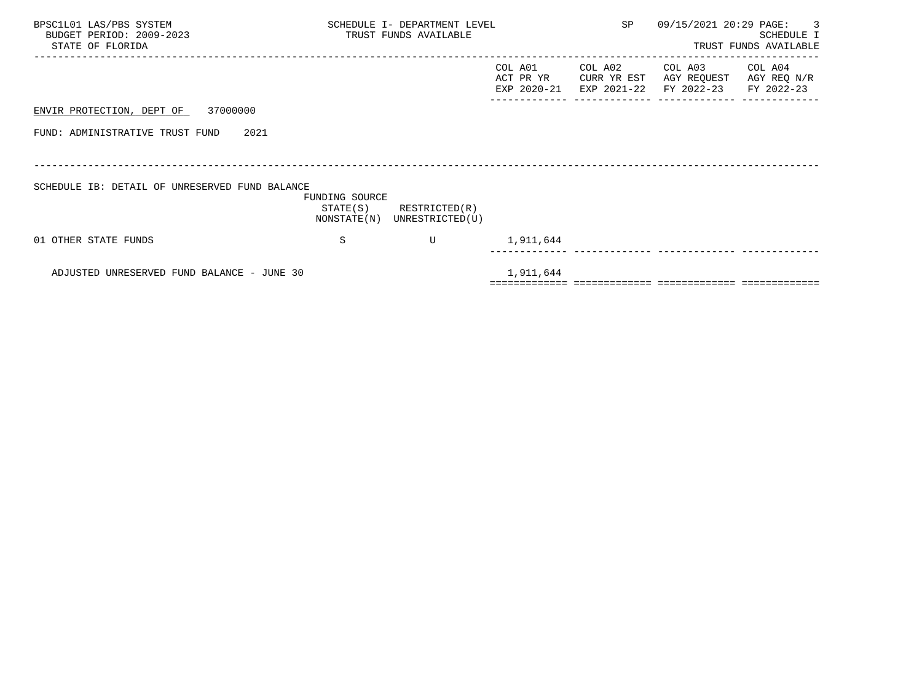BPSC1L01 LAS/PBS SYSTEM
BUDGET PERIOD: 2009-2023
STATE OF FLORIDA

SCHEDULE I- DEPARTMENT LEVEL
TRUST FUNDS AVAILABLE

SP 09/15/2021 20:29

SCHEDULE I
TRUST FUNDS AVAILABLE

ENVIR PROTECTION, DEPT OF 37000000

FUND: ADMINISTRATIVE TRUST FUND 2021

SCHEDULE IB: DETAIL OF UNRESERVED FUND BALANCE

| | FUNDING SOURCE STATE(S) NONSTATE(N) | RESTRICTED(R) UNRESTRICTED(U) | COL A01 ACT PR YR EXP 2020-21 | COL A02 CURR YR EST EXP 2021-22 | COL A03 AGY REQUEST FY 2022-23 | COL A04 AGY REQ N/R FY 2022-23 |
|---|---|---|---|---|---|---|
| 01 OTHER STATE FUNDS | S | U | 1,911,644 | | | |
| ADJUSTED UNRESERVED FUND BALANCE - JUNE 30 | | | 1,911,644 | | | |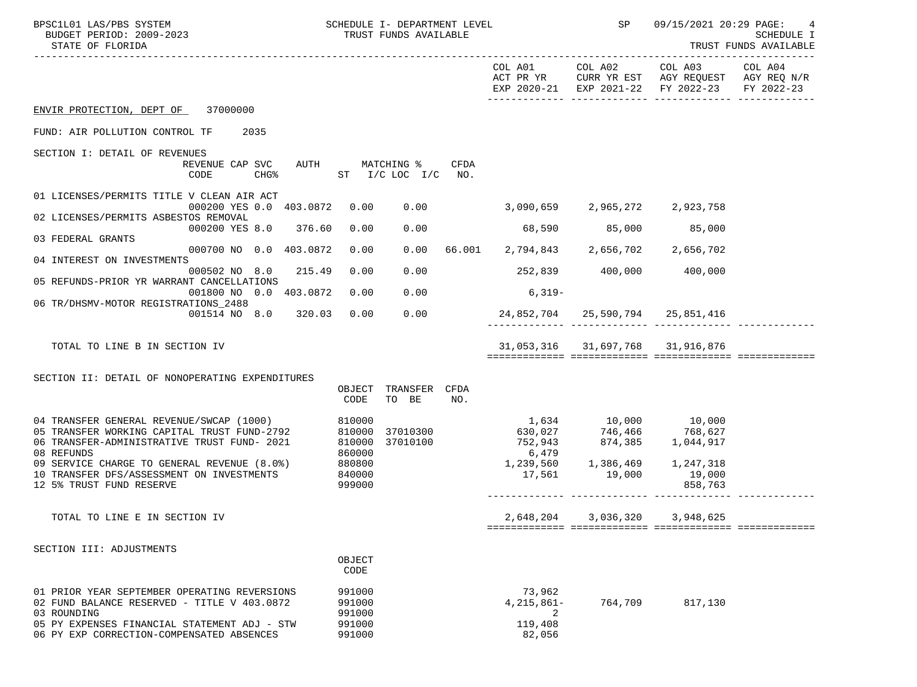BPSC1L01 LAS/PBS SYSTEM — SCHEDULE I- DEPARTMENT LEVEL — TRUST FUNDS AVAILABLE — SP 09/15/2021 20:29 PAGE: 4

BUDGET PERIOD: 2009-2023 — SCHEDULE I

STATE OF FLORIDA — TRUST FUNDS AVAILABLE

ENVIR PROTECTION, DEPT OF 37000000

FUND: AIR POLLUTION CONTROL TF 2035

## SECTION I: DETAIL OF REVENUES

| | REVENUE CODE | CAP | SVC CHG% | AUTH | MATCHING % ST | I/C LOC I/C | CFDA NO. | COL A01 ACT PR YR EXP 2020-21 | COL A02 CURR YR EST EXP 2021-22 | COL A03 AGY REQUEST FY 2022-23 | COL A04 AGY REQ N/R FY 2022-23 |
|---|---|---|---|---|---|---|---|---|---|---|---|
| 01 LICENSES/PERMITS TITLE V CLEAN AIR ACT | 000200 | YES | 0.0 | 403.0872 | 0.00 | 0.00 | | 3,090,659 | 2,965,272 | 2,923,758 | |
| 02 LICENSES/PERMITS ASBESTOS REMOVAL | 000200 | YES | 8.0 | 376.60 | 0.00 | 0.00 | | 68,590 | 85,000 | 85,000 | |
| 03 FEDERAL GRANTS | 000700 | NO | 0.0 | 403.0872 | 0.00 | 0.00 | 66.001 | 2,794,843 | 2,656,702 | 2,656,702 | |
| 04 INTEREST ON INVESTMENTS | 000502 | NO | 8.0 | 215.49 | 0.00 | 0.00 | | 252,839 | 400,000 | 400,000 | |
| 05 REFUNDS-PRIOR YR WARRANT CANCELLATIONS | 001800 | NO | 0.0 | 403.0872 | 0.00 | 0.00 | | 6,319- | | | |
| 06 TR/DHSMV-MOTOR REGISTRATIONS_2488 | 001514 | NO | 8.0 | 320.03 | 0.00 | 0.00 | | 24,852,704 | 25,590,794 | 25,851,416 | |
| TOTAL TO LINE B IN SECTION IV | | | | | | | | 31,053,316 | 31,697,768 | 31,916,876 | |

## SECTION II: DETAIL OF NONOPERATING EXPENDITURES

| | OBJECT CODE | TRANSFER TO BE | CFDA NO. | COL A01 | COL A02 | COL A03 | COL A04 |
|---|---|---|---|---|---|---|---|
| 04 TRANSFER GENERAL REVENUE/SWCAP (1000) | 810000 | | | 1,634 | 10,000 | 10,000 | |
| 05 TRANSFER WORKING CAPITAL TRUST FUND-2792 | 810000 | 37010300 | | 630,027 | 746,466 | 768,627 | |
| 06 TRANSFER-ADMINISTRATIVE TRUST FUND- 2021 | 810000 | 37010100 | | 752,943 | 874,385 | 1,044,917 | |
| 08 REFUNDS | 860000 | | | 6,479 | | | |
| 09 SERVICE CHARGE TO GENERAL REVENUE (8.0%) | 880800 | | | 1,239,560 | 1,386,469 | 1,247,318 | |
| 10 TRANSFER DFS/ASSESSMENT ON INVESTMENTS | 840000 | | | 17,561 | 19,000 | 19,000 | |
| 12 5% TRUST FUND RESERVE | 999000 | | | | | 858,763 | |
| TOTAL TO LINE E IN SECTION IV | | | | 2,648,204 | 3,036,320 | 3,948,625 | |

## SECTION III: ADJUSTMENTS

| | OBJECT CODE | COL A01 | COL A02 | COL A03 | COL A04 |
|---|---|---|---|---|---|
| 01 PRIOR YEAR SEPTEMBER OPERATING REVERSIONS | 991000 | 73,962 | | | |
| 02 FUND BALANCE RESERVED - TITLE V 403.0872 | 991000 | 4,215,861- | 764,709 | 817,130 | |
| 03 ROUNDING | 991000 | 2 | | | |
| 05 PY EXPENSES FINANCIAL STATEMENT ADJ - STW | 991000 | 119,408 | | | |
| 06 PY EXP CORRECTION-COMPENSATED ABSENCES | 991000 | 82,056 | | | |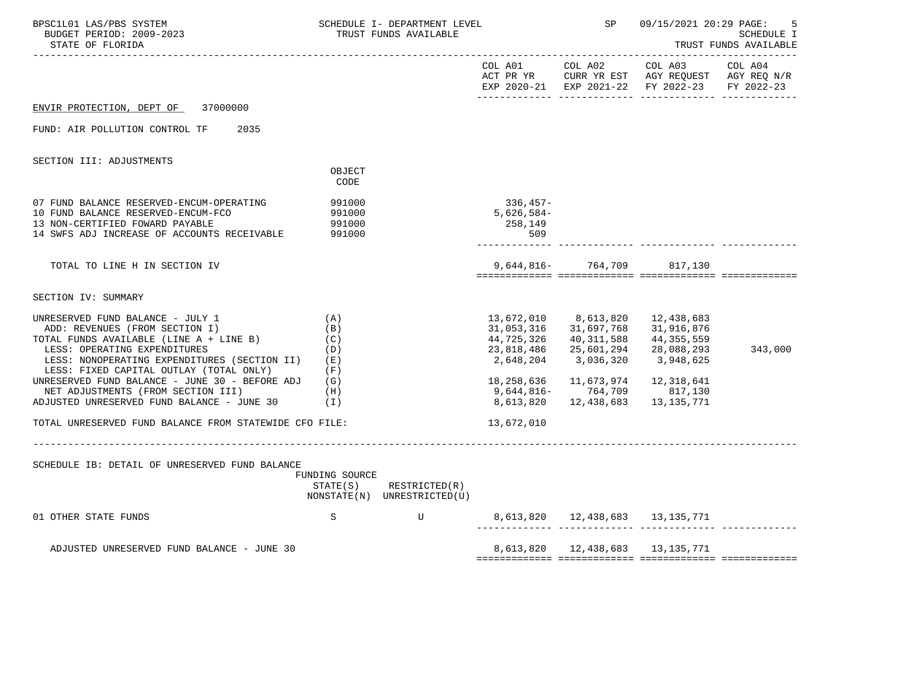ENVIR PROTECTION, DEPT OF 37000000

FUND: AIR POLLUTION CONTROL TF 2035

SECTION III: ADJUSTMENTS

| | OBJECT CODE | COL A01 ACT PR YR EXP 2020-21 | COL A02 CURR YR EST EXP 2021-22 | COL A03 AGY REQUEST FY 2022-23 | COL A04 AGY REQ N/R FY 2022-23 |
|---|---|---|---|---|---|
| 07 FUND BALANCE RESERVED-ENCUM-OPERATING | 991000 | 336,457- | | | |
| 10 FUND BALANCE RESERVED-ENCUM-FCO | 991000 | 5,626,584- | | | |
| 13 NON-CERTIFIED FOWARD PAYABLE | 991000 | 258,149 | | | |
| 14 SWFS ADJ INCREASE OF ACCOUNTS RECEIVABLE | 991000 | 509 | | | |
| TOTAL TO LINE H IN SECTION IV | | 9,644,816- | 764,709 | 817,130 | |

SECTION IV: SUMMARY

| | | COL A01 | COL A02 | COL A03 | COL A04 |
|---|---|---|---|---|---|
| UNRESERVED FUND BALANCE - JULY 1 | (A) | 13,672,010 | 8,613,820 | 12,438,683 | |
| ADD: REVENUES (FROM SECTION I) | (B) | 31,053,316 | 31,697,768 | 31,916,876 | |
| TOTAL FUNDS AVAILABLE (LINE A + LINE B) | (C) | 44,725,326 | 40,311,588 | 44,355,559 | |
| LESS: OPERATING EXPENDITURES | (D) | 23,818,486 | 25,601,294 | 28,088,293 | 343,000 |
| LESS: NONOPERATING EXPENDITURES (SECTION II) | (E) | 2,648,204 | 3,036,320 | 3,948,625 | |
| LESS: FIXED CAPITAL OUTLAY (TOTAL ONLY) | (F) | | | | |
| UNRESERVED FUND BALANCE - JUNE 30 - BEFORE ADJ | (G) | 18,258,636 | 11,673,974 | 12,318,641 | |
| NET ADJUSTMENTS (FROM SECTION III) | (H) | 9,644,816- | 764,709 | 817,130 | |
| ADJUSTED UNRESERVED FUND BALANCE - JUNE 30 | (I) | 8,613,820 | 12,438,683 | 13,135,771 | |
| TOTAL UNRESERVED FUND BALANCE FROM STATEWIDE CFO FILE: | | 13,672,010 | | | |

SCHEDULE IB: DETAIL OF UNRESERVED FUND BALANCE

| | FUNDING SOURCE STATE(S) NONSTATE(N) | RESTRICTED(R) UNRESTRICTED(U) | COL A01 | COL A02 | COL A03 | COL A04 |
|---|---|---|---|---|---|---|
| 01 OTHER STATE FUNDS | S | U | 8,613,820 | 12,438,683 | 13,135,771 | |
| ADJUSTED UNRESERVED FUND BALANCE - JUNE 30 | | | 8,613,820 | 12,438,683 | 13,135,771 | |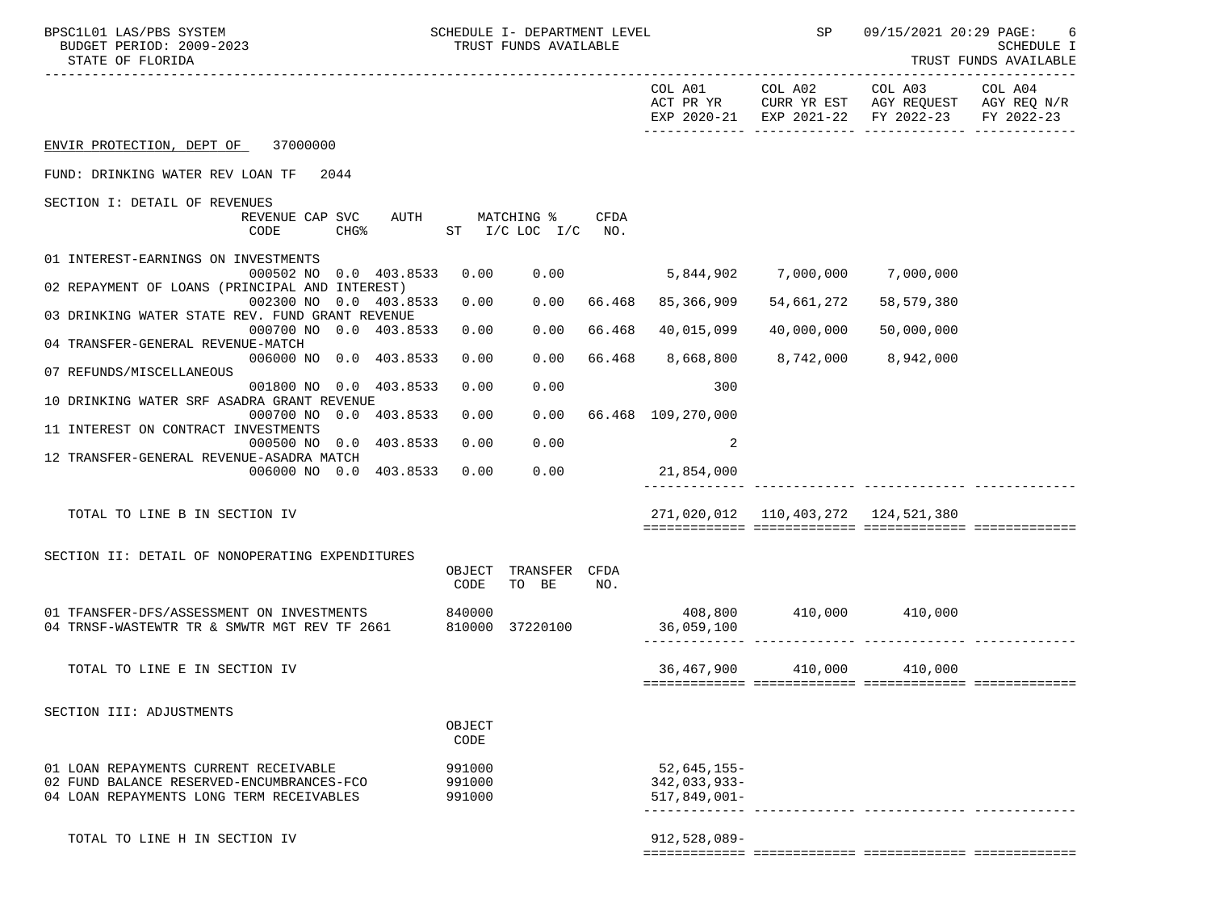ENVIR PROTECTION, DEPT OF 37000000

FUND: DRINKING WATER REV LOAN TF 2044

## SECTION I: DETAIL OF REVENUES

| | REVENUE CODE | CAP CHG% | SVC | AUTH | MATCHING % ST | I/C LOC | I/C | CFDA NO. | COL A01 ACT PR YR EXP 2020-21 | COL A02 CURR YR EST EXP 2021-22 | COL A03 AGY REQUEST FY 2022-23 | COL A04 AGY REQ N/R FY 2022-23 |
|---|---|---|---|---|---|---|---|---|---|---|---|---|
| 01 INTEREST-EARNINGS ON INVESTMENTS | 000502 | NO | 0.0 | 403.8533 | 0.00 | 0.00 | | | 5,844,902 | 7,000,000 | 7,000,000 | |
| 02 REPAYMENT OF LOANS (PRINCIPAL AND INTEREST) | 002300 | NO | 0.0 | 403.8533 | 0.00 | 0.00 | | 66.468 | 85,366,909 | 54,661,272 | 58,579,380 | |
| 03 DRINKING WATER STATE REV. FUND GRANT REVENUE | 000700 | NO | 0.0 | 403.8533 | 0.00 | 0.00 | | 66.468 | 40,015,099 | 40,000,000 | 50,000,000 | |
| 04 TRANSFER-GENERAL REVENUE-MATCH | 006000 | NO | 0.0 | 403.8533 | 0.00 | 0.00 | | 66.468 | 8,668,800 | 8,742,000 | 8,942,000 | |
| 07 REFUNDS/MISCELLANEOUS | 001800 | NO | 0.0 | 403.8533 | 0.00 | 0.00 | | | 300 | | | |
| 10 DRINKING WATER SRF ASADRA GRANT REVENUE | 000700 | NO | 0.0 | 403.8533 | 0.00 | 0.00 | | 66.468 | 109,270,000 | | | |
| 11 INTEREST ON CONTRACT INVESTMENTS | 000500 | NO | 0.0 | 403.8533 | 0.00 | 0.00 | | | 2 | | | |
| 12 TRANSFER-GENERAL REVENUE-ASADRA MATCH | 006000 | NO | 0.0 | 403.8533 | 0.00 | 0.00 | | | 21,854,000 | | | |
| TOTAL TO LINE B IN SECTION IV | | | | | | | | | 271,020,012 | 110,403,272 | 124,521,380 | |

## SECTION II: DETAIL OF NONOPERATING EXPENDITURES

| | OBJECT CODE | TRANSFER TO BE | CFDA NO. | COL A01 ACT PR YR EXP 2020-21 | COL A02 CURR YR EST EXP 2021-22 | COL A03 AGY REQUEST FY 2022-23 | COL A04 AGY REQ N/R FY 2022-23 |
|---|---|---|---|---|---|---|---|
| 01 TFANSFER-DFS/ASSESSMENT ON INVESTMENTS | 840000 | | | 408,800 | 410,000 | 410,000 | |
| 04 TRNSF-WASTEWTR TR & SMWTR MGT REV TF 2661 | 810000 | 37220100 | | 36,059,100 | | | |
| TOTAL TO LINE E IN SECTION IV | | | | 36,467,900 | 410,000 | 410,000 | |

## SECTION III: ADJUSTMENTS

| | OBJECT CODE | COL A01 ACT PR YR EXP 2020-21 | COL A02 CURR YR EST EXP 2021-22 | COL A03 AGY REQUEST FY 2022-23 | COL A04 AGY REQ N/R FY 2022-23 |
|---|---|---|---|---|---|
| 01 LOAN REPAYMENTS CURRENT RECEIVABLE | 991000 | 52,645,155- | | | |
| 02 FUND BALANCE RESERVED-ENCUMBRANCES-FCO | 991000 | 342,033,933- | | | |
| 04 LOAN REPAYMENTS LONG TERM RECEIVABLES | 991000 | 517,849,001- | | | |
| TOTAL TO LINE H IN SECTION IV | | 912,528,089- | | | |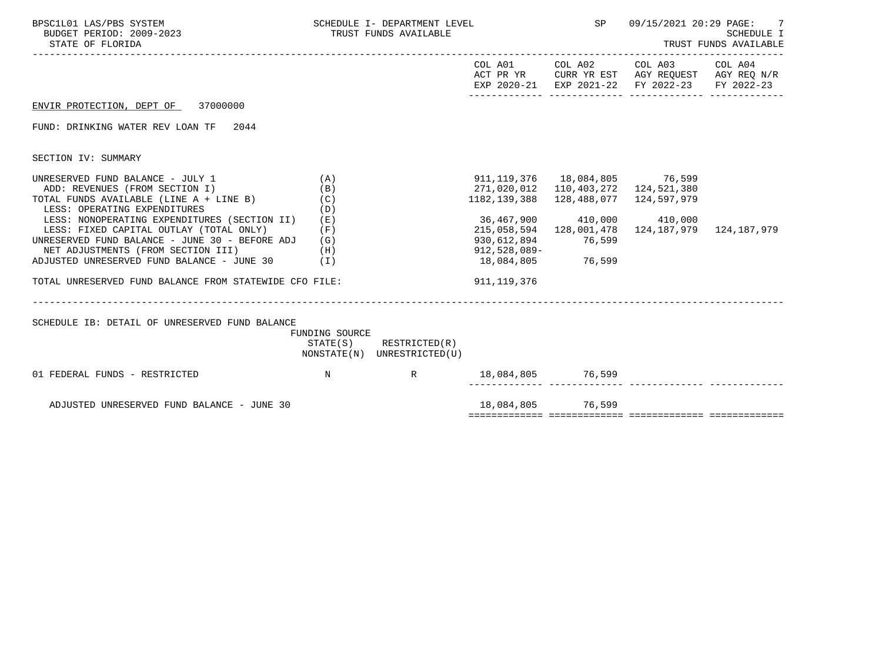BPSC1L01 LAS/PBS SYSTEM — SCHEDULE I- DEPARTMENT LEVEL — TRUST FUNDS AVAILABLE — SP 09/15/2021 20:29 — SCHEDULE I TRUST FUNDS AVAILABLE

BUDGET PERIOD: 2009-2023

STATE OF FLORIDA

ENVIR PROTECTION, DEPT OF 37000000

FUND: DRINKING WATER REV LOAN TF 2044

SECTION IV: SUMMARY

| | | COL A01 ACT PR YR EXP 2020-21 | COL A02 CURR YR EST EXP 2021-22 | COL A03 AGY REQUEST FY 2022-23 | COL A04 AGY REQ N/R FY 2022-23 |
|---|---|---|---|---|---|
| UNRESERVED FUND BALANCE - JULY 1 | (A) | 911,119,376 | 18,084,805 | 76,599 | |
| ADD: REVENUES (FROM SECTION I) | (B) | 271,020,012 | 110,403,272 | 124,521,380 | |
| TOTAL FUNDS AVAILABLE (LINE A + LINE B) | (C) | 1182,139,388 | 128,488,077 | 124,597,979 | |
| LESS: OPERATING EXPENDITURES | (D) | | | | |
| LESS: NONOPERATING EXPENDITURES (SECTION II) | (E) | 36,467,900 | 410,000 | 410,000 | |
| LESS: FIXED CAPITAL OUTLAY (TOTAL ONLY) | (F) | 215,058,594 | 128,001,478 | 124,187,979 | 124,187,979 |
| UNRESERVED FUND BALANCE - JUNE 30 - BEFORE ADJ | (G) | 930,612,894 | 76,599 | | |
| NET ADJUSTMENTS (FROM SECTION III) | (H) | 912,528,089- | | | |
| ADJUSTED UNRESERVED FUND BALANCE - JUNE 30 | (I) | 18,084,805 | 76,599 | | |
| TOTAL UNRESERVED FUND BALANCE FROM STATEWIDE CFO FILE: | | 911,119,376 | | | |

SCHEDULE IB: DETAIL OF UNRESERVED FUND BALANCE

| | FUNDING SOURCE STATE(S) NONSTATE(N) | RESTRICTED(R) UNRESTRICTED(U) | COL A01 | COL A02 | COL A03 | COL A04 |
|---|---|---|---|---|---|---|
| 01 FEDERAL FUNDS - RESTRICTED | N | R | 18,084,805 | 76,599 | | |
| ADJUSTED UNRESERVED FUND BALANCE - JUNE 30 | | | 18,084,805 | 76,599 | | |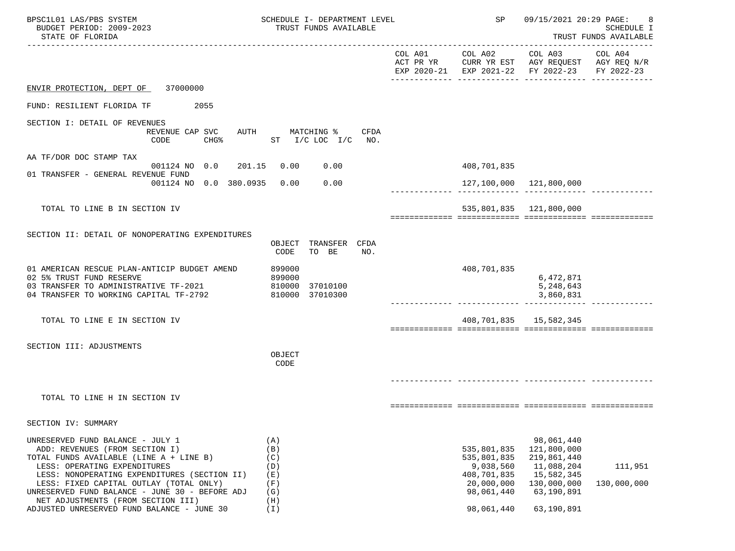SCHEDULE I- DEPARTMENT LEVEL
TRUST FUNDS AVAILABLE

SCHEDULE I
TRUST FUNDS AVAILABLE

| | COL A01 ACT PR YR EXP 2020-21 | COL A02 CURR YR EST EXP 2021-22 | COL A03 AGY REQUEST FY 2022-23 | COL A04 AGY REQ N/R FY 2022-23 |
|---|---|---|---|---|

ENVIR PROTECTION, DEPT OF 37000000

FUND: RESILIENT FLORIDA TF 2055

SECTION I: DETAIL OF REVENUES

| | REVENUE CODE | CAP SVC CHG% | AUTH | MATCHING % ST | I/C LOC | I/C | CFDA NO. | COL A01 | COL A02 | COL A03 | COL A04 |
|---|---|---|---|---|---|---|---|---|---|---|---|
| AA TF/DOR DOC STAMP TAX | 001124 | NO 0.0 | 201.15 | 0.00 | 0.00 | | | | 408,701,835 | | |
| 01 TRANSFER - GENERAL REVENUE FUND | 001124 | NO 0.0 | 380.0935 | 0.00 | 0.00 | | | | 127,100,000 | 121,800,000 | |
| TOTAL TO LINE B IN SECTION IV | | | | | | | | | 535,801,835 | 121,800,000 | |

SECTION II: DETAIL OF NONOPERATING EXPENDITURES

| | OBJECT CODE | TRANSFER TO BE | CFDA NO. | COL A01 | COL A02 | COL A03 | COL A04 |
|---|---|---|---|---|---|---|---|
| 01 AMERICAN RESCUE PLAN-ANTICIP BUDGET AMEND | 899000 | | | | 408,701,835 | | |
| 02 5% TRUST FUND RESERVE | 899000 | | | | | 6,472,871 | |
| 03 TRANSFER TO ADMINISTRATIVE TF-2021 | 810000 | 37010100 | | | | 5,248,643 | |
| 04 TRANSFER TO WORKING CAPITAL TF-2792 | 810000 | 37010300 | | | | 3,860,831 | |
| TOTAL TO LINE E IN SECTION IV | | | | | 408,701,835 | 15,582,345 | |

SECTION III: ADJUSTMENTS

| | OBJECT CODE | COL A01 | COL A02 | COL A03 | COL A04 |
|---|---|---|---|---|---|
| TOTAL TO LINE H IN SECTION IV | | | | | |

SECTION IV: SUMMARY

| | | COL A01 | COL A02 | COL A03 | COL A04 |
|---|---|---|---|---|---|
| UNRESERVED FUND BALANCE - JULY 1 | (A) | | | 98,061,440 | |
| ADD: REVENUES (FROM SECTION I) | (B) | | 535,801,835 | 121,800,000 | |
| TOTAL FUNDS AVAILABLE (LINE A + LINE B) | (C) | | 535,801,835 | 219,861,440 | |
| LESS: OPERATING EXPENDITURES | (D) | | 9,038,560 | 11,088,204 | 111,951 |
| LESS: NONOPERATING EXPENDITURES (SECTION II) | (E) | | 408,701,835 | 15,582,345 | |
| LESS: FIXED CAPITAL OUTLAY (TOTAL ONLY) | (F) | | 20,000,000 | 130,000,000 | 130,000,000 |
| UNRESERVED FUND BALANCE - JUNE 30 - BEFORE ADJ | (G) | | 98,061,440 | 63,190,891 | |
| NET ADJUSTMENTS (FROM SECTION III) | (H) | | | | |
| ADJUSTED UNRESERVED FUND BALANCE - JUNE 30 | (I) | | 98,061,440 | 63,190,891 | |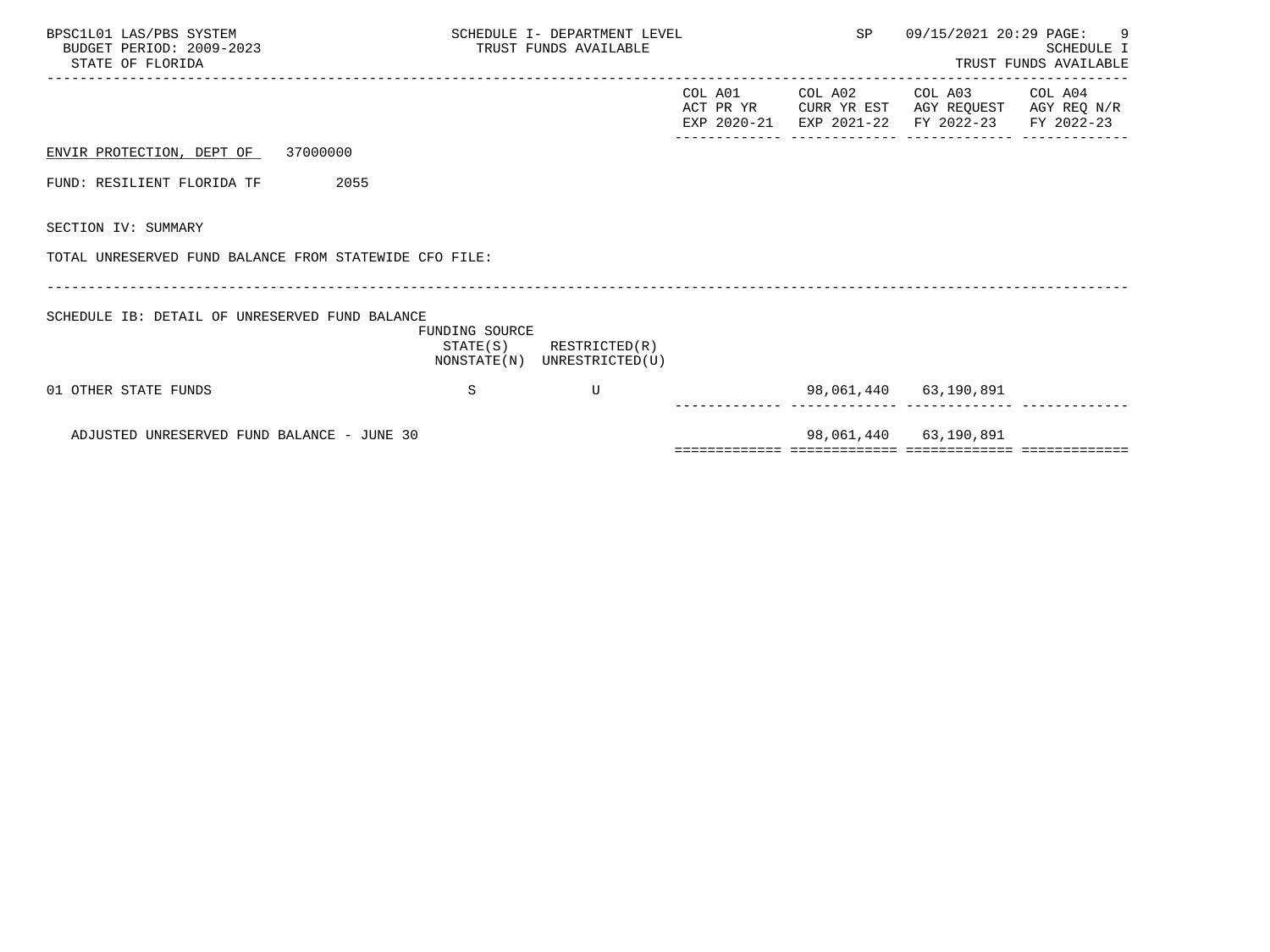ENVIR PROTECTION, DEPT OF 37000000

FUND: RESILIENT FLORIDA TF 2055

SECTION IV: SUMMARY

TOTAL UNRESERVED FUND BALANCE FROM STATEWIDE CFO FILE:

SCHEDULE IB: DETAIL OF UNRESERVED FUND BALANCE

| | FUNDING SOURCE STATE(S) NONSTATE(N) | RESTRICTED(R) UNRESTRICTED(U) | COL A01 ACT PR YR EXP 2020-21 | COL A02 CURR YR EST EXP 2021-22 | COL A03 AGY REQUEST FY 2022-23 | COL A04 AGY REQ N/R FY 2022-23 |
|---|---|---|---|---|---|---|
| 01 OTHER STATE FUNDS | S | U | | 98,061,440 | 63,190,891 | |
| ADJUSTED UNRESERVED FUND BALANCE - JUNE 30 | | | | 98,061,440 | 63,190,891 | |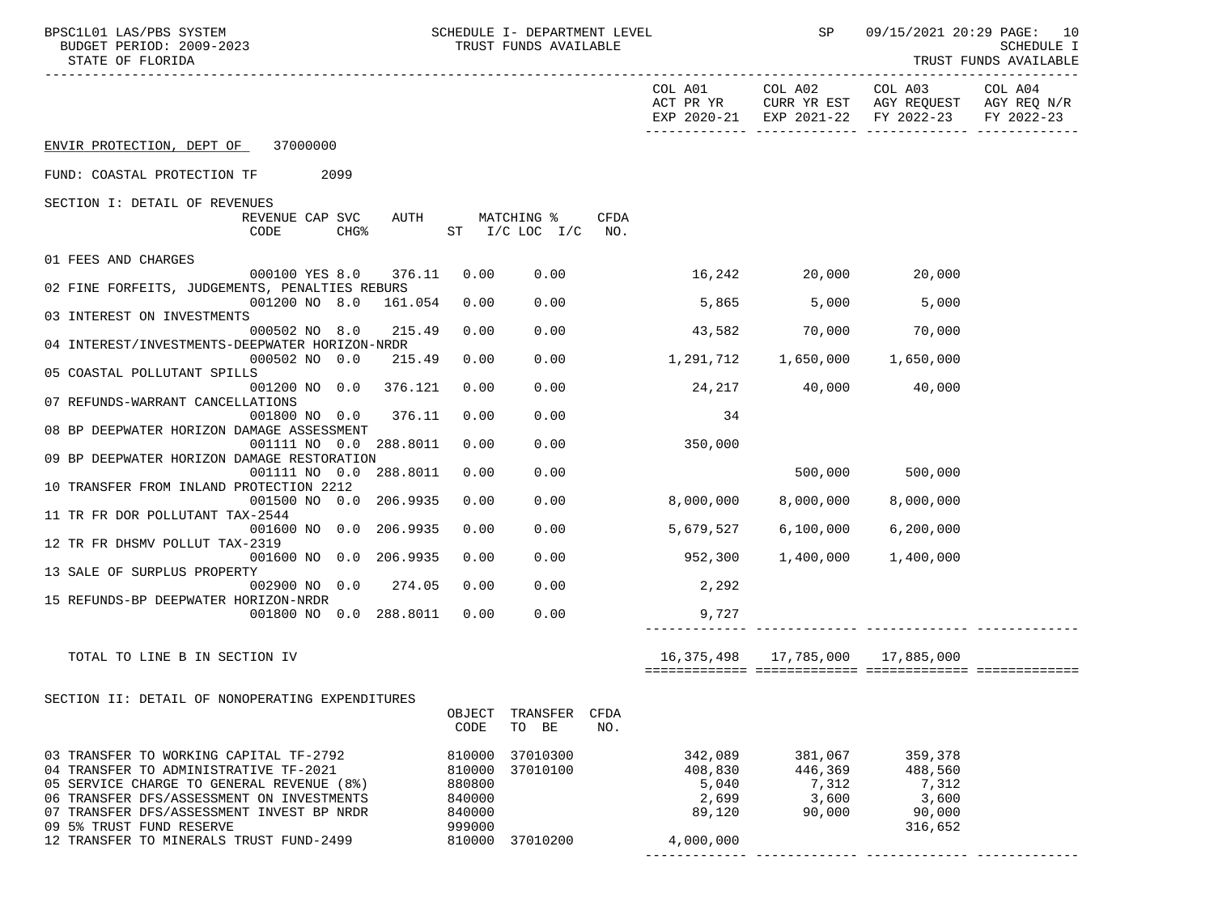BPSC1L01 LAS/PBS SYSTEM — SCHEDULE I- DEPARTMENT LEVEL — SP — 09/15/2021 20:29 PAGE: 10
BUDGET PERIOD: 2009-2023 — TRUST FUNDS AVAILABLE — SCHEDULE I
STATE OF FLORIDA — TRUST FUNDS AVAILABLE

ENVIR PROTECTION, DEPT OF 37000000

FUND: COASTAL PROTECTION TF 2099

## SECTION I: DETAIL OF REVENUES

| | REVENUE CODE | CAP | SVC CHG% | AUTH | ST | MATCHING % I/C LOC | I/C | CFDA NO. | COL A01 ACT PR YR EXP 2020-21 | COL A02 CURR YR EST EXP 2021-22 | COL A03 AGY REQUEST FY 2022-23 | COL A04 AGY REQ N/R FY 2022-23 |
|---|---|---|---|---|---|---|---|---|---|---|---|---|
| 01 FEES AND CHARGES | 000100 | YES | 8.0 | 376.11 | 0.00 | 0.00 | | | 16,242 | 20,000 | 20,000 | |
| 02 FINE FORFEITS, JUDGEMENTS, PENALTIES REBURS | 001200 | NO | 8.0 | 161.054 | 0.00 | 0.00 | | | 5,865 | 5,000 | 5,000 | |
| 03 INTEREST ON INVESTMENTS | 000502 | NO | 8.0 | 215.49 | 0.00 | 0.00 | | | 43,582 | 70,000 | 70,000 | |
| 04 INTEREST/INVESTMENTS-DEEPWATER HORIZON-NRDR | 000502 | NO | 0.0 | 215.49 | 0.00 | 0.00 | | | 1,291,712 | 1,650,000 | 1,650,000 | |
| 05 COASTAL POLLUTANT SPILLS | 001200 | NO | 0.0 | 376.121 | 0.00 | 0.00 | | | 24,217 | 40,000 | 40,000 | |
| 07 REFUNDS-WARRANT CANCELLATIONS | 001800 | NO | 0.0 | 376.11 | 0.00 | 0.00 | | | 34 | | | |
| 08 BP DEEPWATER HORIZON DAMAGE ASSESSMENT | 001111 | NO | 0.0 | 288.8011 | 0.00 | 0.00 | | | 350,000 | | | |
| 09 BP DEEPWATER HORIZON DAMAGE RESTORATION | 001111 | NO | 0.0 | 288.8011 | 0.00 | 0.00 | | | | 500,000 | 500,000 | |
| 10 TRANSFER FROM INLAND PROTECTION 2212 | 001500 | NO | 0.0 | 206.9935 | 0.00 | 0.00 | | | 8,000,000 | 8,000,000 | 8,000,000 | |
| 11 TR FR DOR POLLUTANT TAX-2544 | 001600 | NO | 0.0 | 206.9935 | 0.00 | 0.00 | | | 5,679,527 | 6,100,000 | 6,200,000 | |
| 12 TR FR DHSMV POLLUT TAX-2319 | 001600 | NO | 0.0 | 206.9935 | 0.00 | 0.00 | | | 952,300 | 1,400,000 | 1,400,000 | |
| 13 SALE OF SURPLUS PROPERTY | 002900 | NO | 0.0 | 274.05 | 0.00 | 0.00 | | | 2,292 | | | |
| 15 REFUNDS-BP DEEPWATER HORIZON-NRDR | 001800 | NO | 0.0 | 288.8011 | 0.00 | 0.00 | | | 9,727 | | | |
| TOTAL TO LINE B IN SECTION IV | | | | | | | | | 16,375,498 | 17,785,000 | 17,885,000 | |

## SECTION II: DETAIL OF NONOPERATING EXPENDITURES

| | OBJECT CODE | TRANSFER TO BE | CFDA NO. | COL A01 ACT PR YR EXP 2020-21 | COL A02 CURR YR EST EXP 2021-22 | COL A03 AGY REQUEST FY 2022-23 | COL A04 AGY REQ N/R FY 2022-23 |
|---|---|---|---|---|---|---|---|
| 03 TRANSFER TO WORKING CAPITAL TF-2792 | 810000 | 37010300 | | 342,089 | 381,067 | 359,378 | |
| 04 TRANSFER TO ADMINISTRATIVE TF-2021 | 810000 | 37010100 | | 408,830 | 446,369 | 488,560 | |
| 05 SERVICE CHARGE TO GENERAL REVENUE (8%) | 880800 | | | 5,040 | 7,312 | 7,312 | |
| 06 TRANSFER DFS/ASSESSMENT ON INVESTMENTS | 840000 | | | 2,699 | 3,600 | 3,600 | |
| 07 TRANSFER DFS/ASSESSMENT INVEST BP NRDR | 840000 | | | 89,120 | 90,000 | 90,000 | |
| 09 5% TRUST FUND RESERVE | 999000 | | | | | 316,652 | |
| 12 TRANSFER TO MINERALS TRUST FUND-2499 | 810000 | 37010200 | | 4,000,000 | | | |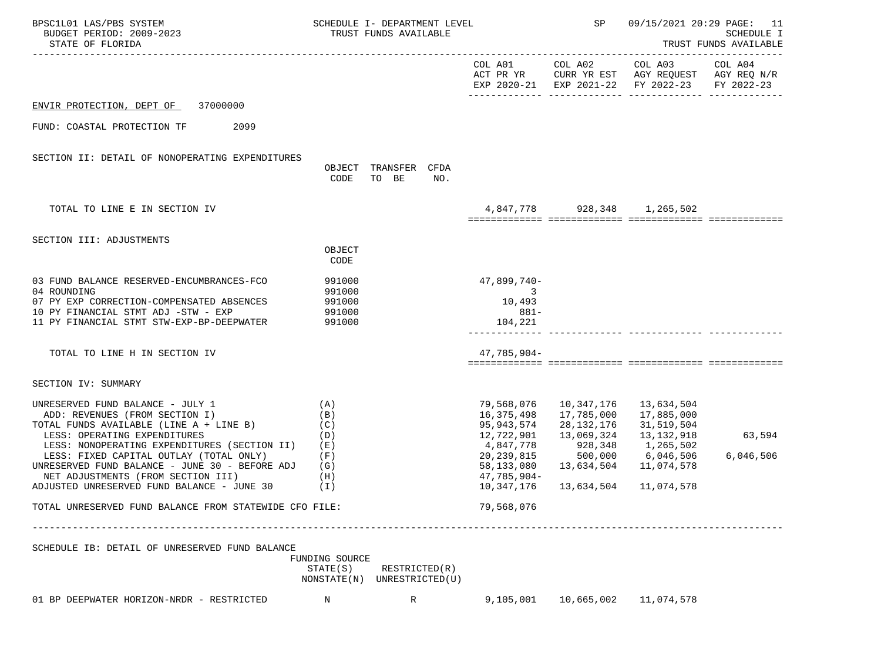BPSC1L01 LAS/PBS SYSTEM — BUDGET PERIOD: 2009-2023 — STATE OF FLORIDA

SCHEDULE I- DEPARTMENT LEVEL — TRUST FUNDS AVAILABLE

SP 09/15/2021 20:29 — SCHEDULE I — TRUST FUNDS AVAILABLE

ENVIR PROTECTION, DEPT OF 37000000

FUND: COASTAL PROTECTION TF 2099

## SECTION II: DETAIL OF NONOPERATING EXPENDITURES

| | OBJECT CODE | TRANSFER TO BE | CFDA NO. | COL A01 ACT PR YR EXP 2020-21 | COL A02 CURR YR EST EXP 2021-22 | COL A03 AGY REQUEST FY 2022-23 | COL A04 AGY REQ N/R FY 2022-23 |
|---|---|---|---|---|---|---|---|
| TOTAL TO LINE E IN SECTION IV | | | | 4,847,778 | 928,348 | 1,265,502 | |

## SECTION III: ADJUSTMENTS

| | OBJECT CODE | COL A01 ACT PR YR EXP 2020-21 | COL A02 CURR YR EST EXP 2021-22 | COL A03 AGY REQUEST FY 2022-23 | COL A04 AGY REQ N/R FY 2022-23 |
|---|---|---|---|---|---|
| 03 FUND BALANCE RESERVED-ENCUMBRANCES-FCO | 991000 | 47,899,740- | | | |
| 04 ROUNDING | 991000 | 3 | | | |
| 07 PY EXP CORRECTION-COMPENSATED ABSENCES | 991000 | 10,493 | | | |
| 10 PY FINANCIAL STMT ADJ -STW - EXP | 991000 | 881- | | | |
| 11 PY FINANCIAL STMT STW-EXP-BP-DEEPWATER | 991000 | 104,221 | | | |
| TOTAL TO LINE H IN SECTION IV | | 47,785,904- | | | |

## SECTION IV: SUMMARY

| | | COL A01 ACT PR YR EXP 2020-21 | COL A02 CURR YR EST EXP 2021-22 | COL A03 AGY REQUEST FY 2022-23 | COL A04 AGY REQ N/R FY 2022-23 |
|---|---|---|---|---|---|
| UNRESERVED FUND BALANCE - JULY 1 | (A) | 79,568,076 | 10,347,176 | 13,634,504 | |
| ADD: REVENUES (FROM SECTION I) | (B) | 16,375,498 | 17,785,000 | 17,885,000 | |
| TOTAL FUNDS AVAILABLE (LINE A + LINE B) | (C) | 95,943,574 | 28,132,176 | 31,519,504 | |
| LESS: OPERATING EXPENDITURES | (D) | 12,722,901 | 13,069,324 | 13,132,918 | 63,594 |
| LESS: NONOPERATING EXPENDITURES (SECTION II) | (E) | 4,847,778 | 928,348 | 1,265,502 | |
| LESS: FIXED CAPITAL OUTLAY (TOTAL ONLY) | (F) | 20,239,815 | 500,000 | 6,046,506 | 6,046,506 |
| UNRESERVED FUND BALANCE - JUNE 30 - BEFORE ADJ | (G) | 58,133,080 | 13,634,504 | 11,074,578 | |
| NET ADJUSTMENTS (FROM SECTION III) | (H) | 47,785,904- | | | |
| ADJUSTED UNRESERVED FUND BALANCE - JUNE 30 | (I) | 10,347,176 | 13,634,504 | 11,074,578 | |
| TOTAL UNRESERVED FUND BALANCE FROM STATEWIDE CFO FILE: | | 79,568,076 | | | |

## SCHEDULE IB: DETAIL OF UNRESERVED FUND BALANCE

| | FUNDING SOURCE STATE(S) NONSTATE(N) | RESTRICTED(R) UNRESTRICTED(U) | COL A01 | COL A02 | COL A03 | COL A04 |
|---|---|---|---|---|---|---|
| 01 BP DEEPWATER HORIZON-NRDR - RESTRICTED | N | R | 9,105,001 | 10,665,002 | 11,074,578 | |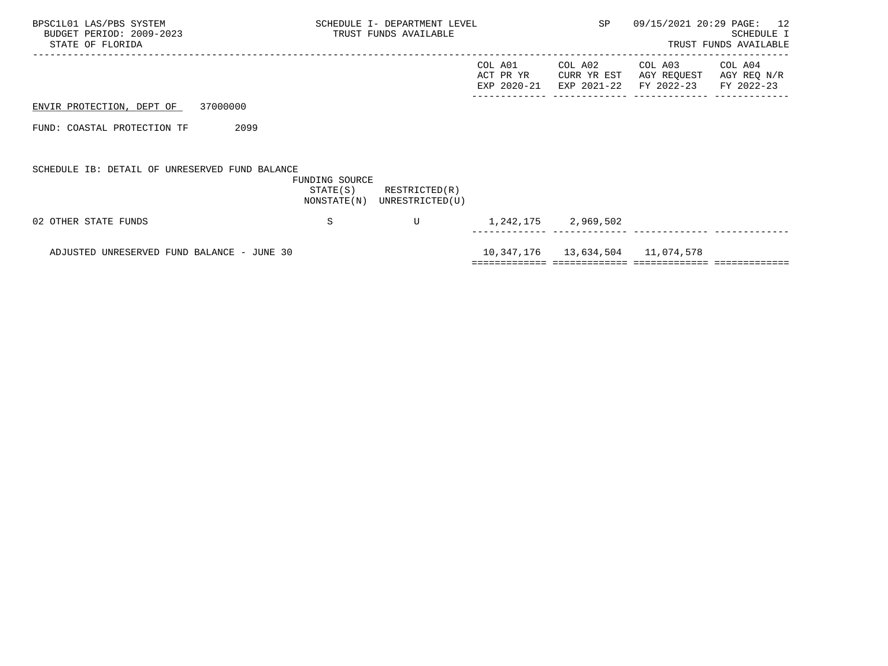BPSC1L01 LAS/PBS SYSTEM
BUDGET PERIOD: 2009-2023
STATE OF FLORIDA

SCHEDULE I- DEPARTMENT LEVEL
TRUST FUNDS AVAILABLE

SP 09/15/2021 20:29 PAGE: 12
SCHEDULE I
TRUST FUNDS AVAILABLE

ENVIR PROTECTION, DEPT OF 37000000

FUND: COASTAL PROTECTION TF 2099

SCHEDULE IB: DETAIL OF UNRESERVED FUND BALANCE

| | FUNDING SOURCE STATE(S) NONSTATE(N) | RESTRICTED(R) UNRESTRICTED(U) | COL A01 ACT PR YR EXP 2020-21 | COL A02 CURR YR EST EXP 2021-22 | COL A03 AGY REQUEST FY 2022-23 | COL A04 AGY REQ N/R FY 2022-23 |
|---|---|---|---|---|---|---|
| 02 OTHER STATE FUNDS | S | U | 1,242,175 | 2,969,502 | | |
| ADJUSTED UNRESERVED FUND BALANCE - JUNE 30 | | | 10,347,176 | 13,634,504 | 11,074,578 | |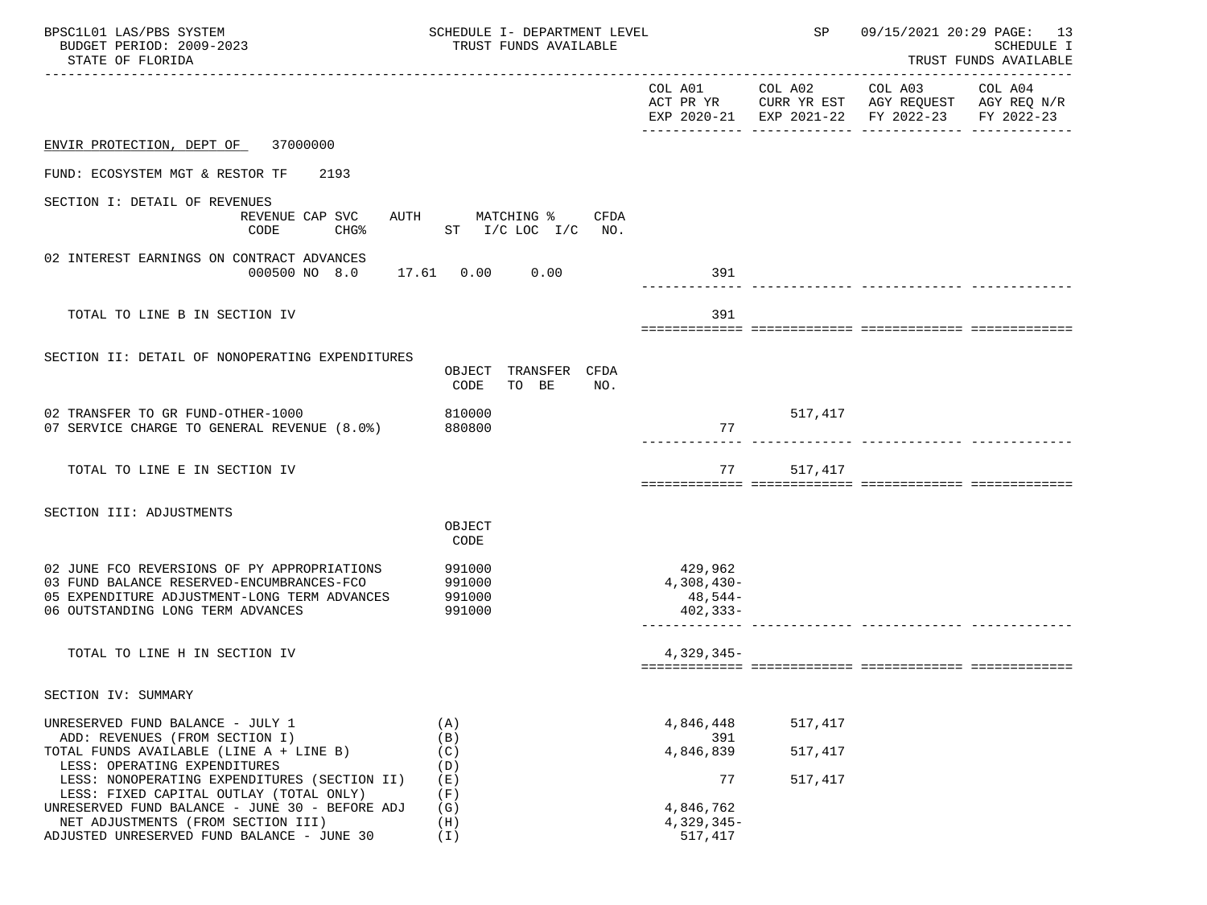ENVIR PROTECTION, DEPT OF 37000000

FUND: ECOSYSTEM MGT & RESTOR TF 2193

| | COL A01 ACT PR YR EXP 2020-21 | COL A02 CURR YR EST EXP 2021-22 | COL A03 AGY REQUEST FY 2022-23 | COL A04 AGY REQ N/R FY 2022-23 |
|---|---|---|---|---|
| **SECTION I: DETAIL OF REVENUES** (REVENUE CODE / CAP SVC CHG% / AUTH ST / MATCHING % I/C LOC I/C / CFDA NO.) | | | | |
| 02 INTEREST EARNINGS ON CONTRACT ADVANCES 000500 NO 8.0 17.61 0.00 0.00 | 391 | | | |
| TOTAL TO LINE B IN SECTION IV | 391 | | | |
| **SECTION II: DETAIL OF NONOPERATING EXPENDITURES** (OBJECT CODE / TRANSFER TO BE / CFDA NO.) | | | | |
| 02 TRANSFER TO GR FUND-OTHER-1000 810000 | | 517,417 | | |
| 07 SERVICE CHARGE TO GENERAL REVENUE (8.0%) 880800 | 77 | | | |
| TOTAL TO LINE E IN SECTION IV | 77 | 517,417 | | |
| **SECTION III: ADJUSTMENTS** (OBJECT CODE) | | | | |
| 02 JUNE FCO REVERSIONS OF PY APPROPRIATIONS 991000 | 429,962 | | | |
| 03 FUND BALANCE RESERVED-ENCUMBRANCES-FCO 991000 | 4,308,430- | | | |
| 05 EXPENDITURE ADJUSTMENT-LONG TERM ADVANCES 991000 | 48,544- | | | |
| 06 OUTSTANDING LONG TERM ADVANCES 991000 | 402,333- | | | |
| TOTAL TO LINE H IN SECTION IV | 4,329,345- | | | |
| **SECTION IV: SUMMARY** | | | | |
| UNRESERVED FUND BALANCE - JULY 1 (A) | 4,846,448 | 517,417 | | |
| ADD: REVENUES (FROM SECTION I) (B) | 391 | | | |
| TOTAL FUNDS AVAILABLE (LINE A + LINE B) (C) | 4,846,839 | 517,417 | | |
| LESS: OPERATING EXPENDITURES (D) | | | | |
| LESS: NONOPERATING EXPENDITURES (SECTION II) (E) | 77 | 517,417 | | |
| LESS: FIXED CAPITAL OUTLAY (TOTAL ONLY) (F) | | | | |
| UNRESERVED FUND BALANCE - JUNE 30 - BEFORE ADJ (G) | 4,846,762 | | | |
| NET ADJUSTMENTS (FROM SECTION III) (H) | 4,329,345- | | | |
| ADJUSTED UNRESERVED FUND BALANCE - JUNE 30 (I) | 517,417 | | | |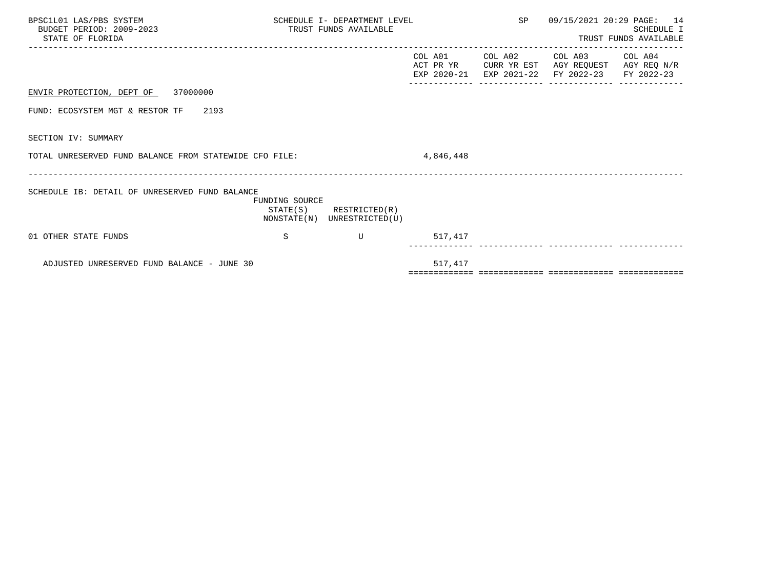| | | | COL A01 ACT PR YR EXP 2020-21 | COL A02 CURR YR EST EXP 2021-22 | COL A03 AGY REQUEST FY 2022-23 | COL A04 AGY REQ N/R FY 2022-23 |
|---|---|---|---|---|---|---|

ENVIR PROTECTION, DEPT OF 37000000

FUND: ECOSYSTEM MGT & RESTOR TF 2193

SECTION IV: SUMMARY

| | | | COL A01 | COL A02 | COL A03 | COL A04 |
|---|---|---|---|---|---|---|
| TOTAL UNRESERVED FUND BALANCE FROM STATEWIDE CFO FILE: | | | 4,846,448 | | | |

SCHEDULE IB: DETAIL OF UNRESERVED FUND BALANCE

| | FUNDING SOURCE STATE(S) NONSTATE(N) | RESTRICTED(R) UNRESTRICTED(U) | COL A01 | COL A02 | COL A03 | COL A04 |
|---|---|---|---|---|---|---|
| 01 OTHER STATE FUNDS | S | U | 517,417 | | | |
| ADJUSTED UNRESERVED FUND BALANCE - JUNE 30 | | | 517,417 | | | |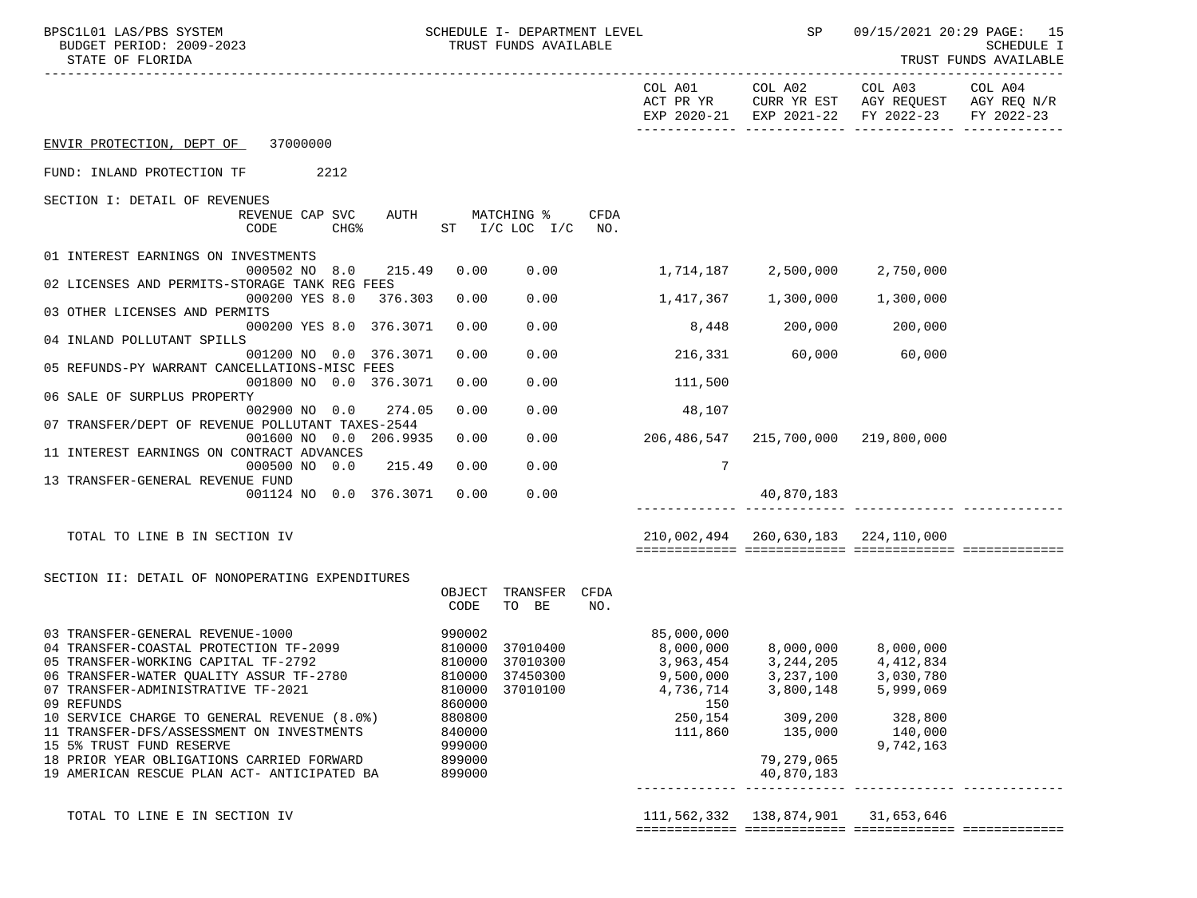BPSC1L01 LAS/PBS SYSTEM — SCHEDULE I- DEPARTMENT LEVEL — TRUST FUNDS AVAILABLE — SP 09/15/2021 20:29

BUDGET PERIOD: 2009-2023

STATE OF FLORIDA

SCHEDULE I — TRUST FUNDS AVAILABLE

**ENVIR PROTECTION, DEPT OF 37000000**

**FUND: INLAND PROTECTION TF 2212**

## SECTION I: DETAIL OF REVENUES

| Description | REVENUE CODE | CAP | SVC CHG% | AUTH | MATCHING % ST | I/C LOC I/C | CFDA NO. | COL A01 ACT PR YR EXP 2020-21 | COL A02 CURR YR EST EXP 2021-22 | COL A03 AGY REQUEST FY 2022-23 | COL A04 AGY REQ N/R FY 2022-23 |
|---|---|---|---|---|---|---|---|---|---|---|---|
| 01 INTEREST EARNINGS ON INVESTMENTS | 000502 | NO | 8.0 | 215.49 | 0.00 | 0.00 | | 1,714,187 | 2,500,000 | 2,750,000 | |
| 02 LICENSES AND PERMITS-STORAGE TANK REG FEES | 000200 | YES | 8.0 | 376.303 | 0.00 | 0.00 | | 1,417,367 | 1,300,000 | 1,300,000 | |
| 03 OTHER LICENSES AND PERMITS | 000200 | YES | 8.0 | 376.3071 | 0.00 | 0.00 | | 8,448 | 200,000 | 200,000 | |
| 04 INLAND POLLUTANT SPILLS | 001200 | NO | 0.0 | 376.3071 | 0.00 | 0.00 | | 216,331 | 60,000 | 60,000 | |
| 05 REFUNDS-PY WARRANT CANCELLATIONS-MISC FEES | 001800 | NO | 0.0 | 376.3071 | 0.00 | 0.00 | | 111,500 | | | |
| 06 SALE OF SURPLUS PROPERTY | 002900 | NO | 0.0 | 274.05 | 0.00 | 0.00 | | 48,107 | | | |
| 07 TRANSFER/DEPT OF REVENUE POLLUTANT TAXES-2544 | 001600 | NO | 0.0 | 206.9935 | 0.00 | 0.00 | | 206,486,547 | 215,700,000 | 219,800,000 | |
| 11 INTEREST EARNINGS ON CONTRACT ADVANCES | 000500 | NO | 0.0 | 215.49 | 0.00 | 0.00 | | 7 | | | |
| 13 TRANSFER-GENERAL REVENUE FUND | 001124 | NO | 0.0 | 376.3071 | 0.00 | 0.00 | | | 40,870,183 | | |
| TOTAL TO LINE B IN SECTION IV | | | | | | | | 210,002,494 | 260,630,183 | 224,110,000 | |

## SECTION II: DETAIL OF NONOPERATING EXPENDITURES

| Description | OBJECT CODE | TRANSFER TO BE | CFDA NO. | COL A01 ACT PR YR EXP 2020-21 | COL A02 CURR YR EST EXP 2021-22 | COL A03 AGY REQUEST FY 2022-23 | COL A04 AGY REQ N/R FY 2022-23 |
|---|---|---|---|---|---|---|---|
| 03 TRANSFER-GENERAL REVENUE-1000 | 990002 | | | 85,000,000 | | | |
| 04 TRANSFER-COASTAL PROTECTION TF-2099 | 810000 | 37010400 | | 8,000,000 | 8,000,000 | 8,000,000 | |
| 05 TRANSFER-WORKING CAPITAL TF-2792 | 810000 | 37010300 | | 3,963,454 | 3,244,205 | 4,412,834 | |
| 06 TRANSFER-WATER QUALITY ASSUR TF-2780 | 810000 | 37450300 | | 9,500,000 | 3,237,100 | 3,030,780 | |
| 07 TRANSFER-ADMINISTRATIVE TF-2021 | 810000 | 37010100 | | 4,736,714 | 3,800,148 | 5,999,069 | |
| 09 REFUNDS | 860000 | | | 150 | | | |
| 10 SERVICE CHARGE TO GENERAL REVENUE (8.0%) | 880800 | | | 250,154 | 309,200 | 328,800 | |
| 11 TRANSFER-DFS/ASSESSMENT ON INVESTMENTS | 840000 | | | 111,860 | 135,000 | 140,000 | |
| 15 5% TRUST FUND RESERVE | 999000 | | | | | 9,742,163 | |
| 18 PRIOR YEAR OBLIGATIONS CARRIED FORWARD | 899000 | | | | 79,279,065 | | |
| 19 AMERICAN RESCUE PLAN ACT- ANTICIPATED BA | 899000 | | | | 40,870,183 | | |
| TOTAL TO LINE E IN SECTION IV | | | | 111,562,332 | 138,874,901 | 31,653,646 | |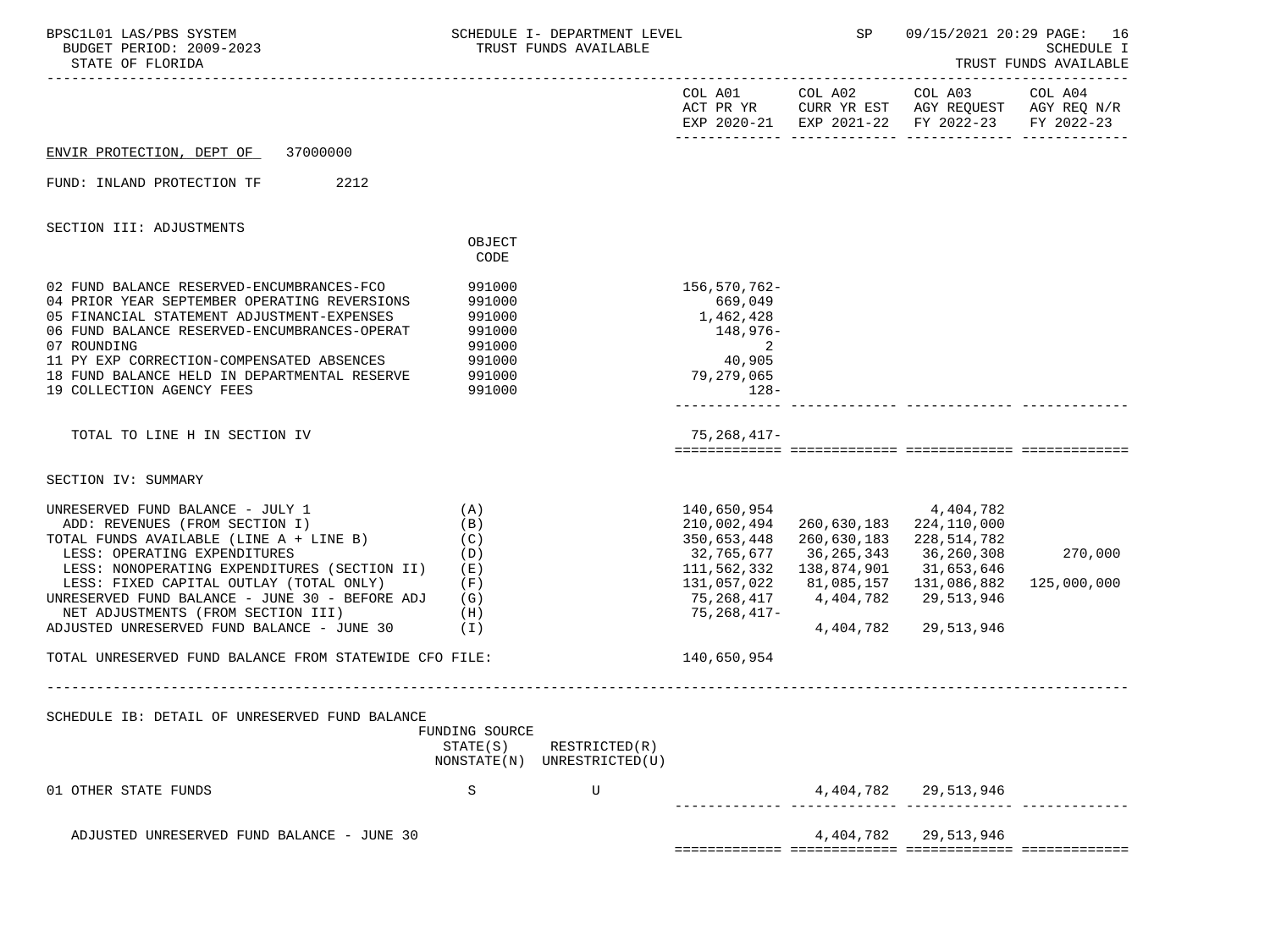BPSC1L01 LAS/PBS SYSTEM — SCHEDULE I- DEPARTMENT LEVEL — TRUST FUNDS AVAILABLE — SP 09/15/2021 20:29

BUDGET PERIOD: 2009-2023

STATE OF FLORIDA

SCHEDULE I — TRUST FUNDS AVAILABLE

ENVIR PROTECTION, DEPT OF 37000000

FUND: INLAND PROTECTION TF 2212

## SECTION III: ADJUSTMENTS

| | OBJECT CODE | COL A01 ACT PR YR EXP 2020-21 | COL A02 CURR YR EST EXP 2021-22 | COL A03 AGY REQUEST FY 2022-23 | COL A04 AGY REQ N/R FY 2022-23 |
|---|---|---|---|---|---|
| 02 FUND BALANCE RESERVED-ENCUMBRANCES-FCO | 991000 | 156,570,762- | | | |
| 04 PRIOR YEAR SEPTEMBER OPERATING REVERSIONS | 991000 | 669,049 | | | |
| 05 FINANCIAL STATEMENT ADJUSTMENT-EXPENSES | 991000 | 1,462,428 | | | |
| 06 FUND BALANCE RESERVED-ENCUMBRANCES-OPERAT | 991000 | 148,976- | | | |
| 07 ROUNDING | 991000 | 2 | | | |
| 11 PY EXP CORRECTION-COMPENSATED ABSENCES | 991000 | 40,905 | | | |
| 18 FUND BALANCE HELD IN DEPARTMENTAL RESERVE | 991000 | 79,279,065 | | | |
| 19 COLLECTION AGENCY FEES | 991000 | 128- | | | |
| TOTAL TO LINE H IN SECTION IV | | 75,268,417- | | | |

## SECTION IV: SUMMARY

| | | COL A01 ACT PR YR EXP 2020-21 | COL A02 CURR YR EST EXP 2021-22 | COL A03 AGY REQUEST FY 2022-23 | COL A04 AGY REQ N/R FY 2022-23 |
|---|---|---|---|---|---|
| UNRESERVED FUND BALANCE - JULY 1 | (A) | 140,650,954 | | 4,404,782 | |
| ADD: REVENUES (FROM SECTION I) | (B) | 210,002,494 | 260,630,183 | 224,110,000 | |
| TOTAL FUNDS AVAILABLE (LINE A + LINE B) | (C) | 350,653,448 | 260,630,183 | 228,514,782 | |
| LESS: OPERATING EXPENDITURES | (D) | 32,765,677 | 36,265,343 | 36,260,308 | 270,000 |
| LESS: NONOPERATING EXPENDITURES (SECTION II) | (E) | 111,562,332 | 138,874,901 | 31,653,646 | |
| LESS: FIXED CAPITAL OUTLAY (TOTAL ONLY) | (F) | 131,057,022 | 81,085,157 | 131,086,882 | 125,000,000 |
| UNRESERVED FUND BALANCE - JUNE 30 - BEFORE ADJ | (G) | 75,268,417 | 4,404,782 | 29,513,946 | |
| NET ADJUSTMENTS (FROM SECTION III) | (H) | 75,268,417- | | | |
| ADJUSTED UNRESERVED FUND BALANCE - JUNE 30 | (I) | | 4,404,782 | 29,513,946 | |
| TOTAL UNRESERVED FUND BALANCE FROM STATEWIDE CFO FILE: | | 140,650,954 | | | |

## SCHEDULE IB: DETAIL OF UNRESERVED FUND BALANCE

| | FUNDING SOURCE STATE(S) NONSTATE(N) | RESTRICTED(R) UNRESTRICTED(U) | COL A01 | COL A02 | COL A03 | COL A04 |
|---|---|---|---|---|---|---|
| 01 OTHER STATE FUNDS | S | U | | 4,404,782 | 29,513,946 | |
| ADJUSTED UNRESERVED FUND BALANCE - JUNE 30 | | | | 4,404,782 | 29,513,946 | |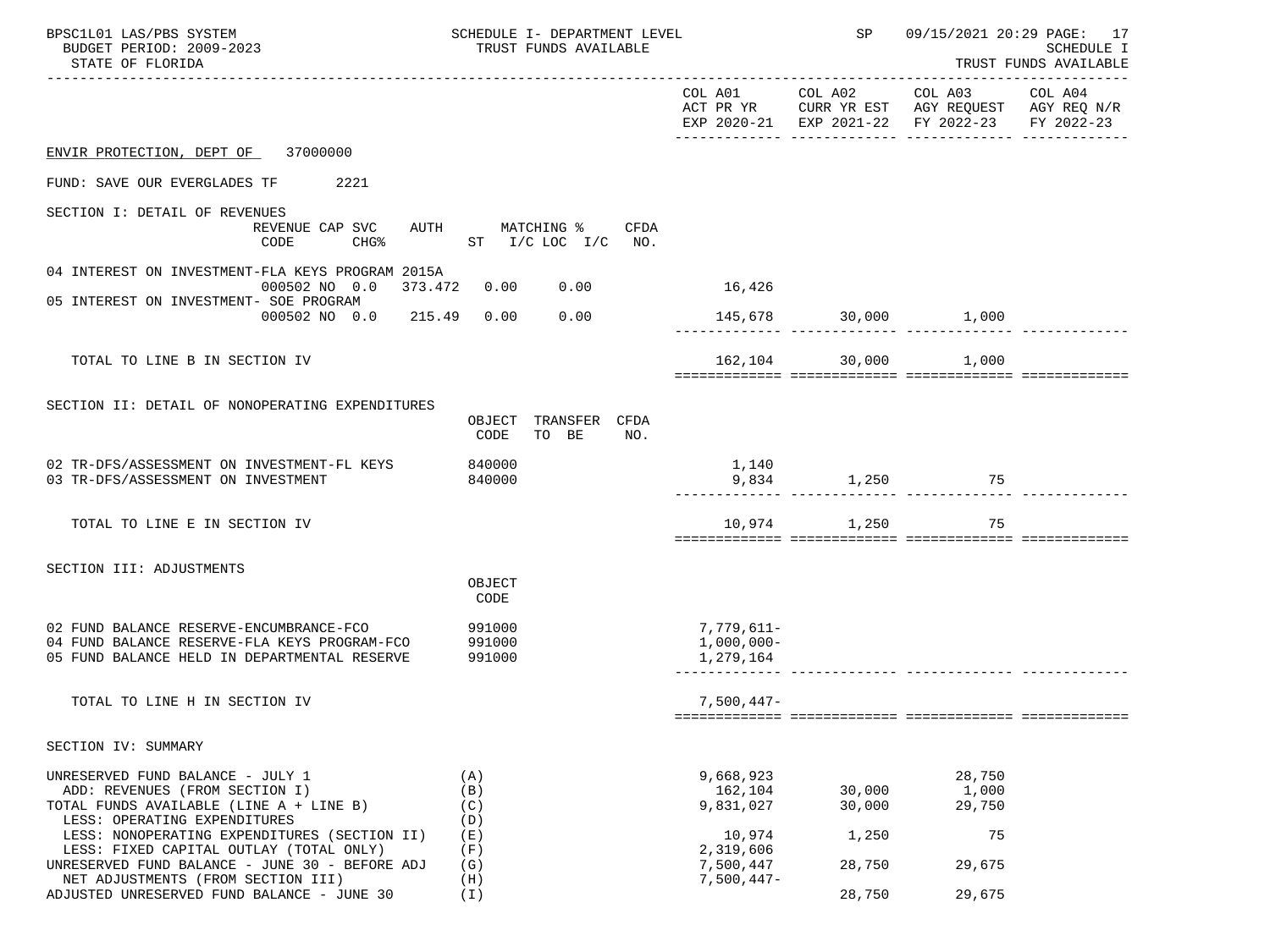BPSC1L01 LAS/PBS SYSTEM — SCHEDULE I- DEPARTMENT LEVEL — TRUST FUNDS AVAILABLE — SP 09/15/2021 20:29

BUDGET PERIOD: 2009-2023 — SCHEDULE I

STATE OF FLORIDA — TRUST FUNDS AVAILABLE

| | COL A01 ACT PR YR EXP 2020-21 | COL A02 CURR YR EST EXP 2021-22 | COL A03 AGY REQUEST FY 2022-23 | COL A04 AGY REQ N/R FY 2022-23 |
|---|---|---|---|---|

## ENVIR PROTECTION, DEPT OF 37000000

FUND: SAVE OUR EVERGLADES TF 2221

### SECTION I: DETAIL OF REVENUES

| REVENUE | CODE | CAP SVC CHG% | AUTH | MATCHING % ST | I/C LOC | I/C | CFDA NO. | COL A01 | COL A02 | COL A03 | COL A04 |
|---|---|---|---|---|---|---|---|---|---|---|---|
| 04 INTEREST ON INVESTMENT-FLA KEYS PROGRAM 2015A | 000502 | NO 0.0 | 373.472 | 0.00 | 0.00 | | | 16,426 | | | |
| 05 INTEREST ON INVESTMENT- SOE PROGRAM | 000502 | NO 0.0 | 215.49 | 0.00 | 0.00 | | | 145,678 | 30,000 | 1,000 | |
| TOTAL TO LINE B IN SECTION IV | | | | | | | | 162,104 | 30,000 | 1,000 | |

### SECTION II: DETAIL OF NONOPERATING EXPENDITURES

| | OBJECT CODE | TRANSFER TO BE | CFDA NO. | COL A01 | COL A02 | COL A03 | COL A04 |
|---|---|---|---|---|---|---|---|
| 02 TR-DFS/ASSESSMENT ON INVESTMENT-FL KEYS | 840000 | | | 1,140 | | | |
| 03 TR-DFS/ASSESSMENT ON INVESTMENT | 840000 | | | 9,834 | 1,250 | 75 | |
| TOTAL TO LINE E IN SECTION IV | | | | 10,974 | 1,250 | 75 | |

### SECTION III: ADJUSTMENTS

| | OBJECT CODE | COL A01 | COL A02 | COL A03 | COL A04 |
|---|---|---|---|---|---|
| 02 FUND BALANCE RESERVE-ENCUMBRANCE-FCO | 991000 | 7,779,611- | | | |
| 04 FUND BALANCE RESERVE-FLA KEYS PROGRAM-FCO | 991000 | 1,000,000- | | | |
| 05 FUND BALANCE HELD IN DEPARTMENTAL RESERVE | 991000 | 1,279,164 | | | |
| TOTAL TO LINE H IN SECTION IV | | 7,500,447- | | | |

### SECTION IV: SUMMARY

| | | COL A01 | COL A02 | COL A03 | COL A04 |
|---|---|---|---|---|---|
| UNRESERVED FUND BALANCE - JULY 1 | (A) | 9,668,923 | | 28,750 | |
| ADD: REVENUES (FROM SECTION I) | (B) | 162,104 | 30,000 | 1,000 | |
| TOTAL FUNDS AVAILABLE (LINE A + LINE B) | (C) | 9,831,027 | 30,000 | 29,750 | |
| LESS: OPERATING EXPENDITURES | (D) | | | | |
| LESS: NONOPERATING EXPENDITURES (SECTION II) | (E) | 10,974 | 1,250 | 75 | |
| LESS: FIXED CAPITAL OUTLAY (TOTAL ONLY) | (F) | 2,319,606 | | | |
| UNRESERVED FUND BALANCE - JUNE 30 - BEFORE ADJ | (G) | 7,500,447 | 28,750 | 29,675 | |
| NET ADJUSTMENTS (FROM SECTION III) | (H) | 7,500,447- | | | |
| ADJUSTED UNRESERVED FUND BALANCE - JUNE 30 | (I) | | 28,750 | 29,675 | |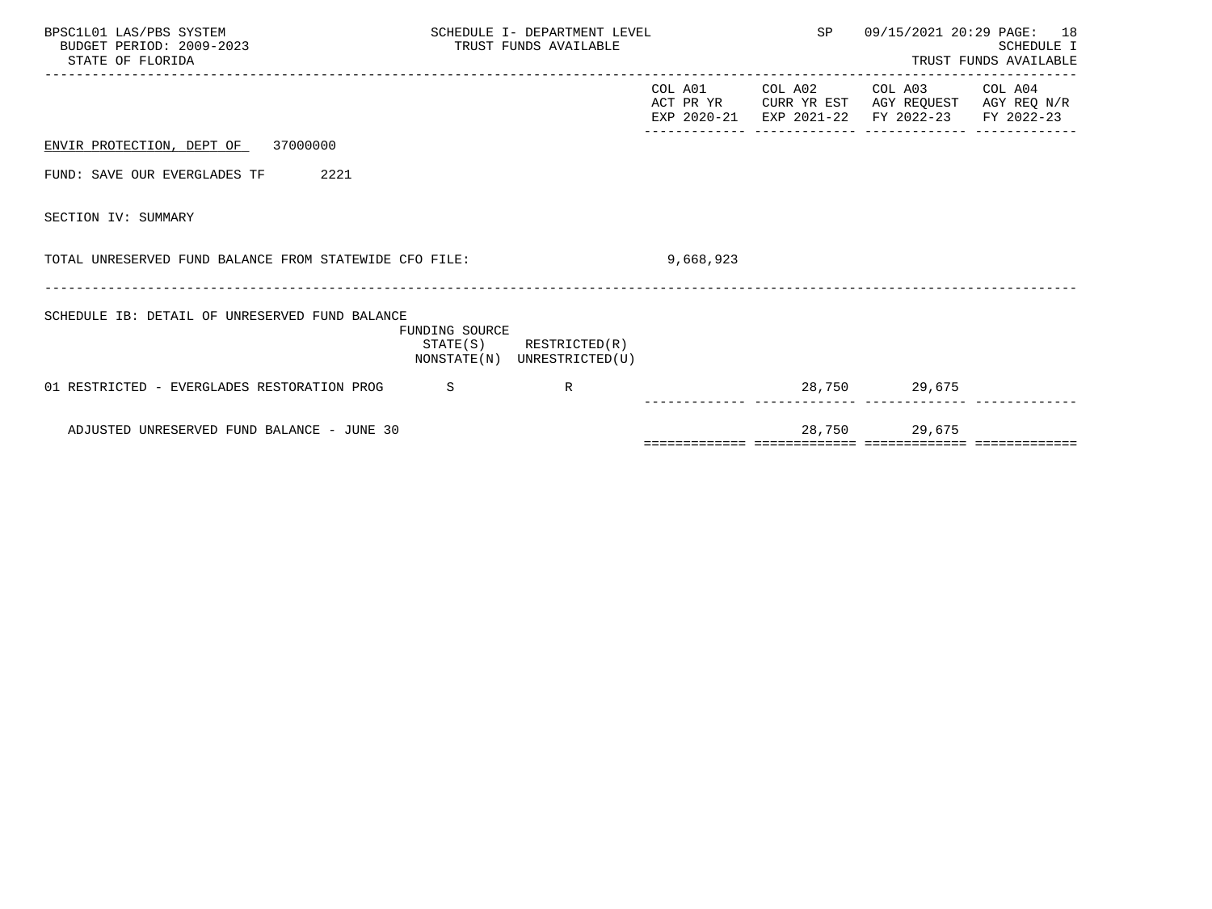ENVIR PROTECTION, DEPT OF 37000000

FUND: SAVE OUR EVERGLADES TF 2221

SECTION IV: SUMMARY

| | COL A01 ACT PR YR EXP 2020-21 | COL A02 CURR YR EST EXP 2021-22 | COL A03 AGY REQUEST FY 2022-23 | COL A04 AGY REQ N/R FY 2022-23 |
|---|---|---|---|---|
| TOTAL UNRESERVED FUND BALANCE FROM STATEWIDE CFO FILE: | 9,668,923 | | | |

SCHEDULE IB: DETAIL OF UNRESERVED FUND BALANCE

| | FUNDING SOURCE STATE(S) NONSTATE(N) | RESTRICTED(R) UNRESTRICTED(U) | COL A01 | COL A02 | COL A03 | COL A04 |
|---|---|---|---|---|---|---|
| 01 RESTRICTED - EVERGLADES RESTORATION PROG | S | R | | 28,750 | 29,675 | |
| ADJUSTED UNRESERVED FUND BALANCE - JUNE 30 | | | | 28,750 | 29,675 | |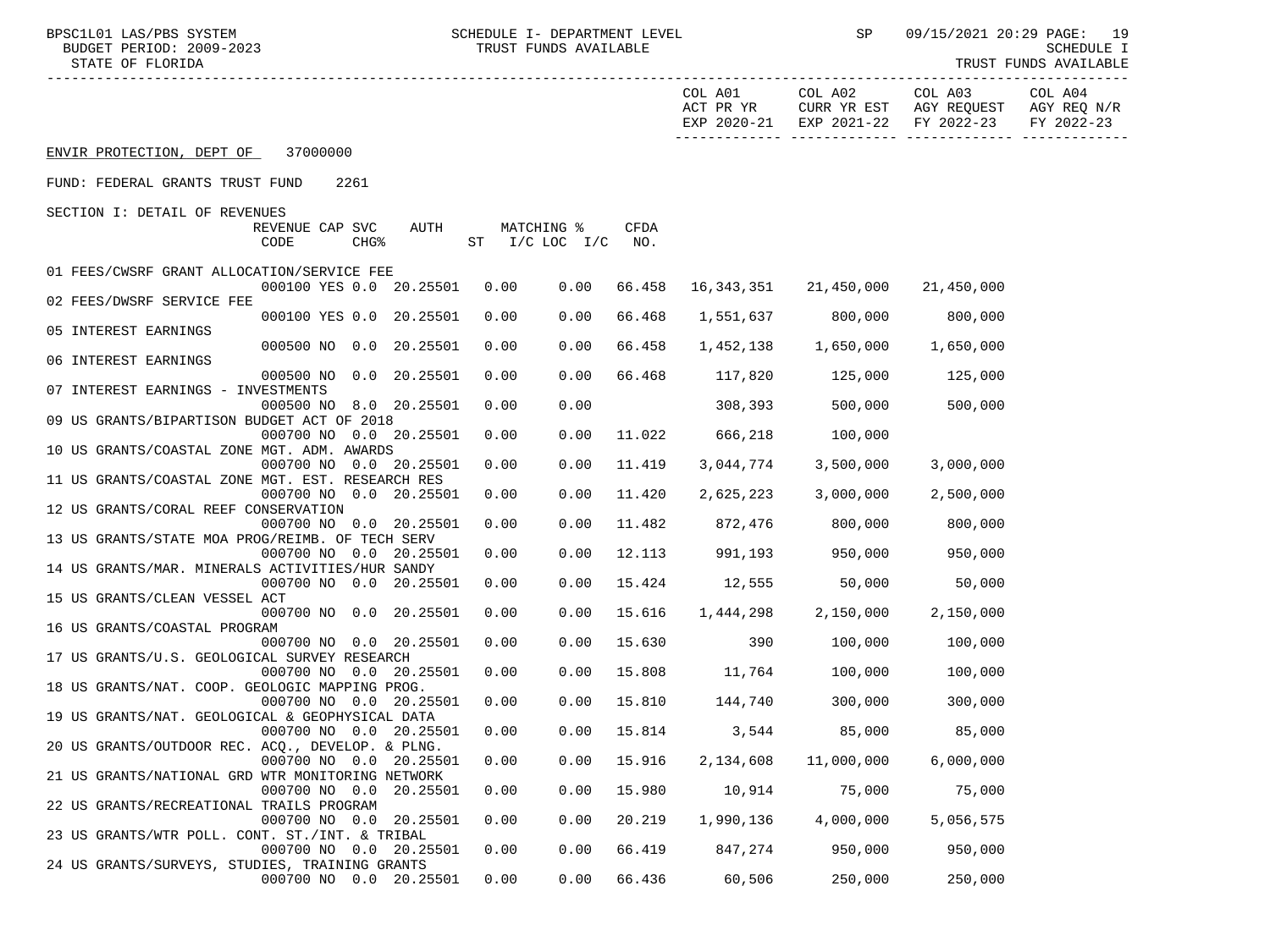ENVIR PROTECTION, DEPT OF 37000000

FUND: FEDERAL GRANTS TRUST FUND 2261

SECTION I: DETAIL OF REVENUES

| Description | REVENUE CODE | CAP | SVC CHG% | AUTH | MATCHING % ST | I/C LOC | I/C | CFDA NO. | COL A01 ACT PR YR EXP 2020-21 | COL A02 CURR YR EST EXP 2021-22 | COL A03 AGY REQUEST FY 2022-23 | COL A04 AGY REQ N/R FY 2022-23 |
|---|---|---|---|---|---|---|---|---|---|---|---|---|
| 01 FEES/CWSRF GRANT ALLOCATION/SERVICE FEE | 000100 | YES | 0.0 | 20.25501 | 0.00 | | 0.00 | 66.458 | 16,343,351 | 21,450,000 | 21,450,000 | |
| 02 FEES/DWSRF SERVICE FEE | 000100 | YES | 0.0 | 20.25501 | 0.00 | | 0.00 | 66.468 | 1,551,637 | 800,000 | 800,000 | |
| 05 INTEREST EARNINGS | 000500 | NO | 0.0 | 20.25501 | 0.00 | | 0.00 | 66.458 | 1,452,138 | 1,650,000 | 1,650,000 | |
| 06 INTEREST EARNINGS | 000500 | NO | 0.0 | 20.25501 | 0.00 | | 0.00 | 66.468 | 117,820 | 125,000 | 125,000 | |
| 07 INTEREST EARNINGS - INVESTMENTS | 000500 | NO | 8.0 | 20.25501 | 0.00 | | 0.00 | | 308,393 | 500,000 | 500,000 | |
| 09 US GRANTS/BIPARTISON BUDGET ACT OF 2018 | 000700 | NO | 0.0 | 20.25501 | 0.00 | | 0.00 | 11.022 | 666,218 | 100,000 | | |
| 10 US GRANTS/COASTAL ZONE MGT. ADM. AWARDS | 000700 | NO | 0.0 | 20.25501 | 0.00 | | 0.00 | 11.419 | 3,044,774 | 3,500,000 | 3,000,000 | |
| 11 US GRANTS/COASTAL ZONE MGT. EST. RESEARCH RES | 000700 | NO | 0.0 | 20.25501 | 0.00 | | 0.00 | 11.420 | 2,625,223 | 3,000,000 | 2,500,000 | |
| 12 US GRANTS/CORAL REEF CONSERVATION | 000700 | NO | 0.0 | 20.25501 | 0.00 | | 0.00 | 11.482 | 872,476 | 800,000 | 800,000 | |
| 13 US GRANTS/STATE MOA PROG/REIMB. OF TECH SERV | 000700 | NO | 0.0 | 20.25501 | 0.00 | | 0.00 | 12.113 | 991,193 | 950,000 | 950,000 | |
| 14 US GRANTS/MAR. MINERALS ACTIVITIES/HUR SANDY | 000700 | NO | 0.0 | 20.25501 | 0.00 | | 0.00 | 15.424 | 12,555 | 50,000 | 50,000 | |
| 15 US GRANTS/CLEAN VESSEL ACT | 000700 | NO | 0.0 | 20.25501 | 0.00 | | 0.00 | 15.616 | 1,444,298 | 2,150,000 | 2,150,000 | |
| 16 US GRANTS/COASTAL PROGRAM | 000700 | NO | 0.0 | 20.25501 | 0.00 | | 0.00 | 15.630 | 390 | 100,000 | 100,000 | |
| 17 US GRANTS/U.S. GEOLOGICAL SURVEY RESEARCH | 000700 | NO | 0.0 | 20.25501 | 0.00 | | 0.00 | 15.808 | 11,764 | 100,000 | 100,000 | |
| 18 US GRANTS/NAT. COOP. GEOLOGIC MAPPING PROG. | 000700 | NO | 0.0 | 20.25501 | 0.00 | | 0.00 | 15.810 | 144,740 | 300,000 | 300,000 | |
| 19 US GRANTS/NAT. GEOLOGICAL & GEOPHYSICAL DATA | 000700 | NO | 0.0 | 20.25501 | 0.00 | | 0.00 | 15.814 | 3,544 | 85,000 | 85,000 | |
| 20 US GRANTS/OUTDOOR REC. ACQ., DEVELOP. & PLNG. | 000700 | NO | 0.0 | 20.25501 | 0.00 | | 0.00 | 15.916 | 2,134,608 | 11,000,000 | 6,000,000 | |
| 21 US GRANTS/NATIONAL GRD WTR MONITORING NETWORK | 000700 | NO | 0.0 | 20.25501 | 0.00 | | 0.00 | 15.980 | 10,914 | 75,000 | 75,000 | |
| 22 US GRANTS/RECREATIONAL TRAILS PROGRAM | 000700 | NO | 0.0 | 20.25501 | 0.00 | | 0.00 | 20.219 | 1,990,136 | 4,000,000 | 5,056,575 | |
| 23 US GRANTS/WTR POLL. CONT. ST./INT. & TRIBAL | 000700 | NO | 0.0 | 20.25501 | 0.00 | | 0.00 | 66.419 | 847,274 | 950,000 | 950,000 | |
| 24 US GRANTS/SURVEYS, STUDIES, TRAINING GRANTS | 000700 | NO | 0.0 | 20.25501 | 0.00 | | 0.00 | 66.436 | 60,506 | 250,000 | 250,000 | |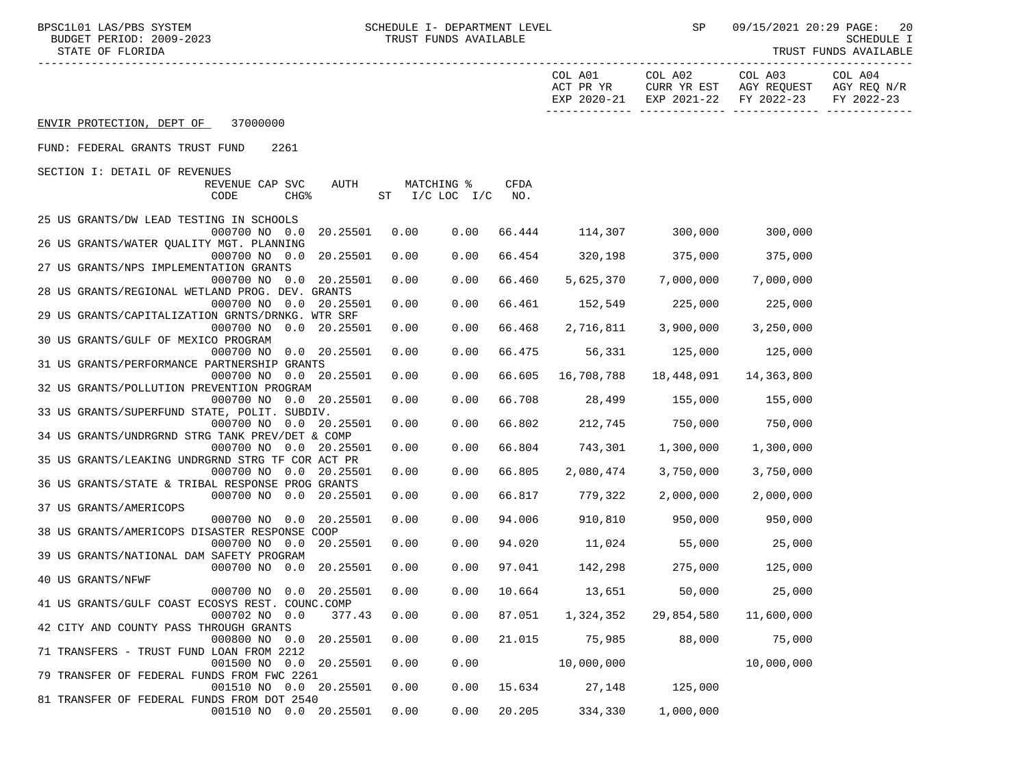ENVIR PROTECTION, DEPT OF 37000000

FUND: FEDERAL GRANTS TRUST FUND 2261

SECTION I: DETAIL OF REVENUES

| Description | REVENUE CODE | CAP | SVC CHG% | AUTH | MATCHING % ST | I/C LOC | I/C | CFDA NO. | COL A01 ACT PR YR EXP 2020-21 | COL A02 CURR YR EST EXP 2021-22 | COL A03 AGY REQUEST FY 2022-23 | COL A04 AGY REQ N/R FY 2022-23 |
|---|---|---|---|---|---|---|---|---|---|---|---|---|
| 25 US GRANTS/DW LEAD TESTING IN SCHOOLS | 000700 | NO | 0.0 | 20.25501 | 0.00 | 0.00 | | 66.444 | 114,307 | 300,000 | 300,000 | |
| 26 US GRANTS/WATER QUALITY MGT. PLANNING | 000700 | NO | 0.0 | 20.25501 | 0.00 | 0.00 | | 66.454 | 320,198 | 375,000 | 375,000 | |
| 27 US GRANTS/NPS IMPLEMENTATION GRANTS | 000700 | NO | 0.0 | 20.25501 | 0.00 | 0.00 | | 66.460 | 5,625,370 | 7,000,000 | 7,000,000 | |
| 28 US GRANTS/REGIONAL WETLAND PROG. DEV. GRANTS | 000700 | NO | 0.0 | 20.25501 | 0.00 | 0.00 | | 66.461 | 152,549 | 225,000 | 225,000 | |
| 29 US GRANTS/CAPITALIZATION GRNTS/DRNKG. WTR SRF | 000700 | NO | 0.0 | 20.25501 | 0.00 | 0.00 | | 66.468 | 2,716,811 | 3,900,000 | 3,250,000 | |
| 30 US GRANTS/GULF OF MEXICO PROGRAM | 000700 | NO | 0.0 | 20.25501 | 0.00 | 0.00 | | 66.475 | 56,331 | 125,000 | 125,000 | |
| 31 US GRANTS/PERFORMANCE PARTNERSHIP GRANTS | 000700 | NO | 0.0 | 20.25501 | 0.00 | 0.00 | | 66.605 | 16,708,788 | 18,448,091 | 14,363,800 | |
| 32 US GRANTS/POLLUTION PREVENTION PROGRAM | 000700 | NO | 0.0 | 20.25501 | 0.00 | 0.00 | | 66.708 | 28,499 | 155,000 | 155,000 | |
| 33 US GRANTS/SUPERFUND STATE, POLIT. SUBDIV. | 000700 | NO | 0.0 | 20.25501 | 0.00 | 0.00 | | 66.802 | 212,745 | 750,000 | 750,000 | |
| 34 US GRANTS/UNDRGRND STRG TANK PREV/DET & COMP | 000700 | NO | 0.0 | 20.25501 | 0.00 | 0.00 | | 66.804 | 743,301 | 1,300,000 | 1,300,000 | |
| 35 US GRANTS/LEAKING UNDRGRND STRG TF COR ACT PR | 000700 | NO | 0.0 | 20.25501 | 0.00 | 0.00 | | 66.805 | 2,080,474 | 3,750,000 | 3,750,000 | |
| 36 US GRANTS/STATE & TRIBAL RESPONSE PROG GRANTS | 000700 | NO | 0.0 | 20.25501 | 0.00 | 0.00 | | 66.817 | 779,322 | 2,000,000 | 2,000,000 | |
| 37 US GRANTS/AMERICOPS | 000700 | NO | 0.0 | 20.25501 | 0.00 | 0.00 | | 94.006 | 910,810 | 950,000 | 950,000 | |
| 38 US GRANTS/AMERICOPS DISASTER RESPONSE COOP | 000700 | NO | 0.0 | 20.25501 | 0.00 | 0.00 | | 94.020 | 11,024 | 55,000 | 25,000 | |
| 39 US GRANTS/NATIONAL DAM SAFETY PROGRAM | 000700 | NO | 0.0 | 20.25501 | 0.00 | 0.00 | | 97.041 | 142,298 | 275,000 | 125,000 | |
| 40 US GRANTS/NFWF | 000700 | NO | 0.0 | 20.25501 | 0.00 | 0.00 | | 10.664 | 13,651 | 50,000 | 25,000 | |
| 41 US GRANTS/GULF COAST ECOSYS REST. COUNC.COMP | 000702 | NO | 0.0 | 377.43 | 0.00 | 0.00 | | 87.051 | 1,324,352 | 29,854,580 | 11,600,000 | |
| 42 CITY AND COUNTY PASS THROUGH GRANTS | 000800 | NO | 0.0 | 20.25501 | 0.00 | 0.00 | | 21.015 | 75,985 | 88,000 | 75,000 | |
| 71 TRANSFERS - TRUST FUND LOAN FROM 2212 | 001500 | NO | 0.0 | 20.25501 | 0.00 | 0.00 | | | 10,000,000 | | 10,000,000 | |
| 79 TRANSFER OF FEDERAL FUNDS FROM FWC 2261 | 001510 | NO | 0.0 | 20.25501 | 0.00 | 0.00 | | 15.634 | 27,148 | 125,000 | | |
| 81 TRANSFER OF FEDERAL FUNDS FROM DOT 2540 | 001510 | NO | 0.0 | 20.25501 | 0.00 | 0.00 | | 20.205 | 334,330 | 1,000,000 | | |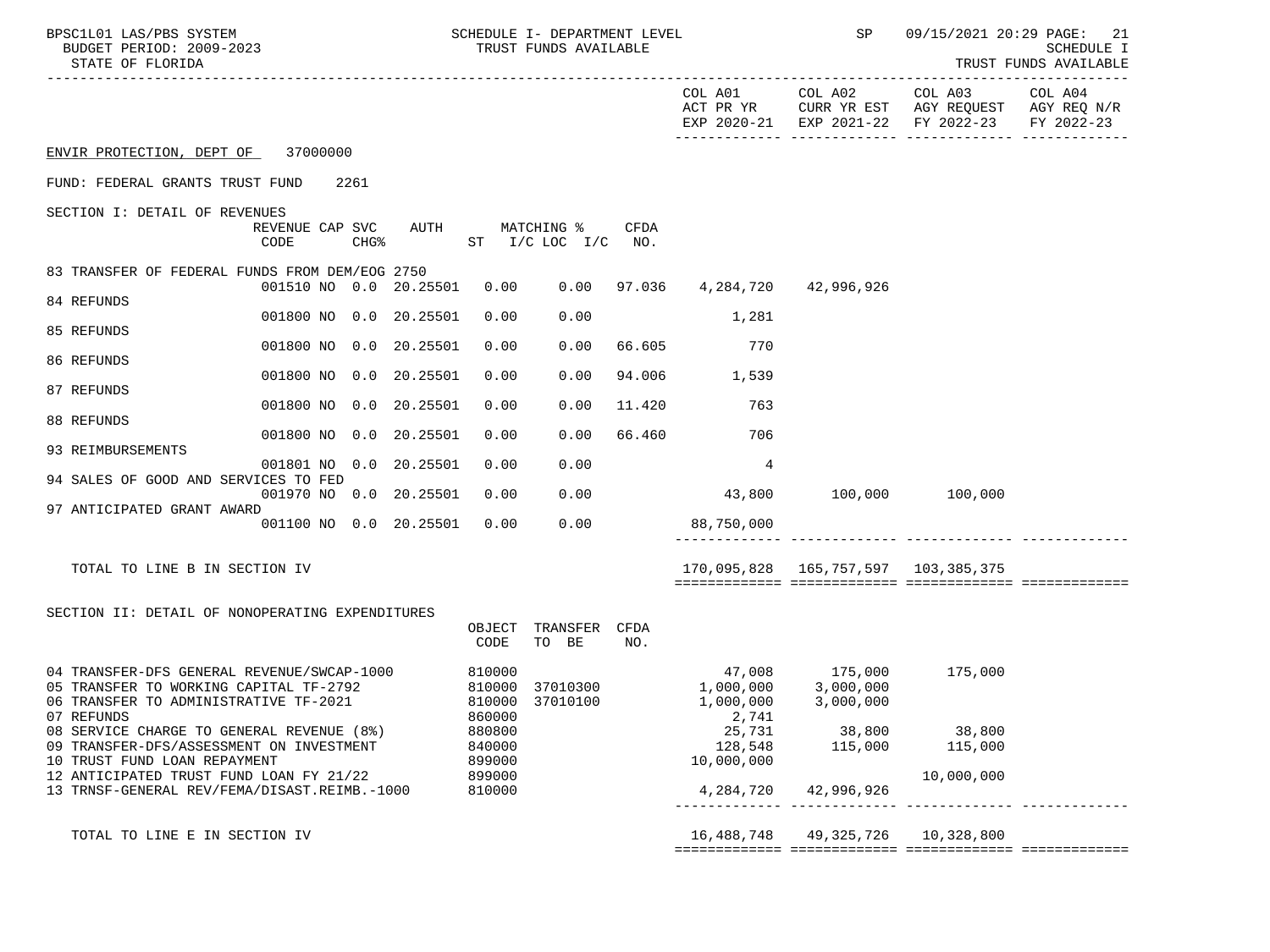ENVIR PROTECTION, DEPT OF 37000000

FUND: FEDERAL GRANTS TRUST FUND 2261

SECTION I: DETAIL OF REVENUES

| | REVENUE CODE | CAP | SVC CHG% | AUTH ST | MATCHING % I/C LOC | I/C | CFDA NO. | COL A01 ACT PR YR EXP 2020-21 | COL A02 CURR YR EST EXP 2021-22 | COL A03 AGY REQUEST FY 2022-23 | COL A04 AGY REQ N/R FY 2022-23 |
|---|---|---|---|---|---|---|---|---|---|---|---|
| 83 TRANSFER OF FEDERAL FUNDS FROM DEM/EOG 2750 | 001510 | NO | 0.0 | 20.25501 | 0.00 | 0.00 | 97.036 | 4,284,720 | 42,996,926 | | |
| 84 REFUNDS | 001800 | NO | 0.0 | 20.25501 | 0.00 | 0.00 | | 1,281 | | | |
| 85 REFUNDS | 001800 | NO | 0.0 | 20.25501 | 0.00 | 0.00 | 66.605 | 770 | | | |
| 86 REFUNDS | 001800 | NO | 0.0 | 20.25501 | 0.00 | 0.00 | 94.006 | 1,539 | | | |
| 87 REFUNDS | 001800 | NO | 0.0 | 20.25501 | 0.00 | 0.00 | 11.420 | 763 | | | |
| 88 REFUNDS | 001800 | NO | 0.0 | 20.25501 | 0.00 | 0.00 | 66.460 | 706 | | | |
| 93 REIMBURSEMENTS | 001801 | NO | 0.0 | 20.25501 | 0.00 | 0.00 | | 4 | | | |
| 94 SALES OF GOOD AND SERVICES TO FED | 001970 | NO | 0.0 | 20.25501 | 0.00 | 0.00 | | 43,800 | 100,000 | 100,000 | |
| 97 ANTICIPATED GRANT AWARD | 001100 | NO | 0.0 | 20.25501 | 0.00 | 0.00 | | 88,750,000 | | | |
| TOTAL TO LINE B IN SECTION IV | | | | | | | | 170,095,828 | 165,757,597 | 103,385,375 | |

SECTION II: DETAIL OF NONOPERATING EXPENDITURES

| | OBJECT CODE | TRANSFER TO BE | CFDA NO. | COL A01 | COL A02 | COL A03 | COL A04 |
|---|---|---|---|---|---|---|---|
| 04 TRANSFER-DFS GENERAL REVENUE/SWCAP-1000 | 810000 | | | 47,008 | 175,000 | 175,000 | |
| 05 TRANSFER TO WORKING CAPITAL TF-2792 | 810000 | 37010300 | | 1,000,000 | 3,000,000 | | |
| 06 TRANSFER TO ADMINISTRATIVE TF-2021 | 810000 | 37010100 | | 1,000,000 | 3,000,000 | | |
| 07 REFUNDS | 860000 | | | 2,741 | | | |
| 08 SERVICE CHARGE TO GENERAL REVENUE (8%) | 880800 | | | 25,731 | 38,800 | 38,800 | |
| 09 TRANSFER-DFS/ASSESSMENT ON INVESTMENT | 840000 | | | 128,548 | 115,000 | 115,000 | |
| 10 TRUST FUND LOAN REPAYMENT | 899000 | | | 10,000,000 | | | |
| 12 ANTICIPATED TRUST FUND LOAN FY 21/22 | 899000 | | | | | 10,000,000 | |
| 13 TRNSF-GENERAL REV/FEMA/DISAST.REIMB.-1000 | 810000 | | | 4,284,720 | 42,996,926 | | |
| TOTAL TO LINE E IN SECTION IV | | | | 16,488,748 | 49,325,726 | 10,328,800 | |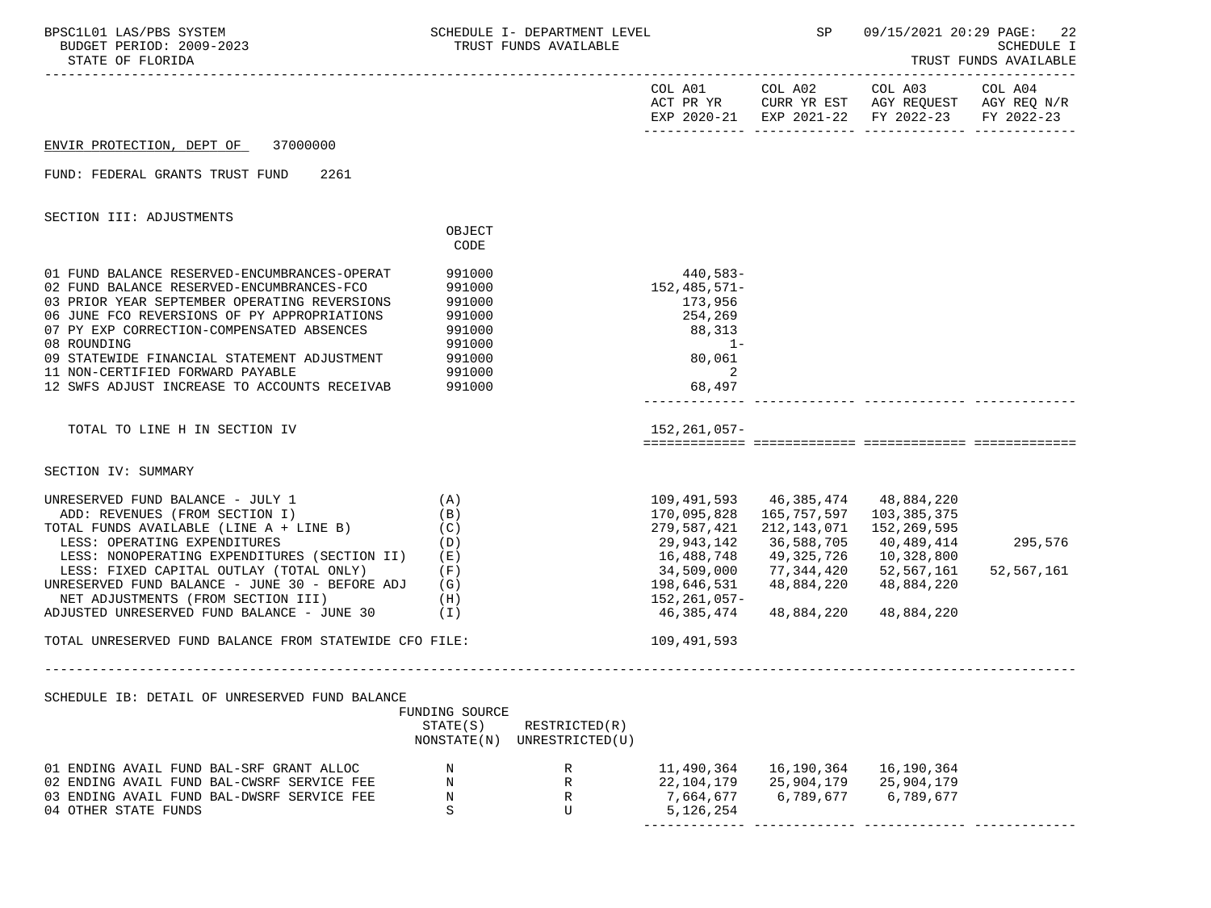BPSC1L01 LAS/PBS SYSTEM — SCHEDULE I- DEPARTMENT LEVEL — TRUST FUNDS AVAILABLE — SP 09/15/2021 20:29

BUDGET PERIOD: 2009-2023

STATE OF FLORIDA

SCHEDULE I — TRUST FUNDS AVAILABLE

ENVIR PROTECTION, DEPT OF 37000000

FUND: FEDERAL GRANTS TRUST FUND 2261

## SECTION III: ADJUSTMENTS

| | OBJECT CODE | COL A01 ACT PR YR EXP 2020-21 | COL A02 CURR YR EST EXP 2021-22 | COL A03 AGY REQUEST FY 2022-23 | COL A04 AGY REQ N/R FY 2022-23 |
|---|---|---|---|---|---|
| 01 FUND BALANCE RESERVED-ENCUMBRANCES-OPERAT | 991000 | 440,583- | | | |
| 02 FUND BALANCE RESERVED-ENCUMBRANCES-FCO | 991000 | 152,485,571- | | | |
| 03 PRIOR YEAR SEPTEMBER OPERATING REVERSIONS | 991000 | 173,956 | | | |
| 06 JUNE FCO REVERSIONS OF PY APPROPRIATIONS | 991000 | 254,269 | | | |
| 07 PY EXP CORRECTION-COMPENSATED ABSENCES | 991000 | 88,313 | | | |
| 08 ROUNDING | 991000 | 1- | | | |
| 09 STATEWIDE FINANCIAL STATEMENT ADJUSTMENT | 991000 | 80,061 | | | |
| 11 NON-CERTIFIED FORWARD PAYABLE | 991000 | 2 | | | |
| 12 SWFS ADJUST INCREASE TO ACCOUNTS RECEIVAB | 991000 | 68,497 | | | |
| TOTAL TO LINE H IN SECTION IV | | 152,261,057- | | | |

## SECTION IV: SUMMARY

| | | COL A01 | COL A02 | COL A03 | COL A04 |
|---|---|---|---|---|---|
| UNRESERVED FUND BALANCE - JULY 1 | (A) | 109,491,593 | 46,385,474 | 48,884,220 | |
| ADD: REVENUES (FROM SECTION I) | (B) | 170,095,828 | 165,757,597 | 103,385,375 | |
| TOTAL FUNDS AVAILABLE (LINE A + LINE B) | (C) | 279,587,421 | 212,143,071 | 152,269,595 | |
| LESS: OPERATING EXPENDITURES | (D) | 29,943,142 | 36,588,705 | 40,489,414 | 295,576 |
| LESS: NONOPERATING EXPENDITURES (SECTION II) | (E) | 16,488,748 | 49,325,726 | 10,328,800 | |
| LESS: FIXED CAPITAL OUTLAY (TOTAL ONLY) | (F) | 34,509,000 | 77,344,420 | 52,567,161 | 52,567,161 |
| UNRESERVED FUND BALANCE - JUNE 30 - BEFORE ADJ | (G) | 198,646,531 | 48,884,220 | 48,884,220 | |
| NET ADJUSTMENTS (FROM SECTION III) | (H) | 152,261,057- | | | |
| ADJUSTED UNRESERVED FUND BALANCE - JUNE 30 | (I) | 46,385,474 | 48,884,220 | 48,884,220 | |
| TOTAL UNRESERVED FUND BALANCE FROM STATEWIDE CFO FILE: | | 109,491,593 | | | |

## SCHEDULE IB: DETAIL OF UNRESERVED FUND BALANCE

| | FUNDING SOURCE STATE(S) NONSTATE(N) | RESTRICTED(R) UNRESTRICTED(U) | COL A01 | COL A02 | COL A03 | COL A04 |
|---|---|---|---|---|---|---|
| 01 ENDING AVAIL FUND BAL-SRF GRANT ALLOC | N | R | 11,490,364 | 16,190,364 | 16,190,364 | |
| 02 ENDING AVAIL FUND BAL-CWSRF SERVICE FEE | N | R | 22,104,179 | 25,904,179 | 25,904,179 | |
| 03 ENDING AVAIL FUND BAL-DWSRF SERVICE FEE | N | R | 7,664,677 | 6,789,677 | 6,789,677 | |
| 04 OTHER STATE FUNDS | S | U | 5,126,254 | | | |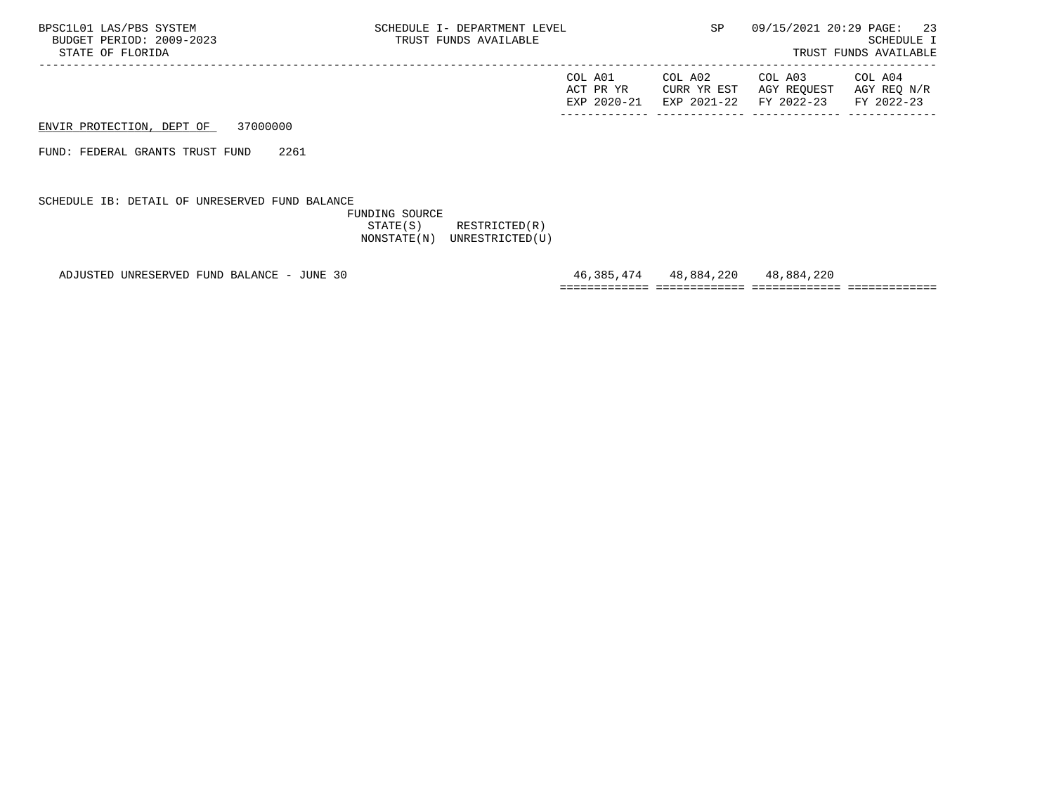ENVIR PROTECTION, DEPT OF 37000000

FUND: FEDERAL GRANTS TRUST FUND 2261

SCHEDULE IB: DETAIL OF UNRESERVED FUND BALANCE

FUNDING SOURCE
STATE(S) RESTRICTED(R)
NONSTATE(N) UNRESTRICTED(U)

| | COL A01 ACT PR YR EXP 2020-21 | COL A02 CURR YR EST EXP 2021-22 | COL A03 AGY REQUEST FY 2022-23 | COL A04 AGY REQ N/R FY 2022-23 |
|---|---|---|---|---|
| ADJUSTED UNRESERVED FUND BALANCE - JUNE 30 | 46,385,474 | 48,884,220 | 48,884,220 | |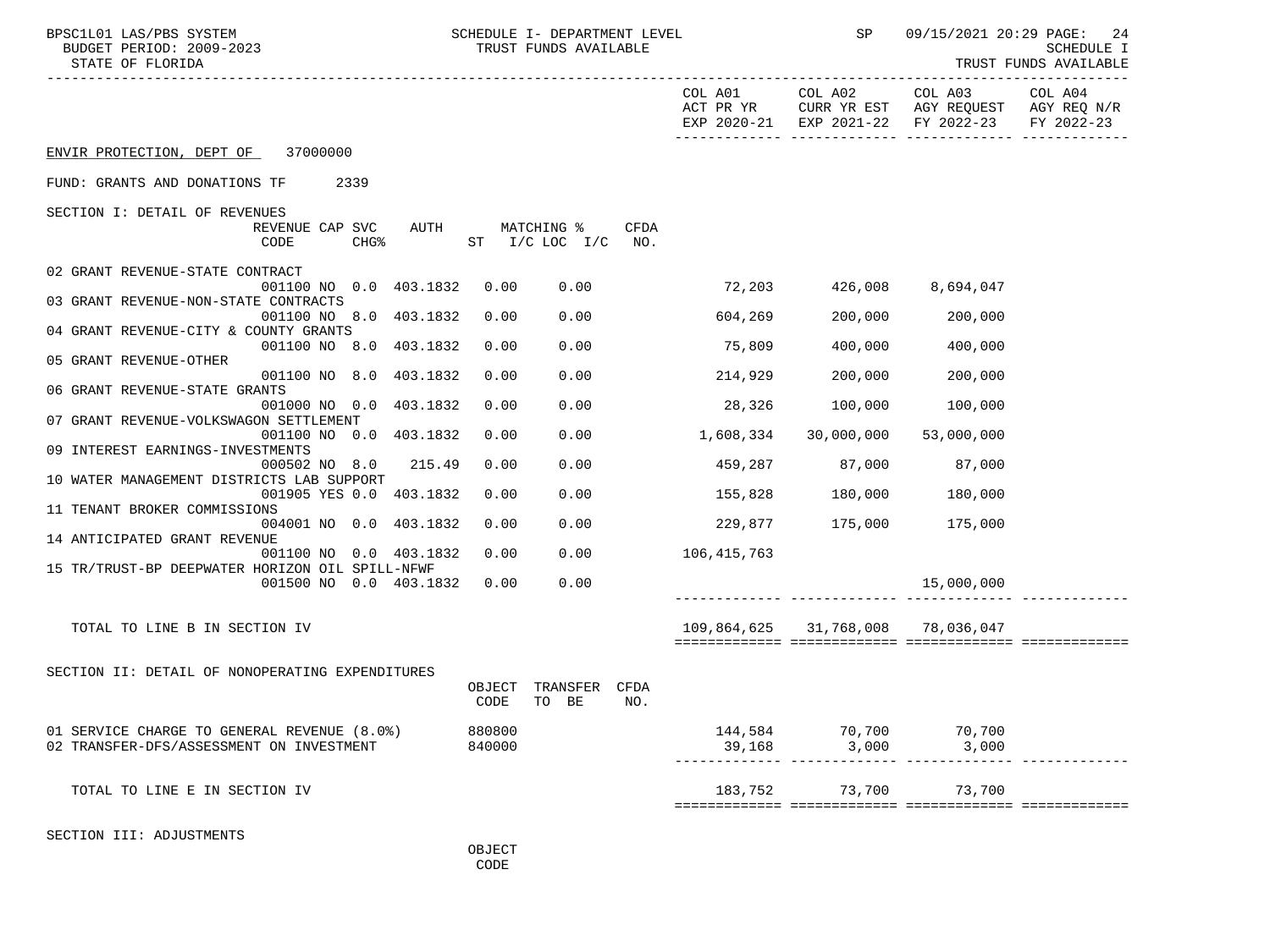ENVIR PROTECTION, DEPT OF 37000000

FUND: GRANTS AND DONATIONS TF 2339

SECTION I: DETAIL OF REVENUES

| Description | REVENUE CODE | CAP | SVC CHG% | AUTH | MATCHING % ST | I/C LOC I/C | CFDA NO. | COL A01 ACT PR YR EXP 2020-21 | COL A02 CURR YR EST EXP 2021-22 | COL A03 AGY REQUEST FY 2022-23 | COL A04 AGY REQ N/R FY 2022-23 |
|---|---|---|---|---|---|---|---|---|---|---|---|
| 02 GRANT REVENUE-STATE CONTRACT | 001100 | NO | 0.0 | 403.1832 | 0.00 | 0.00 | | 72,203 | 426,008 | 8,694,047 | |
| 03 GRANT REVENUE-NON-STATE CONTRACTS | 001100 | NO | 8.0 | 403.1832 | 0.00 | 0.00 | | 604,269 | 200,000 | 200,000 | |
| 04 GRANT REVENUE-CITY & COUNTY GRANTS | 001100 | NO | 8.0 | 403.1832 | 0.00 | 0.00 | | 75,809 | 400,000 | 400,000 | |
| 05 GRANT REVENUE-OTHER | 001100 | NO | 8.0 | 403.1832 | 0.00 | 0.00 | | 214,929 | 200,000 | 200,000 | |
| 06 GRANT REVENUE-STATE GRANTS | 001000 | NO | 0.0 | 403.1832 | 0.00 | 0.00 | | 28,326 | 100,000 | 100,000 | |
| 07 GRANT REVENUE-VOLKSWAGON SETTLEMENT | 001100 | NO | 0.0 | 403.1832 | 0.00 | 0.00 | | 1,608,334 | 30,000,000 | 53,000,000 | |
| 09 INTEREST EARNINGS-INVESTMENTS | 000502 | NO | 8.0 | 215.49 | 0.00 | 0.00 | | 459,287 | 87,000 | 87,000 | |
| 10 WATER MANAGEMENT DISTRICTS LAB SUPPORT | 001905 | YES | 0.0 | 403.1832 | 0.00 | 0.00 | | 155,828 | 180,000 | 180,000 | |
| 11 TENANT BROKER COMMISSIONS | 004001 | NO | 0.0 | 403.1832 | 0.00 | 0.00 | | 229,877 | 175,000 | 175,000 | |
| 14 ANTICIPATED GRANT REVENUE | 001100 | NO | 0.0 | 403.1832 | 0.00 | 0.00 | | 106,415,763 | | | |
| 15 TR/TRUST-BP DEEPWATER HORIZON OIL SPILL-NFWF | 001500 | NO | 0.0 | 403.1832 | 0.00 | 0.00 | | | | 15,000,000 | |
| TOTAL TO LINE B IN SECTION IV | | | | | | | | 109,864,625 | 31,768,008 | 78,036,047 | |

SECTION II: DETAIL OF NONOPERATING EXPENDITURES

| Description | OBJECT CODE | TRANSFER TO BE | CFDA NO. | COL A01 | COL A02 | COL A03 | COL A04 |
|---|---|---|---|---|---|---|---|
| 01 SERVICE CHARGE TO GENERAL REVENUE (8.0%) | 880800 | | | 144,584 | 70,700 | 70,700 | |
| 02 TRANSFER-DFS/ASSESSMENT ON INVESTMENT | 840000 | | | 39,168 | 3,000 | 3,000 | |
| TOTAL TO LINE E IN SECTION IV | | | | 183,752 | 73,700 | 73,700 | |

SECTION III: ADJUSTMENTS

OBJECT CODE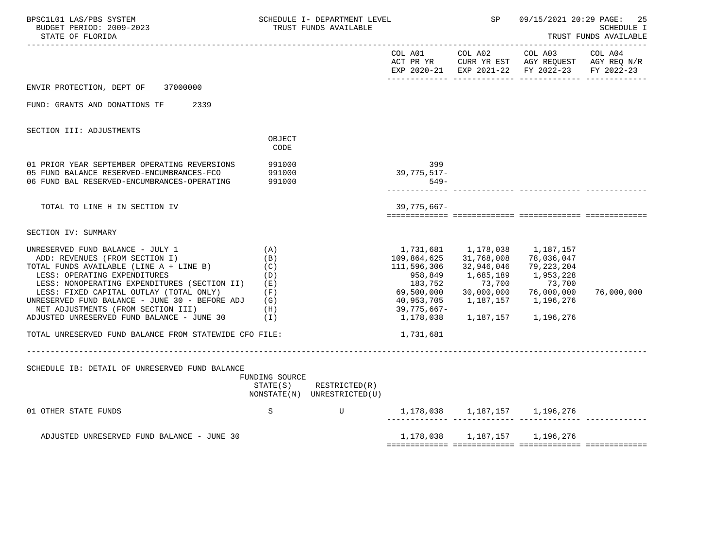SCHEDULE I- DEPARTMENT LEVEL
TRUST FUNDS AVAILABLE

SCHEDULE I
TRUST FUNDS AVAILABLE

ENVIR PROTECTION, DEPT OF 37000000

FUND: GRANTS AND DONATIONS TF 2339

## SECTION III: ADJUSTMENTS

| | OBJECT CODE | COL A01 ACT PR YR EXP 2020-21 | COL A02 CURR YR EST EXP 2021-22 | COL A03 AGY REQUEST FY 2022-23 | COL A04 AGY REQ N/R FY 2022-23 |
|---|---|---|---|---|---|
| 01 PRIOR YEAR SEPTEMBER OPERATING REVERSIONS | 991000 | 399 | | | |
| 05 FUND BALANCE RESERVED-ENCUMBRANCES-FCO | 991000 | 39,775,517- | | | |
| 06 FUND BAL RESERVED-ENCUMBRANCES-OPERATING | 991000 | 549- | | | |
| TOTAL TO LINE H IN SECTION IV | | 39,775,667- | | | |

## SECTION IV: SUMMARY

| | | COL A01 ACT PR YR EXP 2020-21 | COL A02 CURR YR EST EXP 2021-22 | COL A03 AGY REQUEST FY 2022-23 | COL A04 AGY REQ N/R FY 2022-23 |
|---|---|---|---|---|---|
| UNRESERVED FUND BALANCE - JULY 1 | (A) | 1,731,681 | 1,178,038 | 1,187,157 | |
| ADD: REVENUES (FROM SECTION I) | (B) | 109,864,625 | 31,768,008 | 78,036,047 | |
| TOTAL FUNDS AVAILABLE (LINE A + LINE B) | (C) | 111,596,306 | 32,946,046 | 79,223,204 | |
| LESS: OPERATING EXPENDITURES | (D) | 958,849 | 1,685,189 | 1,953,228 | |
| LESS: NONOPERATING EXPENDITURES (SECTION II) | (E) | 183,752 | 73,700 | 73,700 | |
| LESS: FIXED CAPITAL OUTLAY (TOTAL ONLY) | (F) | 69,500,000 | 30,000,000 | 76,000,000 | 76,000,000 |
| UNRESERVED FUND BALANCE - JUNE 30 - BEFORE ADJ | (G) | 40,953,705 | 1,187,157 | 1,196,276 | |
| NET ADJUSTMENTS (FROM SECTION III) | (H) | 39,775,667- | | | |
| ADJUSTED UNRESERVED FUND BALANCE - JUNE 30 | (I) | 1,178,038 | 1,187,157 | 1,196,276 | |
| TOTAL UNRESERVED FUND BALANCE FROM STATEWIDE CFO FILE: | | 1,731,681 | | | |

## SCHEDULE IB: DETAIL OF UNRESERVED FUND BALANCE

| | FUNDING SOURCE STATE(S) NONSTATE(N) | RESTRICTED(R) UNRESTRICTED(U) | COL A01 | COL A02 | COL A03 | COL A04 |
|---|---|---|---|---|---|---|
| 01 OTHER STATE FUNDS | S | U | 1,178,038 | 1,187,157 | 1,196,276 | |
| ADJUSTED UNRESERVED FUND BALANCE - JUNE 30 | | | 1,178,038 | 1,187,157 | 1,196,276 | |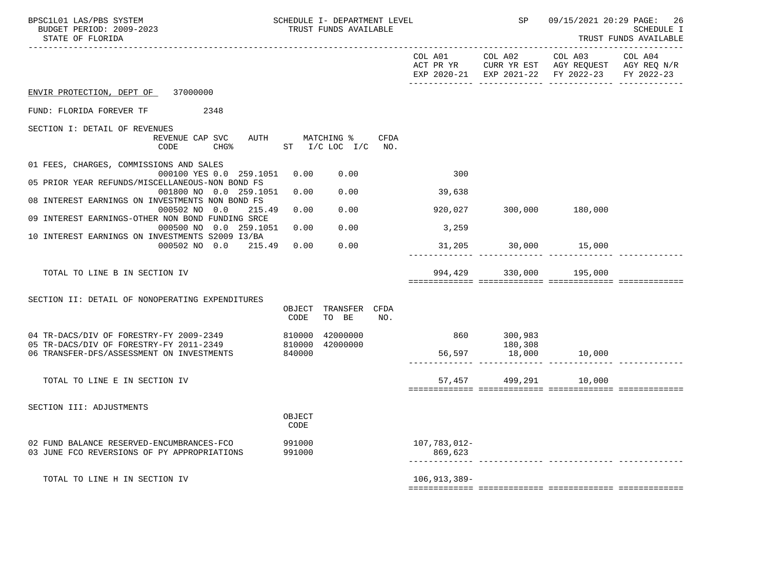BPSC1L01 LAS/PBS SYSTEM — SCHEDULE I- DEPARTMENT LEVEL — TRUST FUNDS AVAILABLE — SP 09/15/2021 20:29

BUDGET PERIOD: 2009-2023

STATE OF FLORIDA

SCHEDULE I — TRUST FUNDS AVAILABLE

ENVIR PROTECTION, DEPT OF 37000000

FUND: FLORIDA FOREVER TF 2348

## SECTION I: DETAIL OF REVENUES

| Item | REVENUE CODE | CAP | SVC CHG% | AUTH | MATCHING % ST | I/C LOC I/C | CFDA NO. | COL A01 ACT PR YR EXP 2020-21 | COL A02 CURR YR EST EXP 2021-22 | COL A03 AGY REQUEST FY 2022-23 | COL A04 AGY REQ N/R FY 2022-23 |
|---|---|---|---|---|---|---|---|---|---|---|---|
| 01 FEES, CHARGES, COMMISSIONS AND SALES | 000100 | YES | 0.0 | 259.1051 | 0.00 | 0.00 | | 300 | | | |
| 05 PRIOR YEAR REFUNDS/MISCELLANEOUS-NON BOND FS | 001800 | NO | 0.0 | 259.1051 | 0.00 | 0.00 | | 39,638 | | | |
| 08 INTEREST EARNINGS ON INVESTMENTS NON BOND FS | 000502 | NO | 0.0 | 215.49 | 0.00 | 0.00 | | 920,027 | 300,000 | 180,000 | |
| 09 INTEREST EARNINGS-OTHER NON BOND FUNDING SRCE | 000500 | NO | 0.0 | 259.1051 | 0.00 | 0.00 | | 3,259 | | | |
| 10 INTEREST EARNINGS ON INVESTMENTS S2009 I3/BA | 000502 | NO | 0.0 | 215.49 | 0.00 | 0.00 | | 31,205 | 30,000 | 15,000 | |
| TOTAL TO LINE B IN SECTION IV | | | | | | | | 994,429 | 330,000 | 195,000 | |

## SECTION II: DETAIL OF NONOPERATING EXPENDITURES

| Item | OBJECT CODE | TRANSFER TO BE | CFDA NO. | COL A01 ACT PR YR EXP 2020-21 | COL A02 CURR YR EST EXP 2021-22 | COL A03 AGY REQUEST FY 2022-23 | COL A04 AGY REQ N/R FY 2022-23 |
|---|---|---|---|---|---|---|---|
| 04 TR-DACS/DIV OF FORESTRY-FY 2009-2349 | 810000 | 42000000 | | 860 | 300,983 | | |
| 05 TR-DACS/DIV OF FORESTRY-FY 2011-2349 | 810000 | 42000000 | | | 180,308 | | |
| 06 TRANSFER-DFS/ASSESSMENT ON INVESTMENTS | 840000 | | | 56,597 | 18,000 | 10,000 | |
| TOTAL TO LINE E IN SECTION IV | | | | 57,457 | 499,291 | 10,000 | |

## SECTION III: ADJUSTMENTS

| Item | OBJECT CODE | COL A01 ACT PR YR EXP 2020-21 | COL A02 CURR YR EST EXP 2021-22 | COL A03 AGY REQUEST FY 2022-23 | COL A04 AGY REQ N/R FY 2022-23 |
|---|---|---|---|---|---|
| 02 FUND BALANCE RESERVED-ENCUMBRANCES-FCO | 991000 | 107,783,012- | | | |
| 03 JUNE FCO REVERSIONS OF PY APPROPRIATIONS | 991000 | 869,623 | | | |
| TOTAL TO LINE H IN SECTION IV | | 106,913,389- | | | |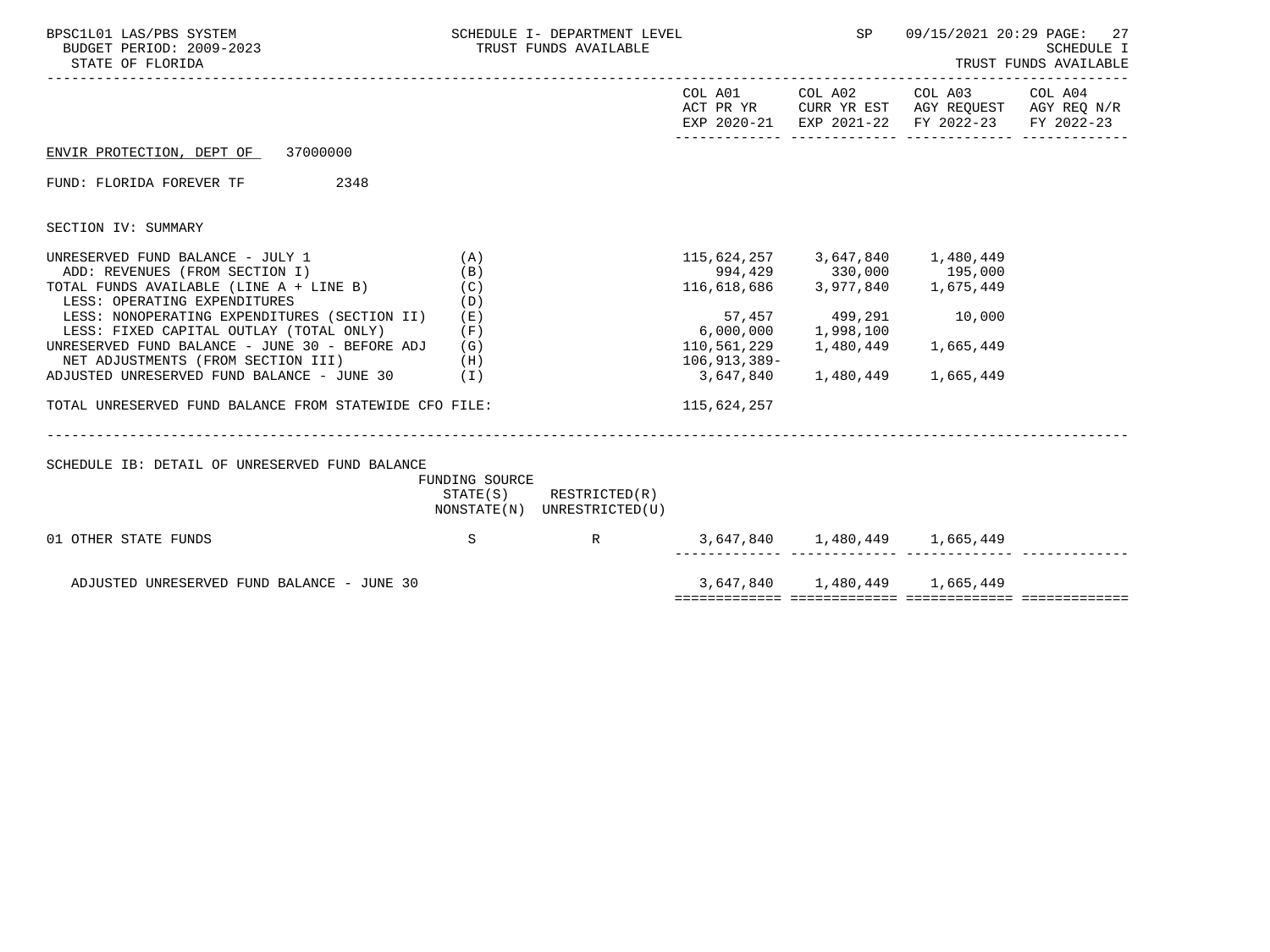BPSC1L01 LAS/PBS SYSTEM — SCHEDULE I- DEPARTMENT LEVEL — SP — 09/15/2021 20:29 PAGE: 27
BUDGET PERIOD: 2009-2023 — TRUST FUNDS AVAILABLE — SCHEDULE I
STATE OF FLORIDA — TRUST FUNDS AVAILABLE

ENVIR PROTECTION, DEPT OF 37000000

FUND: FLORIDA FOREVER TF 2348

SECTION IV: SUMMARY

| | | COL A01 ACT PR YR EXP 2020-21 | COL A02 CURR YR EST EXP 2021-22 | COL A03 AGY REQUEST FY 2022-23 | COL A04 AGY REQ N/R FY 2022-23 |
|---|---|---|---|---|---|
| UNRESERVED FUND BALANCE - JULY 1 | (A) | 115,624,257 | 3,647,840 | 1,480,449 | |
| ADD: REVENUES (FROM SECTION I) | (B) | 994,429 | 330,000 | 195,000 | |
| TOTAL FUNDS AVAILABLE (LINE A + LINE B) | (C) | 116,618,686 | 3,977,840 | 1,675,449 | |
| LESS: OPERATING EXPENDITURES | (D) | | | | |
| LESS: NONOPERATING EXPENDITURES (SECTION II) | (E) | 57,457 | 499,291 | 10,000 | |
| LESS: FIXED CAPITAL OUTLAY (TOTAL ONLY) | (F) | 6,000,000 | 1,998,100 | | |
| UNRESERVED FUND BALANCE - JUNE 30 - BEFORE ADJ | (G) | 110,561,229 | 1,480,449 | 1,665,449 | |
| NET ADJUSTMENTS (FROM SECTION III) | (H) | 106,913,389- | | | |
| ADJUSTED UNRESERVED FUND BALANCE - JUNE 30 | (I) | 3,647,840 | 1,480,449 | 1,665,449 | |
| TOTAL UNRESERVED FUND BALANCE FROM STATEWIDE CFO FILE: | | 115,624,257 | | | |

SCHEDULE IB: DETAIL OF UNRESERVED FUND BALANCE

| | FUNDING SOURCE STATE(S) NONSTATE(N) | RESTRICTED(R) UNRESTRICTED(U) | COL A01 | COL A02 | COL A03 | COL A04 |
|---|---|---|---|---|---|---|
| 01 OTHER STATE FUNDS | S | R | 3,647,840 | 1,480,449 | 1,665,449 | |
| ADJUSTED UNRESERVED FUND BALANCE - JUNE 30 | | | 3,647,840 | 1,480,449 | 1,665,449 | |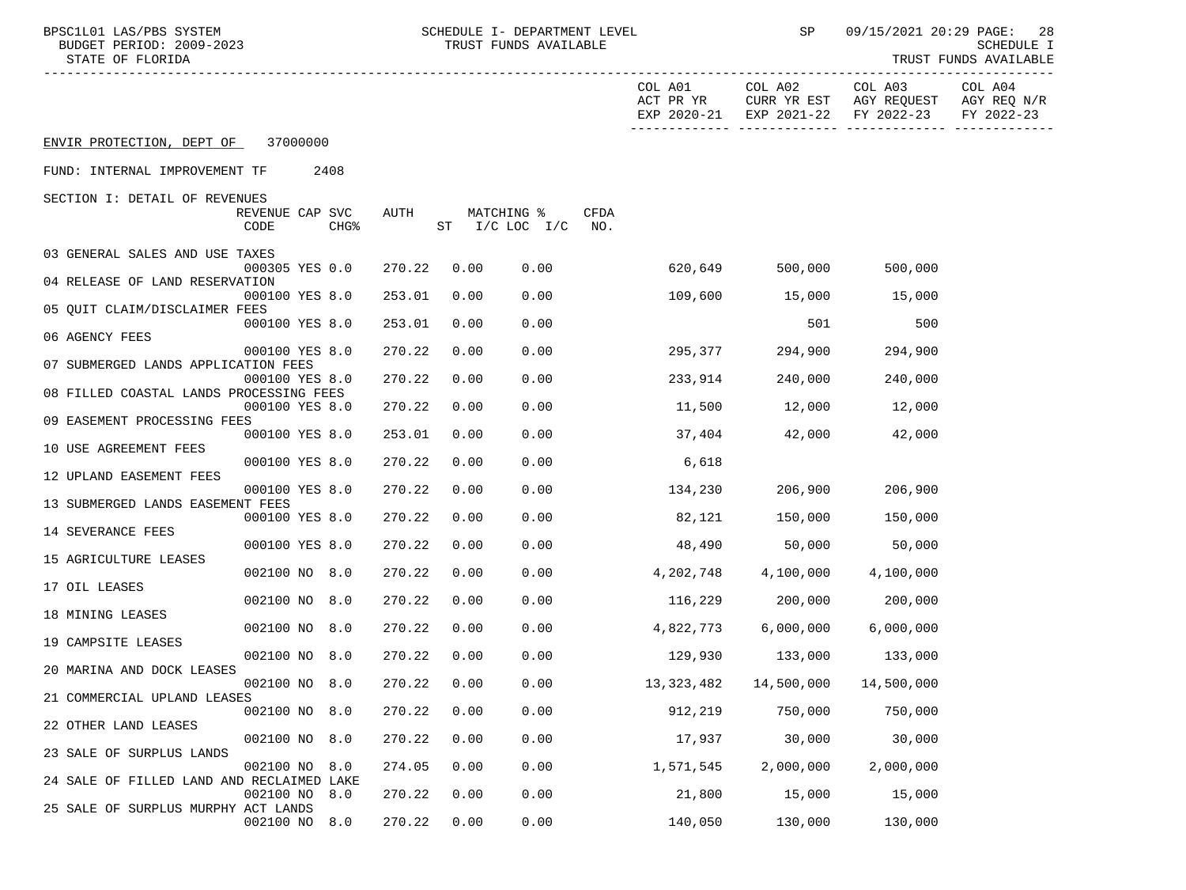BPSC1L01 LAS/PBS SYSTEM — SCHEDULE I- DEPARTMENT LEVEL — TRUST FUNDS AVAILABLE — SP 09/15/2021 20:29 PAGE: 28
BUDGET PERIOD: 2009-2023 — SCHEDULE I
STATE OF FLORIDA — TRUST FUNDS AVAILABLE

ENVIR PROTECTION, DEPT OF 37000000

FUND: INTERNAL IMPROVEMENT TF 2408

SECTION I: DETAIL OF REVENUES

| Revenue | REVENUE CODE | CAP | SVC CHG% | AUTH | MATCHING % ST | I/C LOC | I/C | CFDA NO. | COL A01 ACT PR YR EXP 2020-21 | COL A02 CURR YR EST EXP 2021-22 | COL A03 AGY REQUEST FY 2022-23 | COL A04 AGY REQ N/R FY 2022-23 |
|---|---|---|---|---|---|---|---|---|---|---|---|---|
| 03 GENERAL SALES AND USE TAXES | 000305 | YES | 0.0 | 270.22 | 0.00 | 0.00 | | | 620,649 | 500,000 | 500,000 | |
| 04 RELEASE OF LAND RESERVATION | 000100 | YES | 8.0 | 253.01 | 0.00 | 0.00 | | | 109,600 | 15,000 | 15,000 | |
| 05 QUIT CLAIM/DISCLAIMER FEES | 000100 | YES | 8.0 | 253.01 | 0.00 | 0.00 | | | | 501 | 500 | |
| 06 AGENCY FEES | 000100 | YES | 8.0 | 270.22 | 0.00 | 0.00 | | | 295,377 | 294,900 | 294,900 | |
| 07 SUBMERGED LANDS APPLICATION FEES | 000100 | YES | 8.0 | 270.22 | 0.00 | 0.00 | | | 233,914 | 240,000 | 240,000 | |
| 08 FILLED COASTAL LANDS PROCESSING FEES | 000100 | YES | 8.0 | 270.22 | 0.00 | 0.00 | | | 11,500 | 12,000 | 12,000 | |
| 09 EASEMENT PROCESSING FEES | 000100 | YES | 8.0 | 253.01 | 0.00 | 0.00 | | | 37,404 | 42,000 | 42,000 | |
| 10 USE AGREEMENT FEES | 000100 | YES | 8.0 | 270.22 | 0.00 | 0.00 | | | 6,618 | | | |
| 12 UPLAND EASEMENT FEES | 000100 | YES | 8.0 | 270.22 | 0.00 | 0.00 | | | 134,230 | 206,900 | 206,900 | |
| 13 SUBMERGED LANDS EASEMENT FEES | 000100 | YES | 8.0 | 270.22 | 0.00 | 0.00 | | | 82,121 | 150,000 | 150,000 | |
| 14 SEVERANCE FEES | 000100 | YES | 8.0 | 270.22 | 0.00 | 0.00 | | | 48,490 | 50,000 | 50,000 | |
| 15 AGRICULTURE LEASES | 002100 | NO | 8.0 | 270.22 | 0.00 | 0.00 | | | 4,202,748 | 4,100,000 | 4,100,000 | |
| 17 OIL LEASES | 002100 | NO | 8.0 | 270.22 | 0.00 | 0.00 | | | 116,229 | 200,000 | 200,000 | |
| 18 MINING LEASES | 002100 | NO | 8.0 | 270.22 | 0.00 | 0.00 | | | 4,822,773 | 6,000,000 | 6,000,000 | |
| 19 CAMPSITE LEASES | 002100 | NO | 8.0 | 270.22 | 0.00 | 0.00 | | | 129,930 | 133,000 | 133,000 | |
| 20 MARINA AND DOCK LEASES | 002100 | NO | 8.0 | 270.22 | 0.00 | 0.00 | | | 13,323,482 | 14,500,000 | 14,500,000 | |
| 21 COMMERCIAL UPLAND LEASES | 002100 | NO | 8.0 | 270.22 | 0.00 | 0.00 | | | 912,219 | 750,000 | 750,000 | |
| 22 OTHER LAND LEASES | 002100 | NO | 8.0 | 270.22 | 0.00 | 0.00 | | | 17,937 | 30,000 | 30,000 | |
| 23 SALE OF SURPLUS LANDS | 002100 | NO | 8.0 | 274.05 | 0.00 | 0.00 | | | 1,571,545 | 2,000,000 | 2,000,000 | |
| 24 SALE OF FILLED LAND AND RECLAIMED LAKE | 002100 | NO | 8.0 | 270.22 | 0.00 | 0.00 | | | 21,800 | 15,000 | 15,000 | |
| 25 SALE OF SURPLUS MURPHY ACT LANDS | 002100 | NO | 8.0 | 270.22 | 0.00 | 0.00 | | | 140,050 | 130,000 | 130,000 | |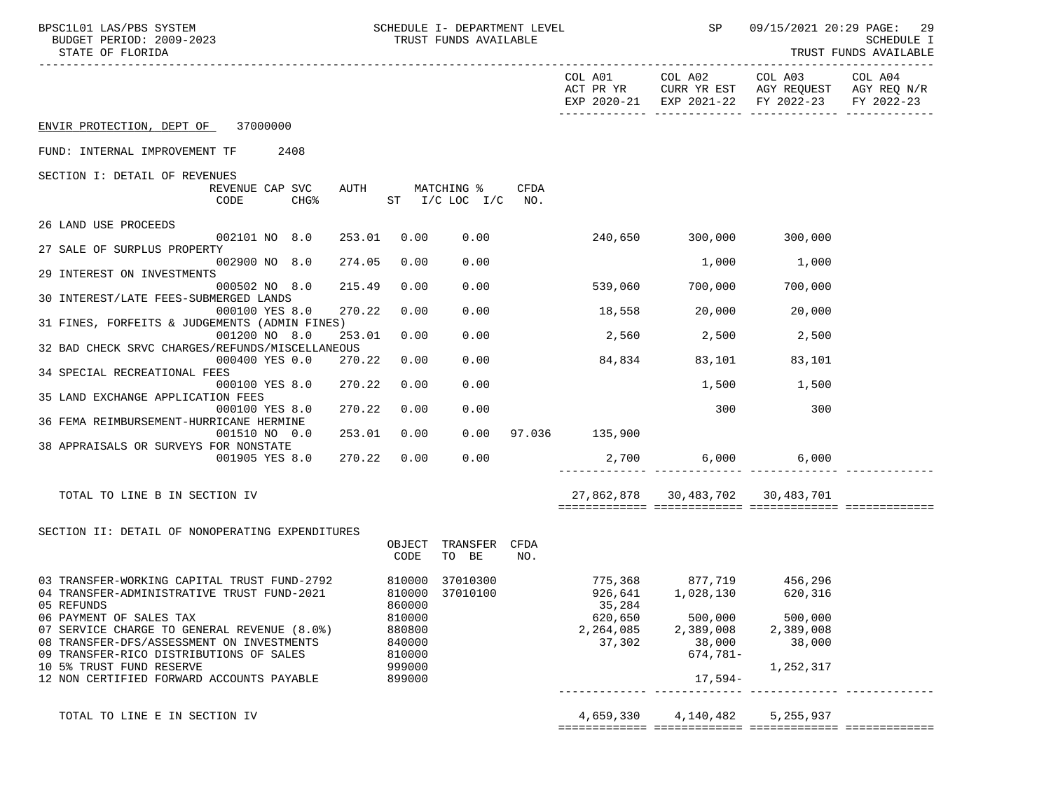ENVIR PROTECTION, DEPT OF 37000000

FUND: INTERNAL IMPROVEMENT TF 2408

SECTION I: DETAIL OF REVENUES

| | REVENUE CODE | CAP SVC CHG% | AUTH | MATCHING % ST | I/C LOC | I/C | CFDA NO. | COL A01 ACT PR YR EXP 2020-21 | COL A02 CURR YR EST EXP 2021-22 | COL A03 AGY REQUEST FY 2022-23 | COL A04 AGY REQ N/R FY 2022-23 |
|---|---|---|---|---|---|---|---|---|---|---|---|
| 26 LAND USE PROCEEDS | 002101 | NO 8.0 | 253.01 | 0.00 | 0.00 | | | 240,650 | 300,000 | 300,000 | |
| 27 SALE OF SURPLUS PROPERTY | 002900 | NO 8.0 | 274.05 | 0.00 | 0.00 | | | | 1,000 | 1,000 | |
| 29 INTEREST ON INVESTMENTS | 000502 | NO 8.0 | 215.49 | 0.00 | 0.00 | | | 539,060 | 700,000 | 700,000 | |
| 30 INTEREST/LATE FEES-SUBMERGED LANDS | 000100 | YES 8.0 | 270.22 | 0.00 | 0.00 | | | 18,558 | 20,000 | 20,000 | |
| 31 FINES, FORFEITS & JUDGEMENTS (ADMIN FINES) | 001200 | NO 8.0 | 253.01 | 0.00 | 0.00 | | | 2,560 | 2,500 | 2,500 | |
| 32 BAD CHECK SRVC CHARGES/REFUNDS/MISCELLANEOUS | 000400 | YES 0.0 | 270.22 | 0.00 | 0.00 | | | 84,834 | 83,101 | 83,101 | |
| 34 SPECIAL RECREATIONAL FEES | 000100 | YES 8.0 | 270.22 | 0.00 | 0.00 | | | | 1,500 | 1,500 | |
| 35 LAND EXCHANGE APPLICATION FEES | 000100 | YES 8.0 | 270.22 | 0.00 | 0.00 | | | | 300 | 300 | |
| 36 FEMA REIMBURSEMENT-HURRICANE HERMINE | 001510 | NO 0.0 | 253.01 | 0.00 | 0.00 | | 97.036 | 135,900 | | | |
| 38 APPRAISALS OR SURVEYS FOR NONSTATE | 001905 | YES 8.0 | 270.22 | 0.00 | 0.00 | | | 2,700 | 6,000 | 6,000 | |
| TOTAL TO LINE B IN SECTION IV | | | | | | | | 27,862,878 | 30,483,702 | 30,483,701 | |

SECTION II: DETAIL OF NONOPERATING EXPENDITURES

| | OBJECT CODE | TRANSFER TO BE | CFDA NO. | COL A01 | COL A02 | COL A03 | COL A04 |
|---|---|---|---|---|---|---|---|
| 03 TRANSFER-WORKING CAPITAL TRUST FUND-2792 | 810000 | 37010300 | | 775,368 | 877,719 | 456,296 | |
| 04 TRANSFER-ADMINISTRATIVE TRUST FUND-2021 | 810000 | 37010100 | | 926,641 | 1,028,130 | 620,316 | |
| 05 REFUNDS | 860000 | | | 35,284 | | | |
| 06 PAYMENT OF SALES TAX | 810000 | | | 620,650 | 500,000 | 500,000 | |
| 07 SERVICE CHARGE TO GENERAL REVENUE (8.0%) | 880800 | | | 2,264,085 | 2,389,008 | 2,389,008 | |
| 08 TRANSFER-DFS/ASSESSMENT ON INVESTMENTS | 840000 | | | 37,302 | 38,000 | 38,000 | |
| 09 TRANSFER-RICO DISTRIBUTIONS OF SALES | 810000 | | | | 674,781- | | |
| 10 5% TRUST FUND RESERVE | 999000 | | | | | 1,252,317 | |
| 12 NON CERTIFIED FORWARD ACCOUNTS PAYABLE | 899000 | | | | 17,594- | | |
| TOTAL TO LINE E IN SECTION IV | | | | 4,659,330 | 4,140,482 | 5,255,937 | |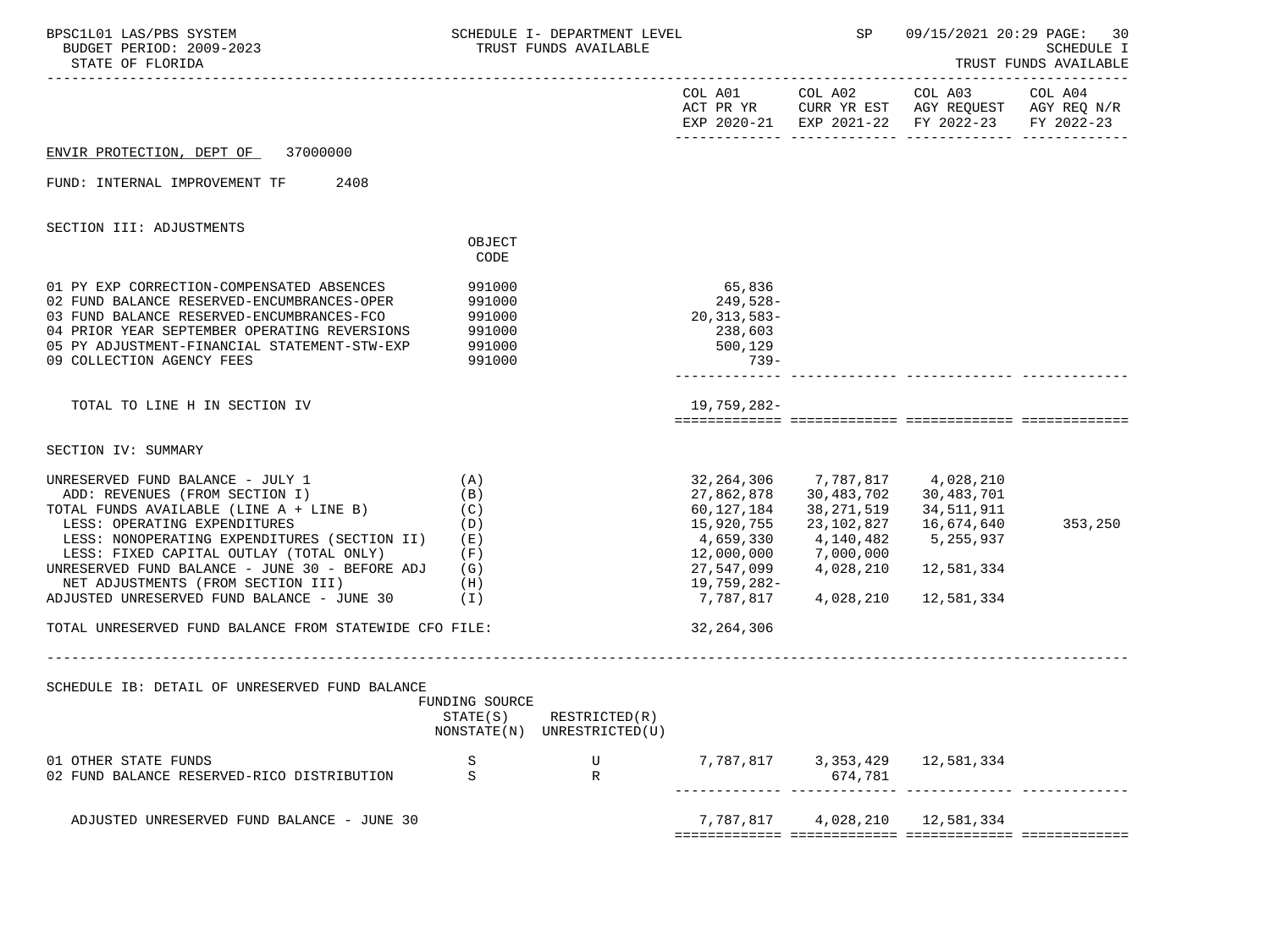ENVIR PROTECTION, DEPT OF 37000000

FUND: INTERNAL IMPROVEMENT TF 2408

SECTION III: ADJUSTMENTS

| | OBJECT CODE | COL A01 ACT PR YR EXP 2020-21 | COL A02 CURR YR EST EXP 2021-22 | COL A03 AGY REQUEST FY 2022-23 | COL A04 AGY REQ N/R FY 2022-23 |
|---|---|---|---|---|---|
| 01 PY EXP CORRECTION-COMPENSATED ABSENCES | 991000 | 65,836 | | | |
| 02 FUND BALANCE RESERVED-ENCUMBRANCES-OPER | 991000 | 249,528- | | | |
| 03 FUND BALANCE RESERVED-ENCUMBRANCES-FCO | 991000 | 20,313,583- | | | |
| 04 PRIOR YEAR SEPTEMBER OPERATING REVERSIONS | 991000 | 238,603 | | | |
| 05 PY ADJUSTMENT-FINANCIAL STATEMENT-STW-EXP | 991000 | 500,129 | | | |
| 09 COLLECTION AGENCY FEES | 991000 | 739- | | | |
| TOTAL TO LINE H IN SECTION IV | | 19,759,282- | | | |

SECTION IV: SUMMARY

| | | COL A01 | COL A02 | COL A03 | COL A04 |
|---|---|---|---|---|---|
| UNRESERVED FUND BALANCE - JULY 1 | (A) | 32,264,306 | 7,787,817 | 4,028,210 | |
| ADD: REVENUES (FROM SECTION I) | (B) | 27,862,878 | 30,483,702 | 30,483,701 | |
| TOTAL FUNDS AVAILABLE (LINE A + LINE B) | (C) | 60,127,184 | 38,271,519 | 34,511,911 | |
| LESS: OPERATING EXPENDITURES | (D) | 15,920,755 | 23,102,827 | 16,674,640 | 353,250 |
| LESS: NONOPERATING EXPENDITURES (SECTION II) | (E) | 4,659,330 | 4,140,482 | 5,255,937 | |
| LESS: FIXED CAPITAL OUTLAY (TOTAL ONLY) | (F) | 12,000,000 | 7,000,000 | | |
| UNRESERVED FUND BALANCE - JUNE 30 - BEFORE ADJ | (G) | 27,547,099 | 4,028,210 | 12,581,334 | |
| NET ADJUSTMENTS (FROM SECTION III) | (H) | 19,759,282- | | | |
| ADJUSTED UNRESERVED FUND BALANCE - JUNE 30 | (I) | 7,787,817 | 4,028,210 | 12,581,334 | |
| TOTAL UNRESERVED FUND BALANCE FROM STATEWIDE CFO FILE: | | 32,264,306 | | | |

SCHEDULE IB: DETAIL OF UNRESERVED FUND BALANCE

| | FUNDING SOURCE STATE(S) NONSTATE(N) | RESTRICTED(R) UNRESTRICTED(U) | COL A01 | COL A02 | COL A03 | COL A04 |
|---|---|---|---|---|---|---|
| 01 OTHER STATE FUNDS | S | U | 7,787,817 | 3,353,429 | 12,581,334 | |
| 02 FUND BALANCE RESERVED-RICO DISTRIBUTION | S | R | | 674,781 | | |
| ADJUSTED UNRESERVED FUND BALANCE - JUNE 30 | | | 7,787,817 | 4,028,210 | 12,581,334 | |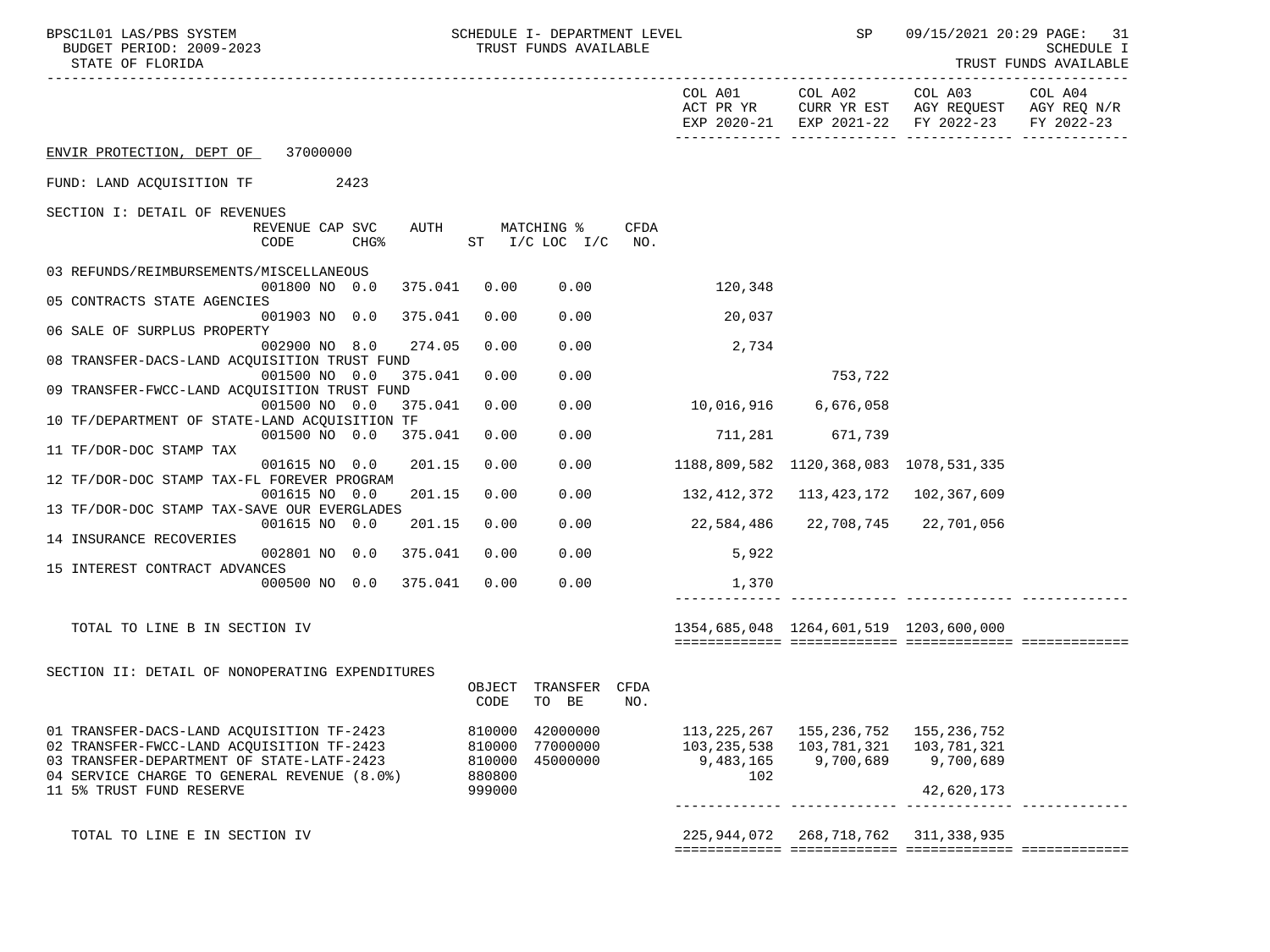BPSC1L01 LAS/PBS SYSTEM — SCHEDULE I- DEPARTMENT LEVEL — TRUST FUNDS AVAILABLE
BUDGET PERIOD: 2009-2023
STATE OF FLORIDA

SCHEDULE I — TRUST FUNDS AVAILABLE

**ENVIR PROTECTION, DEPT OF** 37000000

FUND: LAND ACQUISITION TF 2423

## SECTION I: DETAIL OF REVENUES

| | REVENUE CODE | CAP | SVC CHG% | AUTH ST | MATCHING % I/C | LOC I/C | CFDA NO. | COL A01 ACT PR YR EXP 2020-21 | COL A02 CURR YR EST EXP 2021-22 | COL A03 AGY REQUEST FY 2022-23 | COL A04 AGY REQ N/R FY 2022-23 |
|---|---|---|---|---|---|---|---|---|---|---|---|
| 03 REFUNDS/REIMBURSEMENTS/MISCELLANEOUS | 001800 | NO | 0.0 | 375.041 | 0.00 | 0.00 | | 120,348 | | | |
| 05 CONTRACTS STATE AGENCIES | 001903 | NO | 0.0 | 375.041 | 0.00 | 0.00 | | 20,037 | | | |
| 06 SALE OF SURPLUS PROPERTY | 002900 | NO | 8.0 | 274.05 | 0.00 | 0.00 | | 2,734 | | | |
| 08 TRANSFER-DACS-LAND ACQUISITION TRUST FUND | 001500 | NO | 0.0 | 375.041 | 0.00 | 0.00 | | | 753,722 | | |
| 09 TRANSFER-FWCC-LAND ACQUISITION TRUST FUND | 001500 | NO | 0.0 | 375.041 | 0.00 | 0.00 | | 10,016,916 | 6,676,058 | | |
| 10 TF/DEPARTMENT OF STATE-LAND ACQUISITION TF | 001500 | NO | 0.0 | 375.041 | 0.00 | 0.00 | | 711,281 | 671,739 | | |
| 11 TF/DOR-DOC STAMP TAX | 001615 | NO | 0.0 | 201.15 | 0.00 | 0.00 | | 1188,809,582 | 1120,368,083 | 1078,531,335 | |
| 12 TF/DOR-DOC STAMP TAX-FL FOREVER PROGRAM | 001615 | NO | 0.0 | 201.15 | 0.00 | 0.00 | | 132,412,372 | 113,423,172 | 102,367,609 | |
| 13 TF/DOR-DOC STAMP TAX-SAVE OUR EVERGLADES | 001615 | NO | 0.0 | 201.15 | 0.00 | 0.00 | | 22,584,486 | 22,708,745 | 22,701,056 | |
| 14 INSURANCE RECOVERIES | 002801 | NO | 0.0 | 375.041 | 0.00 | 0.00 | | 5,922 | | | |
| 15 INTEREST CONTRACT ADVANCES | 000500 | NO | 0.0 | 375.041 | 0.00 | 0.00 | | 1,370 | | | |
| TOTAL TO LINE B IN SECTION IV | | | | | | | | 1354,685,048 | 1264,601,519 | 1203,600,000 | |

## SECTION II: DETAIL OF NONOPERATING EXPENDITURES

| | OBJECT CODE | TRANSFER TO BE | CFDA NO. | COL A01 ACT PR YR EXP 2020-21 | COL A02 CURR YR EST EXP 2021-22 | COL A03 AGY REQUEST FY 2022-23 | COL A04 AGY REQ N/R FY 2022-23 |
|---|---|---|---|---|---|---|---|
| 01 TRANSFER-DACS-LAND ACQUISITION TF-2423 | 810000 | 42000000 | | 113,225,267 | 155,236,752 | 155,236,752 | |
| 02 TRANSFER-FWCC-LAND ACQUISITION TF-2423 | 810000 | 77000000 | | 103,235,538 | 103,781,321 | 103,781,321 | |
| 03 TRANSFER-DEPARTMENT OF STATE-LATF-2423 | 810000 | 45000000 | | 9,483,165 | 9,700,689 | 9,700,689 | |
| 04 SERVICE CHARGE TO GENERAL REVENUE (8.0%) | 880800 | | | 102 | | | |
| 11 5% TRUST FUND RESERVE | 999000 | | | | | 42,620,173 | |
| TOTAL TO LINE E IN SECTION IV | | | | 225,944,072 | 268,718,762 | 311,338,935 | |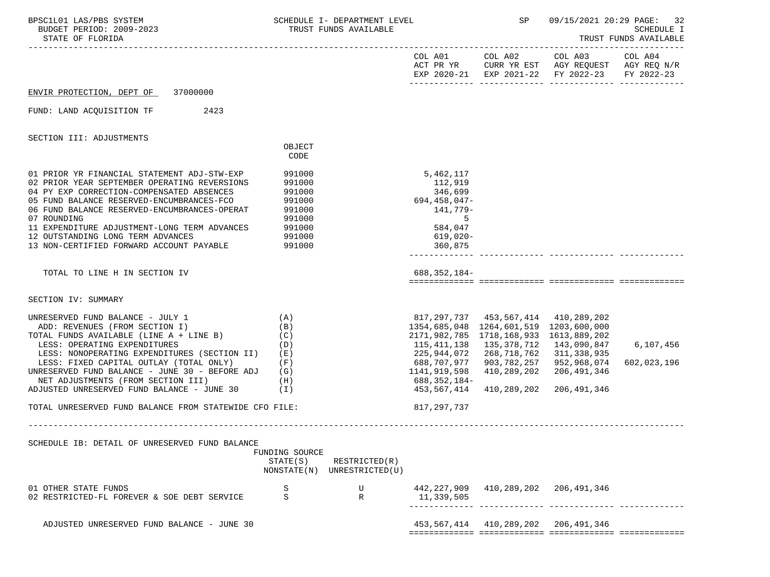ENVIR PROTECTION, DEPT OF 37000000

FUND: LAND ACQUISITION TF 2423

SECTION III: ADJUSTMENTS

| | OBJECT CODE | COL A01 ACT PR YR EXP 2020-21 | COL A02 CURR YR EST EXP 2021-22 | COL A03 AGY REQUEST FY 2022-23 | COL A04 AGY REQ N/R FY 2022-23 |
|---|---|---|---|---|---|
| 01 PRIOR YR FINANCIAL STATEMENT ADJ-STW-EXP | 991000 | 5,462,117 | | | |
| 02 PRIOR YEAR SEPTEMBER OPERATING REVERSIONS | 991000 | 112,919 | | | |
| 04 PY EXP CORRECTION-COMPENSATED ABSENCES | 991000 | 346,699 | | | |
| 05 FUND BALANCE RESERVED-ENCUMBRANCES-FCO | 991000 | 694,458,047- | | | |
| 06 FUND BALANCE RESERVED-ENCUMBRANCES-OPERAT | 991000 | 141,779- | | | |
| 07 ROUNDING | 991000 | 5 | | | |
| 11 EXPENDITURE ADJUSTMENT-LONG TERM ADVANCES | 991000 | 584,047 | | | |
| 12 OUTSTANDING LONG TERM ADVANCES | 991000 | 619,020- | | | |
| 13 NON-CERTIFIED FORWARD ACCOUNT PAYABLE | 991000 | 360,875 | | | |
| TOTAL TO LINE H IN SECTION IV | | 688,352,184- | | | |

SECTION IV: SUMMARY

| | | COL A01 | COL A02 | COL A03 | COL A04 |
|---|---|---|---|---|---|
| UNRESERVED FUND BALANCE - JULY 1 | (A) | 817,297,737 | 453,567,414 | 410,289,202 | |
| ADD: REVENUES (FROM SECTION I) | (B) | 1354,685,048 | 1264,601,519 | 1203,600,000 | |
| TOTAL FUNDS AVAILABLE (LINE A + LINE B) | (C) | 2171,982,785 | 1718,168,933 | 1613,889,202 | |
| LESS: OPERATING EXPENDITURES | (D) | 115,411,138 | 135,378,712 | 143,090,847 | 6,107,456 |
| LESS: NONOPERATING EXPENDITURES (SECTION II) | (E) | 225,944,072 | 268,718,762 | 311,338,935 | |
| LESS: FIXED CAPITAL OUTLAY (TOTAL ONLY) | (F) | 688,707,977 | 903,782,257 | 952,968,074 | 602,023,196 |
| UNRESERVED FUND BALANCE - JUNE 30 - BEFORE ADJ | (G) | 1141,919,598 | 410,289,202 | 206,491,346 | |
| NET ADJUSTMENTS (FROM SECTION III) | (H) | 688,352,184- | | | |
| ADJUSTED UNRESERVED FUND BALANCE - JUNE 30 | (I) | 453,567,414 | 410,289,202 | 206,491,346 | |
| TOTAL UNRESERVED FUND BALANCE FROM STATEWIDE CFO FILE: | | 817,297,737 | | | |

SCHEDULE IB: DETAIL OF UNRESERVED FUND BALANCE

| | FUNDING SOURCE STATE(S) NONSTATE(N) | RESTRICTED(R) UNRESTRICTED(U) | COL A01 | COL A02 | COL A03 | COL A04 |
|---|---|---|---|---|---|---|
| 01 OTHER STATE FUNDS | S | U | 442,227,909 | 410,289,202 | 206,491,346 | |
| 02 RESTRICTED-FL FOREVER & SOE DEBT SERVICE | S | R | 11,339,505 | | | |
| ADJUSTED UNRESERVED FUND BALANCE - JUNE 30 | | | 453,567,414 | 410,289,202 | 206,491,346 | |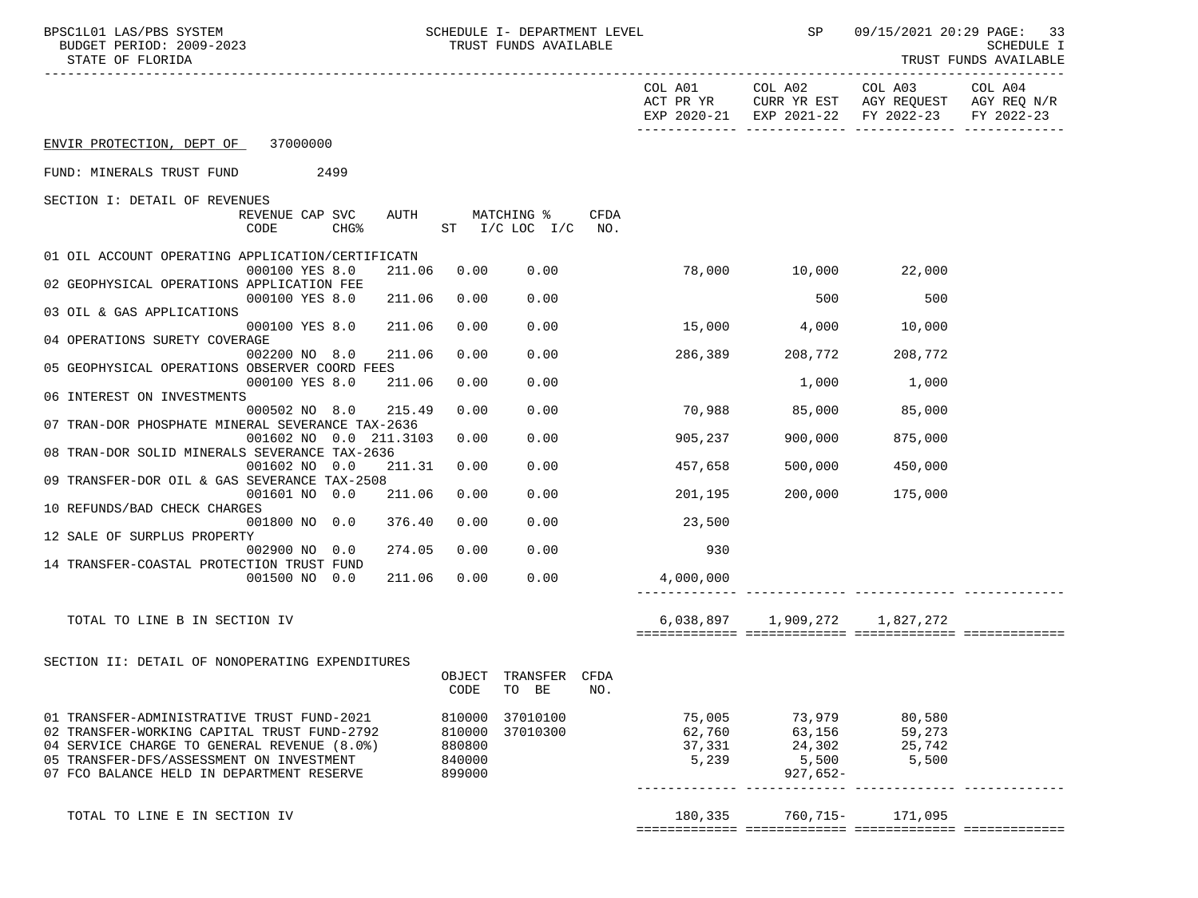BPSC1L01 LAS/PBS SYSTEM — SCHEDULE I- DEPARTMENT LEVEL — SP — 09/15/2021 20:29 PAGE: 33
BUDGET PERIOD: 2009-2023 — TRUST FUNDS AVAILABLE — SCHEDULE I
STATE OF FLORIDA — TRUST FUNDS AVAILABLE

ENVIR PROTECTION, DEPT OF 37000000

FUND: MINERALS TRUST FUND 2499

## SECTION I: DETAIL OF REVENUES

| Description | REVENUE CODE | CAP SVC CHG% | AUTH | MATCHING % ST | I/C LOC I/C | CFDA NO. | COL A01 ACT PR YR EXP 2020-21 | COL A02 CURR YR EST EXP 2021-22 | COL A03 AGY REQUEST FY 2022-23 | COL A04 AGY REQ N/R FY 2022-23 |
|---|---|---|---|---|---|---|---|---|---|---|
| 01 OIL ACCOUNT OPERATING APPLICATION/CERTIFICATN | 000100 | YES 8.0 | 211.06 | 0.00 | 0.00 | | 78,000 | 10,000 | 22,000 | |
| 02 GEOPHYSICAL OPERATIONS APPLICATION FEE | 000100 | YES 8.0 | 211.06 | 0.00 | 0.00 | | | 500 | 500 | |
| 03 OIL & GAS APPLICATIONS | 000100 | YES 8.0 | 211.06 | 0.00 | 0.00 | | 15,000 | 4,000 | 10,000 | |
| 04 OPERATIONS SURETY COVERAGE | 002200 | NO 8.0 | 211.06 | 0.00 | 0.00 | | 286,389 | 208,772 | 208,772 | |
| 05 GEOPHYSICAL OPERATIONS OBSERVER COORD FEES | 000100 | YES 8.0 | 211.06 | 0.00 | 0.00 | | | 1,000 | 1,000 | |
| 06 INTEREST ON INVESTMENTS | 000502 | NO 8.0 | 215.49 | 0.00 | 0.00 | | 70,988 | 85,000 | 85,000 | |
| 07 TRAN-DOR PHOSPHATE MINERAL SEVERANCE TAX-2636 | 001602 | NO 0.0 | 211.3103 | 0.00 | 0.00 | | 905,237 | 900,000 | 875,000 | |
| 08 TRAN-DOR SOLID MINERALS SEVERANCE TAX-2636 | 001602 | NO 0.0 | 211.31 | 0.00 | 0.00 | | 457,658 | 500,000 | 450,000 | |
| 09 TRANSFER-DOR OIL & GAS SEVERANCE TAX-2508 | 001601 | NO 0.0 | 211.06 | 0.00 | 0.00 | | 201,195 | 200,000 | 175,000 | |
| 10 REFUNDS/BAD CHECK CHARGES | 001800 | NO 0.0 | 376.40 | 0.00 | 0.00 | | 23,500 | | | |
| 12 SALE OF SURPLUS PROPERTY | 002900 | NO 0.0 | 274.05 | 0.00 | 0.00 | | 930 | | | |
| 14 TRANSFER-COASTAL PROTECTION TRUST FUND | 001500 | NO 0.0 | 211.06 | 0.00 | 0.00 | | 4,000,000 | | | |
| TOTAL TO LINE B IN SECTION IV | | | | | | | 6,038,897 | 1,909,272 | 1,827,272 | |

## SECTION II: DETAIL OF NONOPERATING EXPENDITURES

| Description | OBJECT CODE | TRANSFER TO BE | CFDA NO. | COL A01 ACT PR YR EXP 2020-21 | COL A02 CURR YR EST EXP 2021-22 | COL A03 AGY REQUEST FY 2022-23 | COL A04 AGY REQ N/R FY 2022-23 |
|---|---|---|---|---|---|---|---|
| 01 TRANSFER-ADMINISTRATIVE TRUST FUND-2021 | 810000 | 37010100 | | 75,005 | 73,979 | 80,580 | |
| 02 TRANSFER-WORKING CAPITAL TRUST FUND-2792 | 810000 | 37010300 | | 62,760 | 63,156 | 59,273 | |
| 04 SERVICE CHARGE TO GENERAL REVENUE (8.0%) | 880800 | | | 37,331 | 24,302 | 25,742 | |
| 05 TRANSFER-DFS/ASSESSMENT ON INVESTMENT | 840000 | | | 5,239 | 5,500 | 5,500 | |
| 07 FCO BALANCE HELD IN DEPARTMENT RESERVE | 899000 | | | | 927,652- | | |
| TOTAL TO LINE E IN SECTION IV | | | | 180,335 | 760,715- | 171,095 | |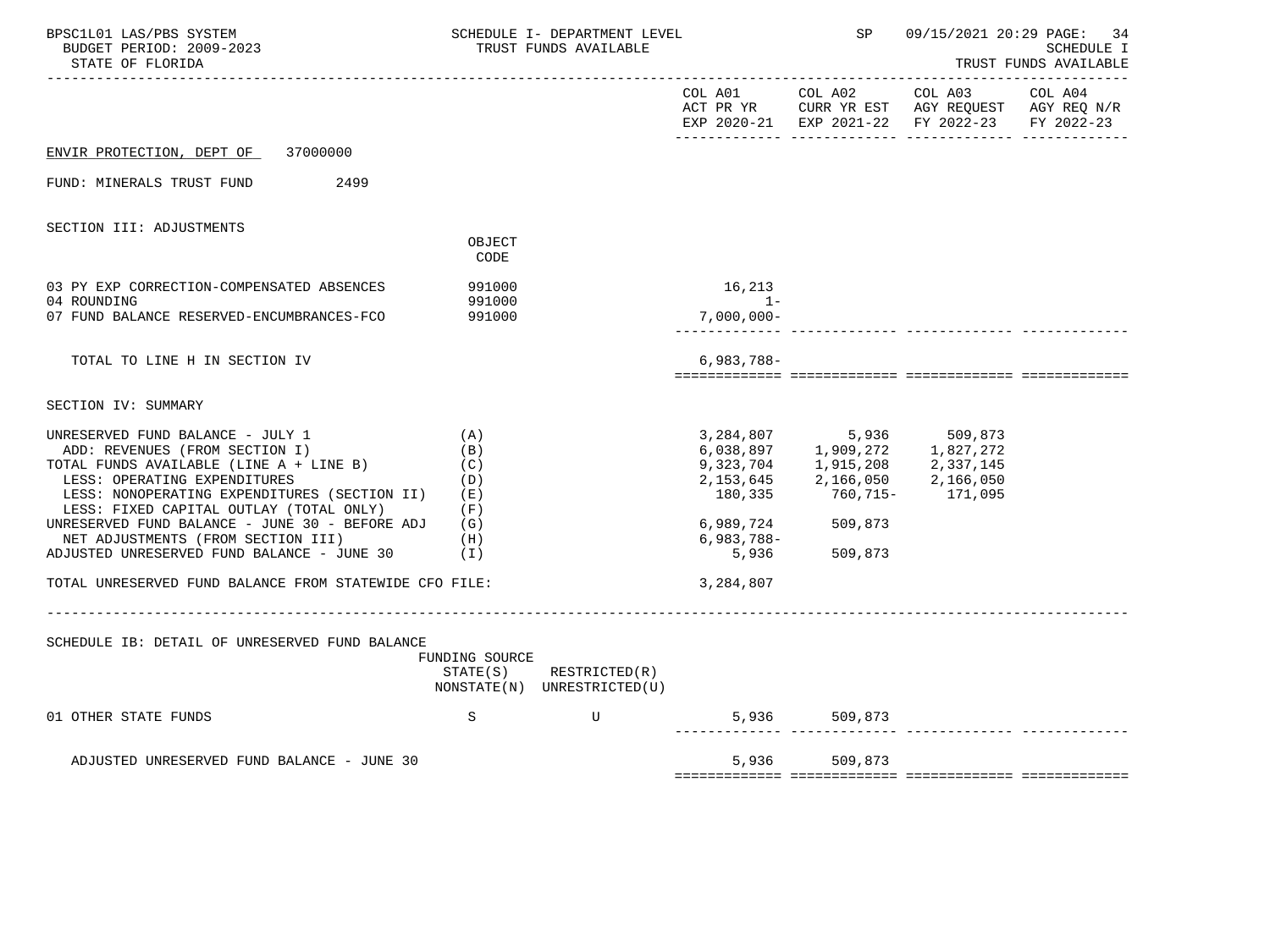ENVIR PROTECTION, DEPT OF 37000000

FUND: MINERALS TRUST FUND 2499

SECTION III: ADJUSTMENTS

| | OBJECT CODE | COL A01 ACT PR YR EXP 2020-21 | COL A02 CURR YR EST EXP 2021-22 | COL A03 AGY REQUEST FY 2022-23 | COL A04 AGY REQ N/R FY 2022-23 |
|---|---|---|---|---|---|
| 03 PY EXP CORRECTION-COMPENSATED ABSENCES | 991000 | 16,213 | | | |
| 04 ROUNDING | 991000 | 1- | | | |
| 07 FUND BALANCE RESERVED-ENCUMBRANCES-FCO | 991000 | 7,000,000- | | | |
| TOTAL TO LINE H IN SECTION IV | | 6,983,788- | | | |

SECTION IV: SUMMARY

| | | COL A01 | COL A02 | COL A03 | COL A04 |
|---|---|---|---|---|---|
| UNRESERVED FUND BALANCE - JULY 1 | (A) | 3,284,807 | 5,936 | 509,873 | |
| ADD: REVENUES (FROM SECTION I) | (B) | 6,038,897 | 1,909,272 | 1,827,272 | |
| TOTAL FUNDS AVAILABLE (LINE A + LINE B) | (C) | 9,323,704 | 1,915,208 | 2,337,145 | |
| LESS: OPERATING EXPENDITURES | (D) | 2,153,645 | 2,166,050 | 2,166,050 | |
| LESS: NONOPERATING EXPENDITURES (SECTION II) | (E) | 180,335 | 760,715- | 171,095 | |
| LESS: FIXED CAPITAL OUTLAY (TOTAL ONLY) | (F) | | | | |
| UNRESERVED FUND BALANCE - JUNE 30 - BEFORE ADJ | (G) | 6,989,724 | 509,873 | | |
| NET ADJUSTMENTS (FROM SECTION III) | (H) | 6,983,788- | | | |
| ADJUSTED UNRESERVED FUND BALANCE - JUNE 30 | (I) | 5,936 | 509,873 | | |
| TOTAL UNRESERVED FUND BALANCE FROM STATEWIDE CFO FILE: | | 3,284,807 | | | |

SCHEDULE IB: DETAIL OF UNRESERVED FUND BALANCE

| | FUNDING SOURCE STATE(S) NONSTATE(N) | RESTRICTED(R) UNRESTRICTED(U) | COL A01 | COL A02 | COL A03 | COL A04 |
|---|---|---|---|---|---|---|
| 01 OTHER STATE FUNDS | S | U | 5,936 | 509,873 | | |
| ADJUSTED UNRESERVED FUND BALANCE - JUNE 30 | | | 5,936 | 509,873 | | |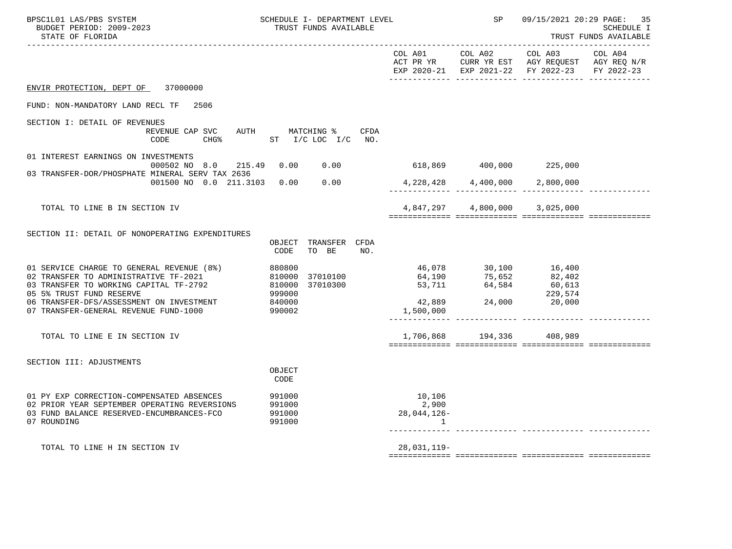ENVIR PROTECTION, DEPT OF 37000000

FUND: NON-MANDATORY LAND RECL TF 2506

| | COL A01 ACT PR YR EXP 2020-21 | COL A02 CURR YR EST EXP 2021-22 | COL A03 AGY REQUEST FY 2022-23 | COL A04 AGY REQ N/R FY 2022-23 |
|---|---|---|---|---|
| **SECTION I: DETAIL OF REVENUES** (REVENUE CODE / CAP CHG% / SVC / AUTH ST / MATCHING % I/C LOC I/C / CFDA NO.) | | | | |
| 01 INTEREST EARNINGS ON INVESTMENTS — 000502 NO 8.0 215.49 0.00 0.00 | 618,869 | 400,000 | 225,000 | |
| 03 TRANSFER-DOR/PHOSPHATE MINERAL SERV TAX 2636 — 001500 NO 0.0 211.3103 0.00 0.00 | 4,228,428 | 4,400,000 | 2,800,000 | |
| TOTAL TO LINE B IN SECTION IV | 4,847,297 | 4,800,000 | 3,025,000 | |
| **SECTION II: DETAIL OF NONOPERATING EXPENDITURES** (OBJECT CODE / TRANSFER TO BE / CFDA NO.) | | | | |
| 01 SERVICE CHARGE TO GENERAL REVENUE (8%) — 880800 | 46,078 | 30,100 | 16,400 | |
| 02 TRANSFER TO ADMINISTRATIVE TF-2021 — 810000 37010100 | 64,190 | 75,652 | 82,402 | |
| 03 TRANSFER TO WORKING CAPITAL TF-2792 — 810000 37010300 | 53,711 | 64,584 | 60,613 | |
| 05 5% TRUST FUND RESERVE — 999000 | | | 229,574 | |
| 06 TRANSFER-DFS/ASSESSMENT ON INVESTMENT — 840000 | 42,889 | 24,000 | 20,000 | |
| 07 TRANSFER-GENERAL REVENUE FUND-1000 — 990002 | 1,500,000 | | | |
| TOTAL TO LINE E IN SECTION IV | 1,706,868 | 194,336 | 408,989 | |
| **SECTION III: ADJUSTMENTS** (OBJECT CODE) | | | | |
| 01 PY EXP CORRECTION-COMPENSATED ABSENCES — 991000 | 10,106 | | | |
| 02 PRIOR YEAR SEPTEMBER OPERATING REVERSIONS — 991000 | 2,900 | | | |
| 03 FUND BALANCE RESERVED-ENCUMBRANCES-FCO — 991000 | 28,044,126- | | | |
| 07 ROUNDING — 991000 | 1 | | | |
| TOTAL TO LINE H IN SECTION IV | 28,031,119- | | | |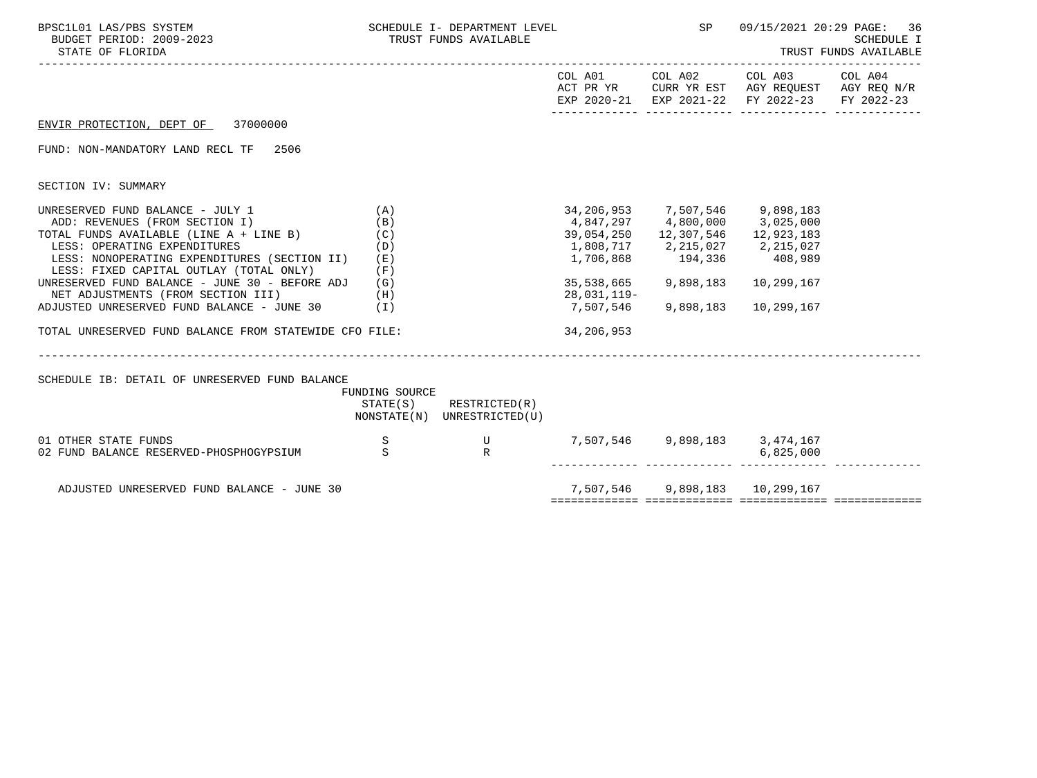BPSC1L01 LAS/PBS SYSTEM — SCHEDULE I- DEPARTMENT LEVEL — SP 09/15/2021 20:29

BUDGET PERIOD: 2009-2023 — TRUST FUNDS AVAILABLE — SCHEDULE I

STATE OF FLORIDA — TRUST FUNDS AVAILABLE

ENVIR PROTECTION, DEPT OF 37000000

FUND: NON-MANDATORY LAND RECL TF 2506

SECTION IV: SUMMARY

| | | COL A01 ACT PR YR EXP 2020-21 | COL A02 CURR YR EST EXP 2021-22 | COL A03 AGY REQUEST FY 2022-23 | COL A04 AGY REQ N/R FY 2022-23 |
|---|---|---|---|---|---|
| UNRESERVED FUND BALANCE - JULY 1 | (A) | 34,206,953 | 7,507,546 | 9,898,183 | |
| ADD: REVENUES (FROM SECTION I) | (B) | 4,847,297 | 4,800,000 | 3,025,000 | |
| TOTAL FUNDS AVAILABLE (LINE A + LINE B) | (C) | 39,054,250 | 12,307,546 | 12,923,183 | |
| LESS: OPERATING EXPENDITURES | (D) | 1,808,717 | 2,215,027 | 2,215,027 | |
| LESS: NONOPERATING EXPENDITURES (SECTION II) | (E) | 1,706,868 | 194,336 | 408,989 | |
| LESS: FIXED CAPITAL OUTLAY (TOTAL ONLY) | (F) | | | | |
| UNRESERVED FUND BALANCE - JUNE 30 - BEFORE ADJ | (G) | 35,538,665 | 9,898,183 | 10,299,167 | |
| NET ADJUSTMENTS (FROM SECTION III) | (H) | 28,031,119- | | | |
| ADJUSTED UNRESERVED FUND BALANCE - JUNE 30 | (I) | 7,507,546 | 9,898,183 | 10,299,167 | |
| TOTAL UNRESERVED FUND BALANCE FROM STATEWIDE CFO FILE: | | 34,206,953 | | | |

SCHEDULE IB: DETAIL OF UNRESERVED FUND BALANCE

| | FUNDING SOURCE STATE(S) NONSTATE(N) | RESTRICTED(R) UNRESTRICTED(U) | COL A01 | COL A02 | COL A03 | COL A04 |
|---|---|---|---|---|---|---|
| 01 OTHER STATE FUNDS | S | U | 7,507,546 | 9,898,183 | 3,474,167 | |
| 02 FUND BALANCE RESERVED-PHOSPHOGYPSIUM | S | R | | | 6,825,000 | |
| ADJUSTED UNRESERVED FUND BALANCE - JUNE 30 | | | 7,507,546 | 9,898,183 | 10,299,167 | |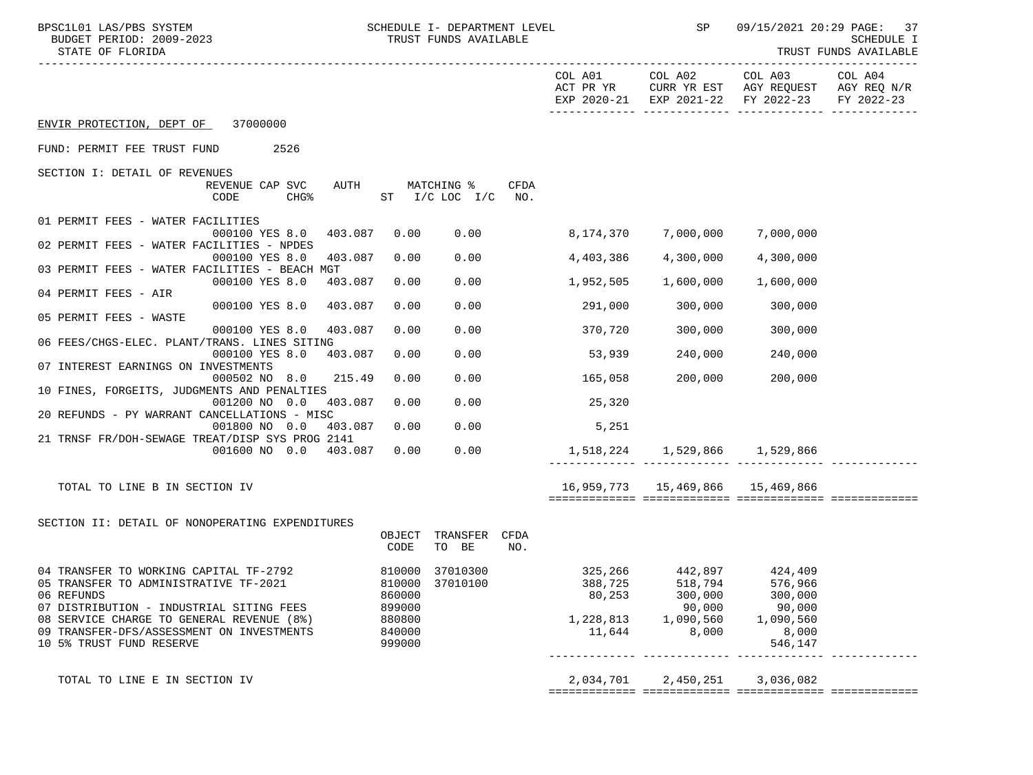ENVIR PROTECTION, DEPT OF 37000000

FUND: PERMIT FEE TRUST FUND 2526

## SECTION I: DETAIL OF REVENUES

| Description | REVENUE CODE | CAP | SVC CHG% | AUTH | MATCHING % ST | I/C LOC | I/C | CFDA NO. | COL A01 ACT PR YR EXP 2020-21 | COL A02 CURR YR EST EXP 2021-22 | COL A03 AGY REQUEST FY 2022-23 | COL A04 AGY REQ N/R FY 2022-23 |
|---|---|---|---|---|---|---|---|---|---|---|---|---|
| 01 PERMIT FEES - WATER FACILITIES | 000100 | YES | 8.0 | 403.087 | 0.00 | 0.00 | | | 8,174,370 | 7,000,000 | 7,000,000 | |
| 02 PERMIT FEES - WATER FACILITIES - NPDES | 000100 | YES | 8.0 | 403.087 | 0.00 | 0.00 | | | 4,403,386 | 4,300,000 | 4,300,000 | |
| 03 PERMIT FEES - WATER FACILITIES - BEACH MGT | 000100 | YES | 8.0 | 403.087 | 0.00 | 0.00 | | | 1,952,505 | 1,600,000 | 1,600,000 | |
| 04 PERMIT FEES - AIR | 000100 | YES | 8.0 | 403.087 | 0.00 | 0.00 | | | 291,000 | 300,000 | 300,000 | |
| 05 PERMIT FEES - WASTE | 000100 | YES | 8.0 | 403.087 | 0.00 | 0.00 | | | 370,720 | 300,000 | 300,000 | |
| 06 FEES/CHGS-ELEC. PLANT/TRANS. LINES SITING | 000100 | YES | 8.0 | 403.087 | 0.00 | 0.00 | | | 53,939 | 240,000 | 240,000 | |
| 07 INTEREST EARNINGS ON INVESTMENTS | 000502 | NO | 8.0 | 215.49 | 0.00 | 0.00 | | | 165,058 | 200,000 | 200,000 | |
| 10 FINES, FORGEITS, JUDGMENTS AND PENALTIES | 001200 | NO | 0.0 | 403.087 | 0.00 | 0.00 | | | 25,320 | | | |
| 20 REFUNDS - PY WARRANT CANCELLATIONS - MISC | 001800 | NO | 0.0 | 403.087 | 0.00 | 0.00 | | | 5,251 | | | |
| 21 TRNSF FR/DOH-SEWAGE TREAT/DISP SYS PROG 2141 | 001600 | NO | 0.0 | 403.087 | 0.00 | 0.00 | | | 1,518,224 | 1,529,866 | 1,529,866 | |
| TOTAL TO LINE B IN SECTION IV | | | | | | | | | 16,959,773 | 15,469,866 | 15,469,866 | |

## SECTION II: DETAIL OF NONOPERATING EXPENDITURES

| Description | OBJECT CODE | TRANSFER TO BE | CFDA NO. | COL A01 ACT PR YR EXP 2020-21 | COL A02 CURR YR EST EXP 2021-22 | COL A03 AGY REQUEST FY 2022-23 | COL A04 AGY REQ N/R FY 2022-23 |
|---|---|---|---|---|---|---|---|
| 04 TRANSFER TO WORKING CAPITAL TF-2792 | 810000 | 37010300 | | 325,266 | 442,897 | 424,409 | |
| 05 TRANSFER TO ADMINISTRATIVE TF-2021 | 810000 | 37010100 | | 388,725 | 518,794 | 576,966 | |
| 06 REFUNDS | 860000 | | | 80,253 | 300,000 | 300,000 | |
| 07 DISTRIBUTION - INDUSTRIAL SITING FEES | 899000 | | | | 90,000 | 90,000 | |
| 08 SERVICE CHARGE TO GENERAL REVENUE (8%) | 880800 | | | 1,228,813 | 1,090,560 | 1,090,560 | |
| 09 TRANSFER-DFS/ASSESSMENT ON INVESTMENTS | 840000 | | | 11,644 | 8,000 | 8,000 | |
| 10 5% TRUST FUND RESERVE | 999000 | | | | | 546,147 | |
| TOTAL TO LINE E IN SECTION IV | | | | 2,034,701 | 2,450,251 | 3,036,082 | |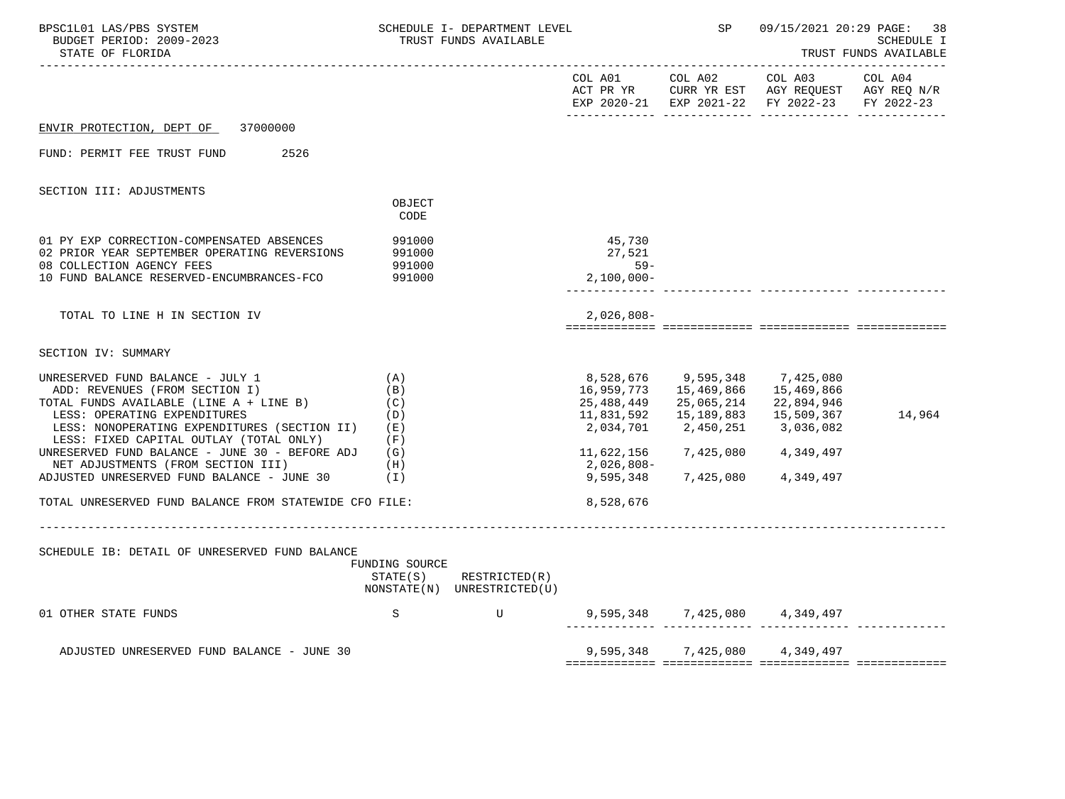BPSC1L01 LAS/PBS SYSTEM — SCHEDULE I- DEPARTMENT LEVEL — TRUST FUNDS AVAILABLE — SP 09/15/2021 20:29

BUDGET PERIOD: 2009-2023 — SCHEDULE I

STATE OF FLORIDA — TRUST FUNDS AVAILABLE

## ENVIR PROTECTION, DEPT OF 37000000

FUND: PERMIT FEE TRUST FUND 2526

### SECTION III: ADJUSTMENTS

| | OBJECT CODE | COL A01 ACT PR YR EXP 2020-21 | COL A02 CURR YR EST EXP 2021-22 | COL A03 AGY REQUEST FY 2022-23 | COL A04 AGY REQ N/R FY 2022-23 |
|---|---|---|---|---|---|
| 01 PY EXP CORRECTION-COMPENSATED ABSENCES | 991000 | 45,730 | | | |
| 02 PRIOR YEAR SEPTEMBER OPERATING REVERSIONS | 991000 | 27,521 | | | |
| 08 COLLECTION AGENCY FEES | 991000 | 59- | | | |
| 10 FUND BALANCE RESERVED-ENCUMBRANCES-FCO | 991000 | 2,100,000- | | | |
| TOTAL TO LINE H IN SECTION IV | | 2,026,808- | | | |

### SECTION IV: SUMMARY

| | | COL A01 ACT PR YR EXP 2020-21 | COL A02 CURR YR EST EXP 2021-22 | COL A03 AGY REQUEST FY 2022-23 | COL A04 AGY REQ N/R FY 2022-23 |
|---|---|---|---|---|---|
| UNRESERVED FUND BALANCE - JULY 1 | (A) | 8,528,676 | 9,595,348 | 7,425,080 | |
| ADD: REVENUES (FROM SECTION I) | (B) | 16,959,773 | 15,469,866 | 15,469,866 | |
| TOTAL FUNDS AVAILABLE (LINE A + LINE B) | (C) | 25,488,449 | 25,065,214 | 22,894,946 | |
| LESS: OPERATING EXPENDITURES | (D) | 11,831,592 | 15,189,883 | 15,509,367 | 14,964 |
| LESS: NONOPERATING EXPENDITURES (SECTION II) | (E) | 2,034,701 | 2,450,251 | 3,036,082 | |
| LESS: FIXED CAPITAL OUTLAY (TOTAL ONLY) | (F) | | | | |
| UNRESERVED FUND BALANCE - JUNE 30 - BEFORE ADJ | (G) | 11,622,156 | 7,425,080 | 4,349,497 | |
| NET ADJUSTMENTS (FROM SECTION III) | (H) | 2,026,808- | | | |
| ADJUSTED UNRESERVED FUND BALANCE - JUNE 30 | (I) | 9,595,348 | 7,425,080 | 4,349,497 | |
| TOTAL UNRESERVED FUND BALANCE FROM STATEWIDE CFO FILE: | | 8,528,676 | | | |

### SCHEDULE IB: DETAIL OF UNRESERVED FUND BALANCE

| | FUNDING SOURCE STATE(S) NONSTATE(N) | RESTRICTED(R) UNRESTRICTED(U) | COL A01 | COL A02 | COL A03 | COL A04 |
|---|---|---|---|---|---|---|
| 01 OTHER STATE FUNDS | S | U | 9,595,348 | 7,425,080 | 4,349,497 | |
| ADJUSTED UNRESERVED FUND BALANCE - JUNE 30 | | | 9,595,348 | 7,425,080 | 4,349,497 | |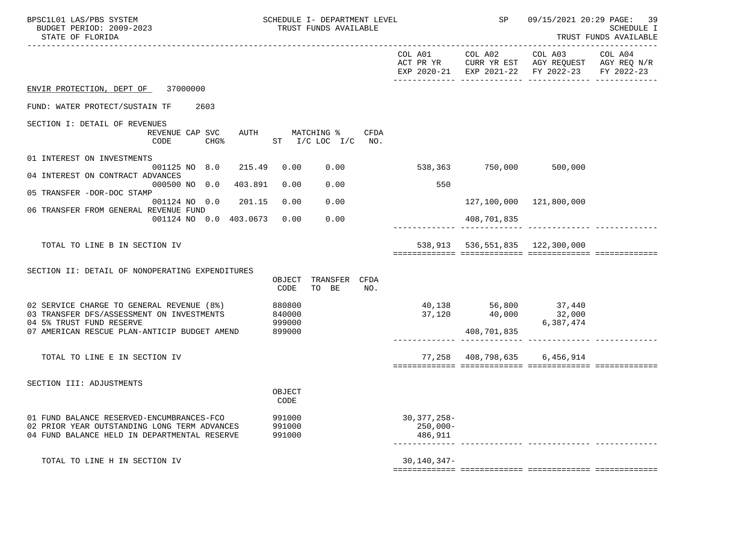ENVIR PROTECTION, DEPT OF 37000000

FUND: WATER PROTECT/SUSTAIN TF 2603

## SECTION I: DETAIL OF REVENUES

| | REVENUE CODE | CAP CHG | SVC CHG% | AUTH | MATCHING % ST I/C | LOC I/C | CFDA NO. | COL A01 ACT PR YR EXP 2020-21 | COL A02 CURR YR EST EXP 2021-22 | COL A03 AGY REQUEST FY 2022-23 | COL A04 AGY REQ N/R FY 2022-23 |
|---|---|---|---|---|---|---|---|---|---|---|---|
| 01 INTEREST ON INVESTMENTS | 001125 | NO | 8.0 | 215.49 | 0.00 | 0.00 | | 538,363 | 750,000 | 500,000 | |
| 04 INTEREST ON CONTRACT ADVANCES | 000500 | NO | 0.0 | 403.891 | 0.00 | 0.00 | | 550 | | | |
| 05 TRANSFER -DOR-DOC STAMP | 001124 | NO | 0.0 | 201.15 | 0.00 | 0.00 | | | 127,100,000 | 121,800,000 | |
| 06 TRANSFER FROM GENERAL REVENUE FUND | 001124 | NO | 0.0 | 403.0673 | 0.00 | 0.00 | | | 408,701,835 | | |
| TOTAL TO LINE B IN SECTION IV | | | | | | | | 538,913 | 536,551,835 | 122,300,000 | |

## SECTION II: DETAIL OF NONOPERATING EXPENDITURES

| | OBJECT CODE | TRANSFER TO BE | CFDA NO. | COL A01 ACT PR YR EXP 2020-21 | COL A02 CURR YR EST EXP 2021-22 | COL A03 AGY REQUEST FY 2022-23 | COL A04 AGY REQ N/R FY 2022-23 |
|---|---|---|---|---|---|---|---|
| 02 SERVICE CHARGE TO GENERAL REVENUE (8%) | 880800 | | | 40,138 | 56,800 | 37,440 | |
| 03 TRANSFER DFS/ASSESSMENT ON INVESTMENTS | 840000 | | | 37,120 | 40,000 | 32,000 | |
| 04 5% TRUST FUND RESERVE | 999000 | | | | | 6,387,474 | |
| 07 AMERICAN RESCUE PLAN-ANTICIP BUDGET AMEND | 899000 | | | | 408,701,835 | | |
| TOTAL TO LINE E IN SECTION IV | | | | 77,258 | 408,798,635 | 6,456,914 | |

## SECTION III: ADJUSTMENTS

| | OBJECT CODE | COL A01 ACT PR YR EXP 2020-21 | COL A02 CURR YR EST EXP 2021-22 | COL A03 AGY REQUEST FY 2022-23 | COL A04 AGY REQ N/R FY 2022-23 |
|---|---|---|---|---|---|
| 01 FUND BALANCE RESERVED-ENCUMBRANCES-FCO | 991000 | 30,377,258- | | | |
| 02 PRIOR YEAR OUTSTANDING LONG TERM ADVANCES | 991000 | 250,000- | | | |
| 04 FUND BALANCE HELD IN DEPARTMENTAL RESERVE | 991000 | 486,911 | | | |
| TOTAL TO LINE H IN SECTION IV | | 30,140,347- | | | |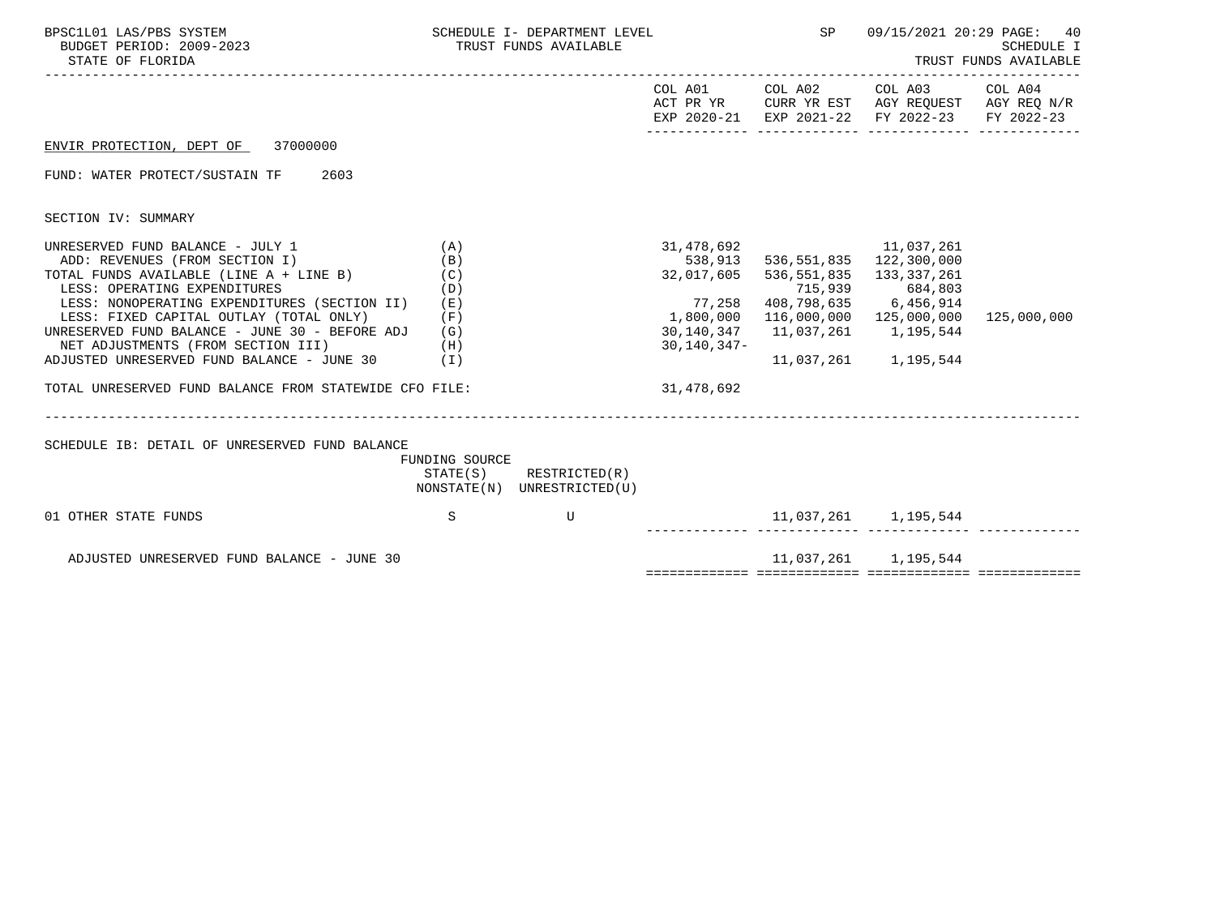BPSC1L01 LAS/PBS SYSTEM — SCHEDULE I- DEPARTMENT LEVEL — SP 09/15/2021 20:29 PAGE: 40
BUDGET PERIOD: 2009-2023 — TRUST FUNDS AVAILABLE — SCHEDULE I
STATE OF FLORIDA — TRUST FUNDS AVAILABLE

ENVIR PROTECTION, DEPT OF 37000000

FUND: WATER PROTECT/SUSTAIN TF 2603

SECTION IV: SUMMARY

| | | COL A01 ACT PR YR EXP 2020-21 | COL A02 CURR YR EST EXP 2021-22 | COL A03 AGY REQUEST FY 2022-23 | COL A04 AGY REQ N/R FY 2022-23 |
|---|---|---|---|---|---|
| UNRESERVED FUND BALANCE - JULY 1 | (A) | 31,478,692 | | 11,037,261 | |
| ADD: REVENUES (FROM SECTION I) | (B) | 538,913 | 536,551,835 | 122,300,000 | |
| TOTAL FUNDS AVAILABLE (LINE A + LINE B) | (C) | 32,017,605 | 536,551,835 | 133,337,261 | |
| LESS: OPERATING EXPENDITURES | (D) | | 715,939 | 684,803 | |
| LESS: NONOPERATING EXPENDITURES (SECTION II) | (E) | 77,258 | 408,798,635 | 6,456,914 | |
| LESS: FIXED CAPITAL OUTLAY (TOTAL ONLY) | (F) | 1,800,000 | 116,000,000 | 125,000,000 | 125,000,000 |
| UNRESERVED FUND BALANCE - JUNE 30 - BEFORE ADJ | (G) | 30,140,347 | 11,037,261 | 1,195,544 | |
| NET ADJUSTMENTS (FROM SECTION III) | (H) | 30,140,347- | | | |
| ADJUSTED UNRESERVED FUND BALANCE - JUNE 30 | (I) | | 11,037,261 | 1,195,544 | |
| TOTAL UNRESERVED FUND BALANCE FROM STATEWIDE CFO FILE: | | 31,478,692 | | | |

SCHEDULE IB: DETAIL OF UNRESERVED FUND BALANCE

| | FUNDING SOURCE STATE(S) NONSTATE(N) | RESTRICTED(R) UNRESTRICTED(U) | COL A01 | COL A02 | COL A03 | COL A04 |
|---|---|---|---|---|---|---|
| 01 OTHER STATE FUNDS | S | U | | 11,037,261 | 1,195,544 | |
| ADJUSTED UNRESERVED FUND BALANCE - JUNE 30 | | | | 11,037,261 | 1,195,544 | |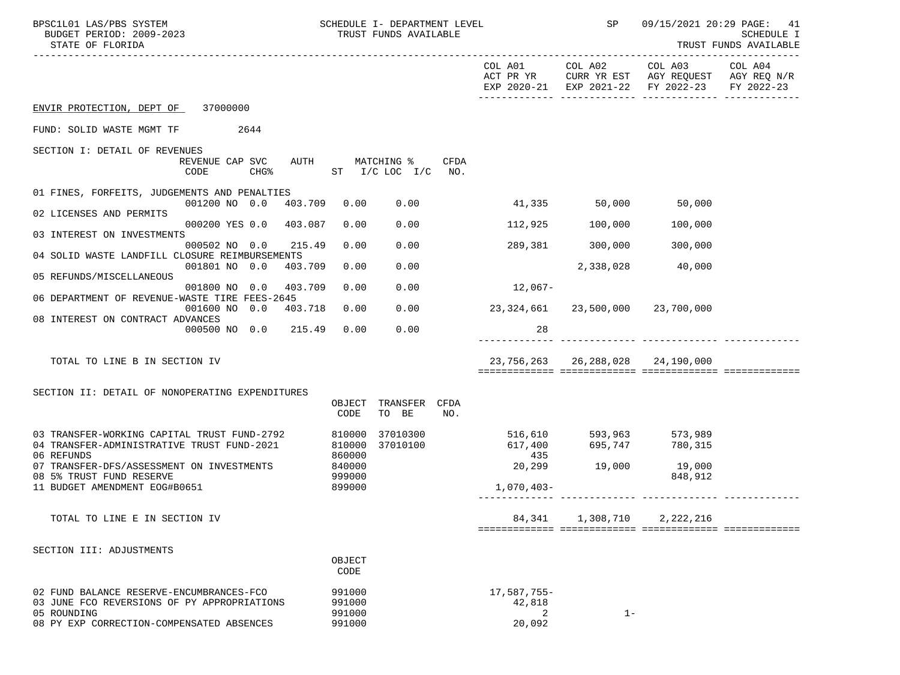BPSC1L01 LAS/PBS SYSTEM — SCHEDULE I- DEPARTMENT LEVEL — TRUST FUNDS AVAILABLE — SP 09/15/2021 20:29

BUDGET PERIOD: 2009-2023 — SCHEDULE I

STATE OF FLORIDA — TRUST FUNDS AVAILABLE

ENVIR PROTECTION, DEPT OF 37000000

FUND: SOLID WASTE MGMT TF 2644

## SECTION I: DETAIL OF REVENUES

| | REVENUE CODE | CAP CHG% | SVC | AUTH | MATCHING % ST | I/C LOC I/C | CFDA NO. | COL A01 ACT PR YR EXP 2020-21 | COL A02 CURR YR EST EXP 2021-22 | COL A03 AGY REQUEST FY 2022-23 | COL A04 AGY REQ N/R FY 2022-23 |
|---|---|---|---|---|---|---|---|---|---|---|---|
| 01 FINES, FORFEITS, JUDGEMENTS AND PENALTIES | 001200 | NO | 0.0 | 403.709 | 0.00 | 0.00 | | 41,335 | 50,000 | 50,000 | |
| 02 LICENSES AND PERMITS | 000200 | YES | 0.0 | 403.087 | 0.00 | 0.00 | | 112,925 | 100,000 | 100,000 | |
| 03 INTEREST ON INVESTMENTS | 000502 | NO | 0.0 | 215.49 | 0.00 | 0.00 | | 289,381 | 300,000 | 300,000 | |
| 04 SOLID WASTE LANDFILL CLOSURE REIMBURSEMENTS | 001801 | NO | 0.0 | 403.709 | 0.00 | 0.00 | | | 2,338,028 | 40,000 | |
| 05 REFUNDS/MISCELLANEOUS | 001800 | NO | 0.0 | 403.709 | 0.00 | 0.00 | | 12,067- | | | |
| 06 DEPARTMENT OF REVENUE-WASTE TIRE FEES-2645 | 001600 | NO | 0.0 | 403.718 | 0.00 | 0.00 | | 23,324,661 | 23,500,000 | 23,700,000 | |
| 08 INTEREST ON CONTRACT ADVANCES | 000500 | NO | 0.0 | 215.49 | 0.00 | 0.00 | | 28 | | | |
| TOTAL TO LINE B IN SECTION IV | | | | | | | | 23,756,263 | 26,288,028 | 24,190,000 | |

## SECTION II: DETAIL OF NONOPERATING EXPENDITURES

| | OBJECT CODE | TRANSFER TO BE | CFDA NO. | COL A01 | COL A02 | COL A03 | COL A04 |
|---|---|---|---|---|---|---|---|
| 03 TRANSFER-WORKING CAPITAL TRUST FUND-2792 | 810000 | 37010300 | | 516,610 | 593,963 | 573,989 | |
| 04 TRANSFER-ADMINISTRATIVE TRUST FUND-2021 | 810000 | 37010100 | | 617,400 | 695,747 | 780,315 | |
| 06 REFUNDS | 860000 | | | 435 | | | |
| 07 TRANSFER-DFS/ASSESSMENT ON INVESTMENTS | 840000 | | | 20,299 | 19,000 | 19,000 | |
| 08 5% TRUST FUND RESERVE | 999000 | | | | | 848,912 | |
| 11 BUDGET AMENDMENT EOG#B0651 | 899000 | | | 1,070,403- | | | |
| TOTAL TO LINE E IN SECTION IV | | | | 84,341 | 1,308,710 | 2,222,216 | |

## SECTION III: ADJUSTMENTS

| | OBJECT CODE | COL A01 | COL A02 | COL A03 | COL A04 |
|---|---|---|---|---|---|
| 02 FUND BALANCE RESERVE-ENCUMBRANCES-FCO | 991000 | 17,587,755- | | | |
| 03 JUNE FCO REVERSIONS OF PY APPROPRIATIONS | 991000 | 42,818 | | | |
| 05 ROUNDING | 991000 | 2 | 1- | | |
| 08 PY EXP CORRECTION-COMPENSATED ABSENCES | 991000 | 20,092 | | | |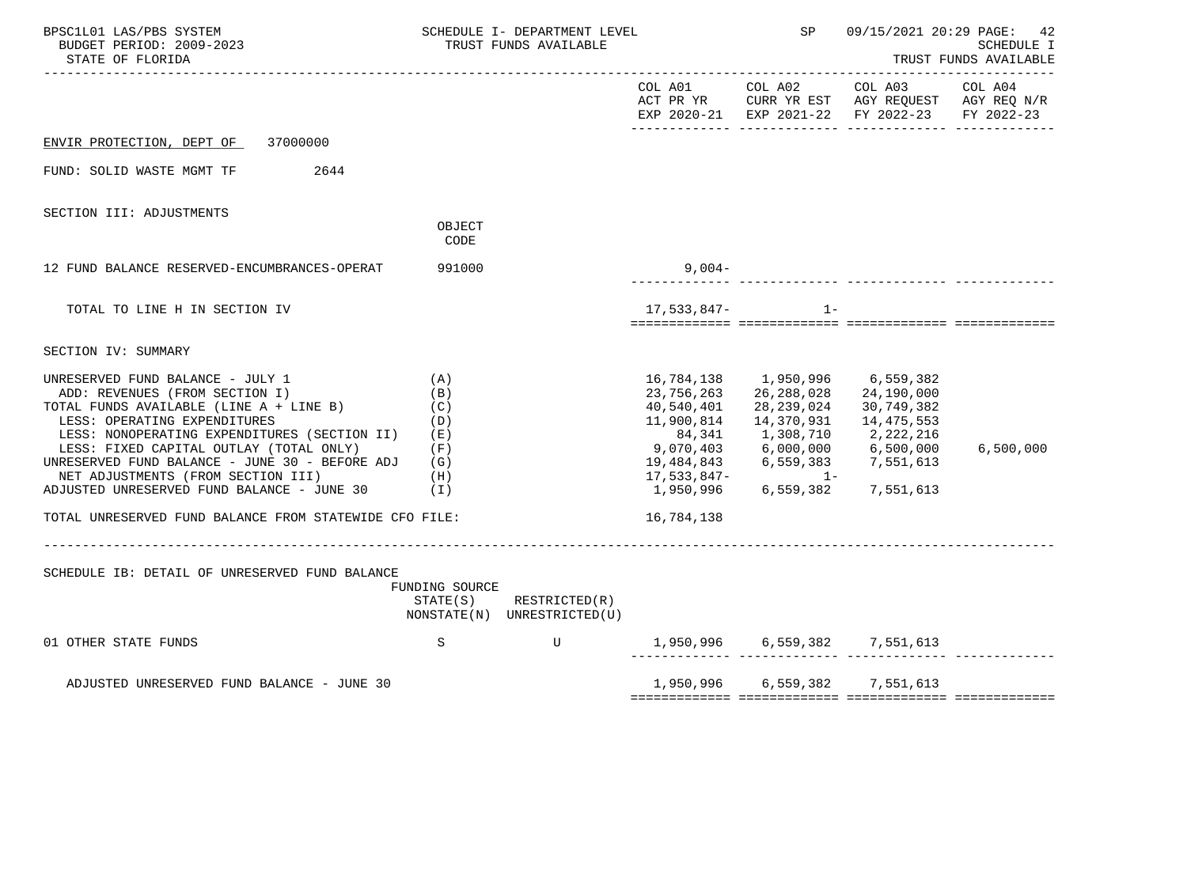BPSC1L01 LAS/PBS SYSTEM — SCHEDULE I- DEPARTMENT LEVEL TRUST FUNDS AVAILABLE — SP 09/15/2021 20:29 PAGE: 42
BUDGET PERIOD: 2009-2023 — SCHEDULE I
STATE OF FLORIDA — TRUST FUNDS AVAILABLE

| | | COL A01 ACT PR YR EXP 2020-21 | COL A02 CURR YR EST EXP 2021-22 | COL A03 AGY REQUEST FY 2022-23 | COL A04 AGY REQ N/R FY 2022-23 |
|---|---|---|---|---|---|

ENVIR PROTECTION, DEPT OF 37000000

FUND: SOLID WASTE MGMT TF 2644

SECTION III: ADJUSTMENTS

| | OBJECT CODE | COL A01 | COL A02 | COL A03 | COL A04 |
|---|---|---|---|---|---|
| 12 FUND BALANCE RESERVED-ENCUMBRANCES-OPERAT | 991000 | 9,004- | | | |
| TOTAL TO LINE H IN SECTION IV | | 17,533,847- | 1- | | |

SECTION IV: SUMMARY

| | | COL A01 | COL A02 | COL A03 | COL A04 |
|---|---|---|---|---|---|
| UNRESERVED FUND BALANCE - JULY 1 | (A) | 16,784,138 | 1,950,996 | 6,559,382 | |
| ADD: REVENUES (FROM SECTION I) | (B) | 23,756,263 | 26,288,028 | 24,190,000 | |
| TOTAL FUNDS AVAILABLE (LINE A + LINE B) | (C) | 40,540,401 | 28,239,024 | 30,749,382 | |
| LESS: OPERATING EXPENDITURES | (D) | 11,900,814 | 14,370,931 | 14,475,553 | |
| LESS: NONOPERATING EXPENDITURES (SECTION II) | (E) | 84,341 | 1,308,710 | 2,222,216 | |
| LESS: FIXED CAPITAL OUTLAY (TOTAL ONLY) | (F) | 9,070,403 | 6,000,000 | 6,500,000 | 6,500,000 |
| UNRESERVED FUND BALANCE - JUNE 30 - BEFORE ADJ | (G) | 19,484,843 | 6,559,383 | 7,551,613 | |
| NET ADJUSTMENTS (FROM SECTION III) | (H) | 17,533,847- | 1- | | |
| ADJUSTED UNRESERVED FUND BALANCE - JUNE 30 | (I) | 1,950,996 | 6,559,382 | 7,551,613 | |
| TOTAL UNRESERVED FUND BALANCE FROM STATEWIDE CFO FILE: | | 16,784,138 | | | |

SCHEDULE IB: DETAIL OF UNRESERVED FUND BALANCE

| | FUNDING SOURCE STATE(S) NONSTATE(N) | RESTRICTED(R) UNRESTRICTED(U) | COL A01 | COL A02 | COL A03 | COL A04 |
|---|---|---|---|---|---|---|
| 01 OTHER STATE FUNDS | S | U | 1,950,996 | 6,559,382 | 7,551,613 | |
| ADJUSTED UNRESERVED FUND BALANCE - JUNE 30 | | | 1,950,996 | 6,559,382 | 7,551,613 | |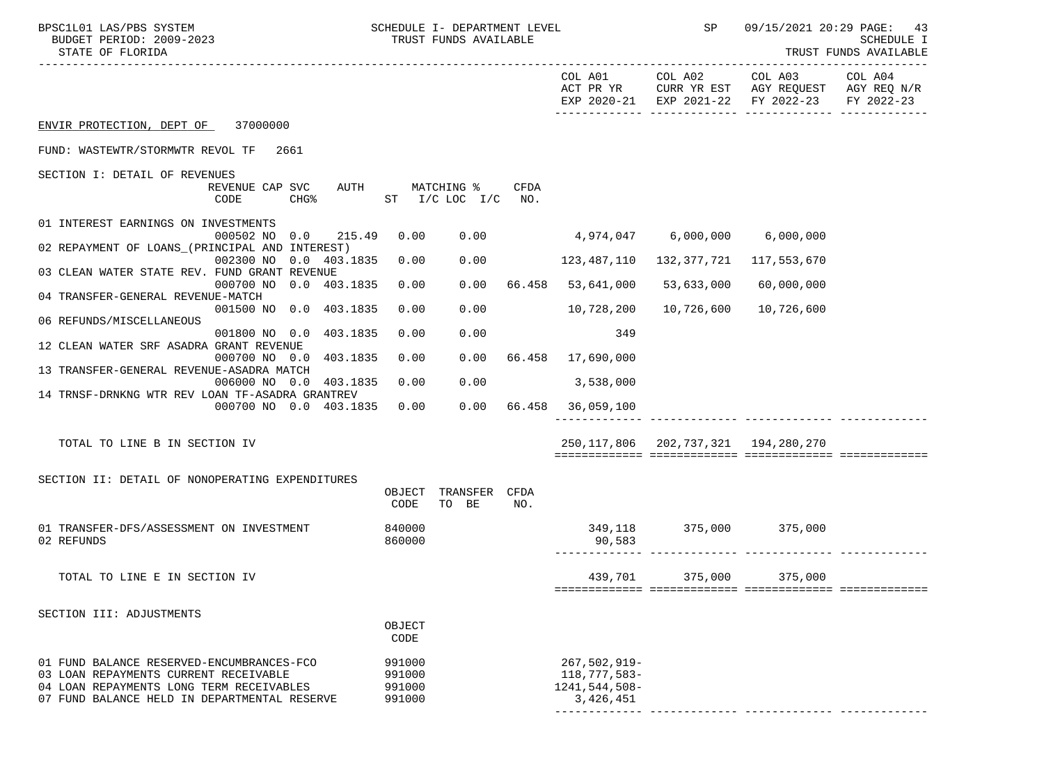ENVIR PROTECTION, DEPT OF 37000000

FUND: WASTEWTR/STORMWTR REVOL TF 2661

|  | COL A01 ACT PR YR EXP 2020-21 | COL A02 CURR YR EST EXP 2021-22 | COL A03 AGY REQUEST FY 2022-23 | COL A04 AGY REQ N/R FY 2022-23 |
|---|---|---|---|---|

SECTION I: DETAIL OF REVENUES

| | REVENUE CODE | CAP CHG% | SVC | AUTH | MATCHING % ST | I/C LOC | I/C | CFDA NO. | COL A01 | COL A02 | COL A03 | COL A04 |
|---|---|---|---|---|---|---|---|---|---|---|---|---|
| 01 INTEREST EARNINGS ON INVESTMENTS | 000502 | NO | 0.0 | 215.49 | 0.00 | 0.00 | | | 4,974,047 | 6,000,000 | 6,000,000 | |
| 02 REPAYMENT OF LOANS_(PRINCIPAL AND INTEREST) | 002300 | NO | 0.0 | 403.1835 | 0.00 | 0.00 | | | 123,487,110 | 132,377,721 | 117,553,670 | |
| 03 CLEAN WATER STATE REV. FUND GRANT REVENUE | 000700 | NO | 0.0 | 403.1835 | 0.00 | 0.00 | | 66.458 | 53,641,000 | 53,633,000 | 60,000,000 | |
| 04 TRANSFER-GENERAL REVENUE-MATCH | 001500 | NO | 0.0 | 403.1835 | 0.00 | 0.00 | | | 10,728,200 | 10,726,600 | 10,726,600 | |
| 06 REFUNDS/MISCELLANEOUS | 001800 | NO | 0.0 | 403.1835 | 0.00 | 0.00 | | | 349 | | | |
| 12 CLEAN WATER SRF ASADRA GRANT REVENUE | 000700 | NO | 0.0 | 403.1835 | 0.00 | 0.00 | | 66.458 | 17,690,000 | | | |
| 13 TRANSFER-GENERAL REVENUE-ASADRA MATCH | 006000 | NO | 0.0 | 403.1835 | 0.00 | 0.00 | | | 3,538,000 | | | |
| 14 TRNSF-DRNKNG WTR REV LOAN TF-ASADRA GRANTREV | 000700 | NO | 0.0 | 403.1835 | 0.00 | 0.00 | | 66.458 | 36,059,100 | | | |
| TOTAL TO LINE B IN SECTION IV | | | | | | | | | 250,117,806 | 202,737,321 | 194,280,270 | |

SECTION II: DETAIL OF NONOPERATING EXPENDITURES

| | OBJECT CODE | TRANSFER TO BE | CFDA NO. | COL A01 | COL A02 | COL A03 | COL A04 |
|---|---|---|---|---|---|---|---|
| 01 TRANSFER-DFS/ASSESSMENT ON INVESTMENT | 840000 | | | 349,118 | 375,000 | 375,000 | |
| 02 REFUNDS | 860000 | | | 90,583 | | | |
| TOTAL TO LINE E IN SECTION IV | | | | 439,701 | 375,000 | 375,000 | |

SECTION III: ADJUSTMENTS

| | OBJECT CODE | COL A01 | COL A02 | COL A03 | COL A04 |
|---|---|---|---|---|---|
| 01 FUND BALANCE RESERVED-ENCUMBRANCES-FCO | 991000 | 267,502,919- | | | |
| 03 LOAN REPAYMENTS CURRENT RECEIVABLE | 991000 | 118,777,583- | | | |
| 04 LOAN REPAYMENTS LONG TERM RECEIVABLES | 991000 | 1241,544,508- | | | |
| 07 FUND BALANCE HELD IN DEPARTMENTAL RESERVE | 991000 | 3,426,451 | | | |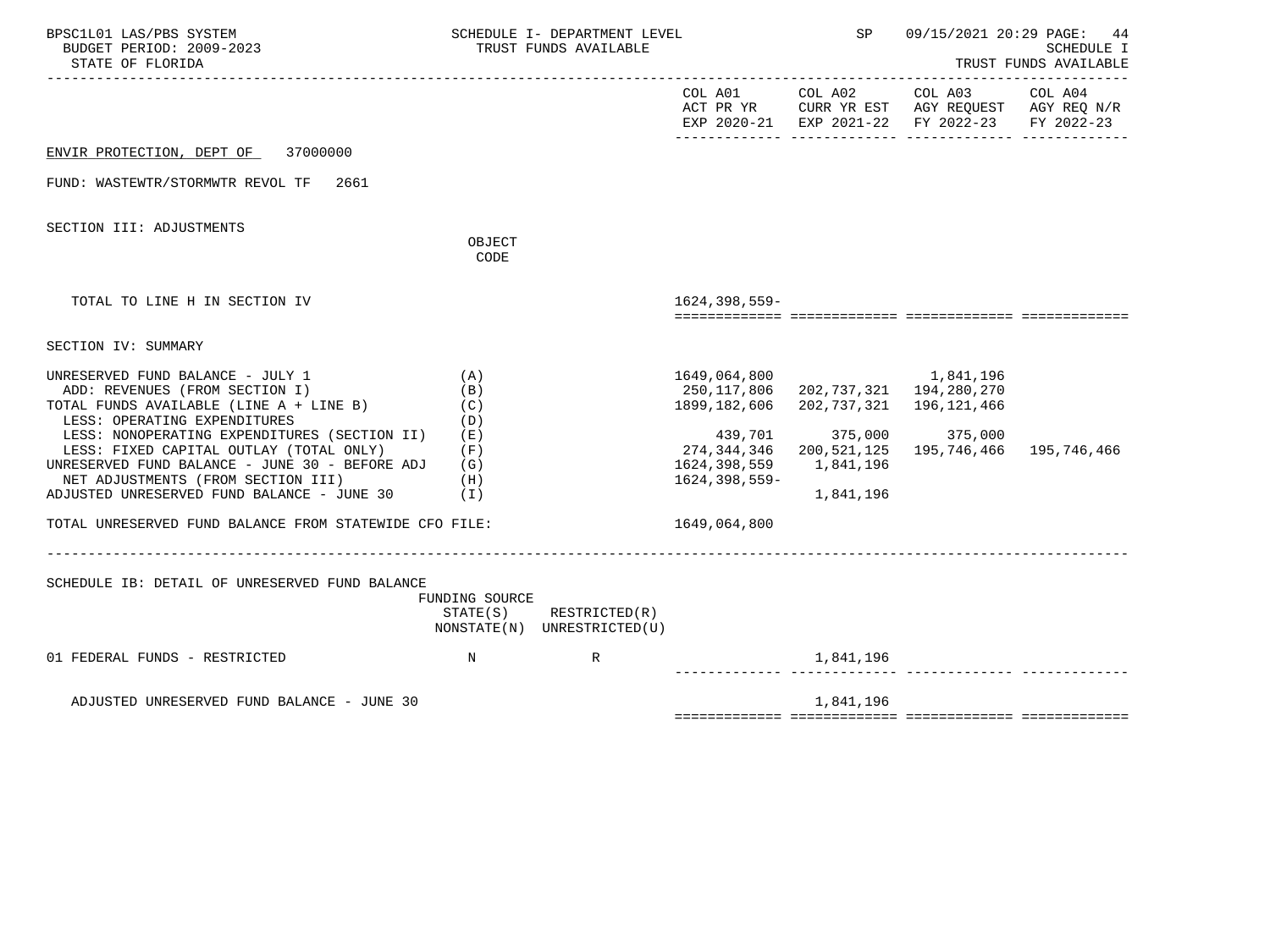ENVIR PROTECTION, DEPT OF 37000000

FUND: WASTEWTR/STORMWTR REVOL TF 2661

SECTION III: ADJUSTMENTS

| | OBJECT CODE | COL A01 ACT PR YR EXP 2020-21 | COL A02 CURR YR EST EXP 2021-22 | COL A03 AGY REQUEST FY 2022-23 | COL A04 AGY REQ N/R FY 2022-23 |
|---|---|---|---|---|---|
| TOTAL TO LINE H IN SECTION IV | | 1624,398,559- | | | |

SECTION IV: SUMMARY

| | | COL A01 | COL A02 | COL A03 | COL A04 |
|---|---|---|---|---|---|
| UNRESERVED FUND BALANCE - JULY 1 | (A) | 1649,064,800 | | 1,841,196 | |
| ADD: REVENUES (FROM SECTION I) | (B) | 250,117,806 | 202,737,321 | 194,280,270 | |
| TOTAL FUNDS AVAILABLE (LINE A + LINE B) | (C) | 1899,182,606 | 202,737,321 | 196,121,466 | |
| LESS: OPERATING EXPENDITURES | (D) | | | | |
| LESS: NONOPERATING EXPENDITURES (SECTION II) | (E) | 439,701 | 375,000 | 375,000 | |
| LESS: FIXED CAPITAL OUTLAY (TOTAL ONLY) | (F) | 274,344,346 | 200,521,125 | 195,746,466 | 195,746,466 |
| UNRESERVED FUND BALANCE - JUNE 30 - BEFORE ADJ | (G) | 1624,398,559 | 1,841,196 | | |
| NET ADJUSTMENTS (FROM SECTION III) | (H) | 1624,398,559- | | | |
| ADJUSTED UNRESERVED FUND BALANCE - JUNE 30 | (I) | | 1,841,196 | | |
| TOTAL UNRESERVED FUND BALANCE FROM STATEWIDE CFO FILE: | | 1649,064,800 | | | |

SCHEDULE IB: DETAIL OF UNRESERVED FUND BALANCE

| | FUNDING SOURCE STATE(S) NONSTATE(N) | RESTRICTED(R) UNRESTRICTED(U) | COL A01 | COL A02 | COL A03 | COL A04 |
|---|---|---|---|---|---|---|
| 01 FEDERAL FUNDS - RESTRICTED | N | R | | 1,841,196 | | |
| ADJUSTED UNRESERVED FUND BALANCE - JUNE 30 | | | | 1,841,196 | | |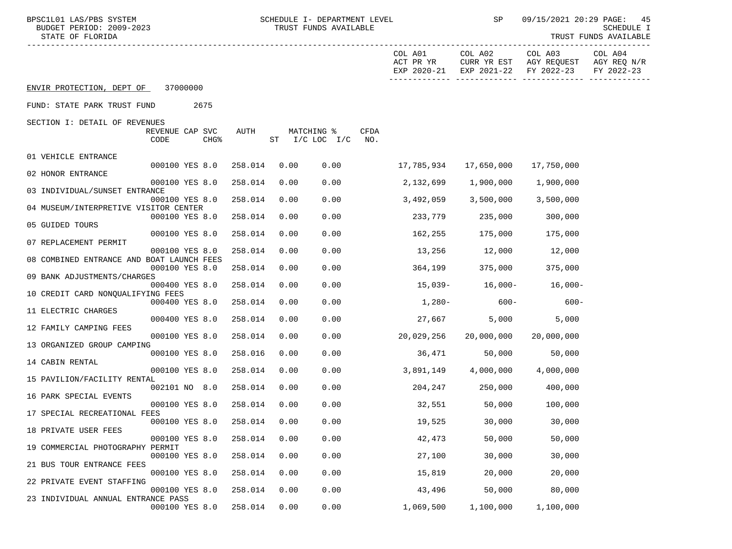BPSC1L01 LAS/PBS SYSTEM — SCHEDULE I- DEPARTMENT LEVEL — TRUST FUNDS AVAILABLE — SP 09/15/2021 20:29

BUDGET PERIOD: 2009-2023 — SCHEDULE I

STATE OF FLORIDA — TRUST FUNDS AVAILABLE

ENVIR PROTECTION, DEPT OF 37000000

FUND: STATE PARK TRUST FUND 2675

SECTION I: DETAIL OF REVENUES

| | REVENUE CODE | CAP | SVC CHG% | AUTH | MATCHING % ST | I/C LOC I/C | CFDA NO. | COL A01 ACT PR YR EXP 2020-21 | COL A02 CURR YR EST EXP 2021-22 | COL A03 AGY REQUEST FY 2022-23 | COL A04 AGY REQ N/R FY 2022-23 |
|---|---|---|---|---|---|---|---|---|---|---|---|
| 01 VEHICLE ENTRANCE | 000100 | YES | 8.0 | 258.014 | 0.00 | 0.00 | | 17,785,934 | 17,650,000 | 17,750,000 | |
| 02 HONOR ENTRANCE | 000100 | YES | 8.0 | 258.014 | 0.00 | 0.00 | | 2,132,699 | 1,900,000 | 1,900,000 | |
| 03 INDIVIDUAL/SUNSET ENTRANCE | 000100 | YES | 8.0 | 258.014 | 0.00 | 0.00 | | 3,492,059 | 3,500,000 | 3,500,000 | |
| 04 MUSEUM/INTERPRETIVE VISITOR CENTER | 000100 | YES | 8.0 | 258.014 | 0.00 | 0.00 | | 233,779 | 235,000 | 300,000 | |
| 05 GUIDED TOURS | 000100 | YES | 8.0 | 258.014 | 0.00 | 0.00 | | 162,255 | 175,000 | 175,000 | |
| 07 REPLACEMENT PERMIT | 000100 | YES | 8.0 | 258.014 | 0.00 | 0.00 | | 13,256 | 12,000 | 12,000 | |
| 08 COMBINED ENTRANCE AND BOAT LAUNCH FEES | 000100 | YES | 8.0 | 258.014 | 0.00 | 0.00 | | 364,199 | 375,000 | 375,000 | |
| 09 BANK ADJUSTMENTS/CHARGES | 000400 | YES | 8.0 | 258.014 | 0.00 | 0.00 | | 15,039- | 16,000- | 16,000- | |
| 10 CREDIT CARD NONQUALIFYING FEES | 000400 | YES | 8.0 | 258.014 | 0.00 | 0.00 | | 1,280- | 600- | 600- | |
| 11 ELECTRIC CHARGES | 000400 | YES | 8.0 | 258.014 | 0.00 | 0.00 | | 27,667 | 5,000 | 5,000 | |
| 12 FAMILY CAMPING FEES | 000100 | YES | 8.0 | 258.014 | 0.00 | 0.00 | | 20,029,256 | 20,000,000 | 20,000,000 | |
| 13 ORGANIZED GROUP CAMPING | 000100 | YES | 8.0 | 258.016 | 0.00 | 0.00 | | 36,471 | 50,000 | 50,000 | |
| 14 CABIN RENTAL | 000100 | YES | 8.0 | 258.014 | 0.00 | 0.00 | | 3,891,149 | 4,000,000 | 4,000,000 | |
| 15 PAVILION/FACILITY RENTAL | 002101 | NO | 8.0 | 258.014 | 0.00 | 0.00 | | 204,247 | 250,000 | 400,000 | |
| 16 PARK SPECIAL EVENTS | 000100 | YES | 8.0 | 258.014 | 0.00 | 0.00 | | 32,551 | 50,000 | 100,000 | |
| 17 SPECIAL RECREATIONAL FEES | 000100 | YES | 8.0 | 258.014 | 0.00 | 0.00 | | 19,525 | 30,000 | 30,000 | |
| 18 PRIVATE USER FEES | 000100 | YES | 8.0 | 258.014 | 0.00 | 0.00 | | 42,473 | 50,000 | 50,000 | |
| 19 COMMERCIAL PHOTOGRAPHY PERMIT | 000100 | YES | 8.0 | 258.014 | 0.00 | 0.00 | | 27,100 | 30,000 | 30,000 | |
| 21 BUS TOUR ENTRANCE FEES | 000100 | YES | 8.0 | 258.014 | 0.00 | 0.00 | | 15,819 | 20,000 | 20,000 | |
| 22 PRIVATE EVENT STAFFING | 000100 | YES | 8.0 | 258.014 | 0.00 | 0.00 | | 43,496 | 50,000 | 80,000 | |
| 23 INDIVIDUAL ANNUAL ENTRANCE PASS | 000100 | YES | 8.0 | 258.014 | 0.00 | 0.00 | | 1,069,500 | 1,100,000 | 1,100,000 | |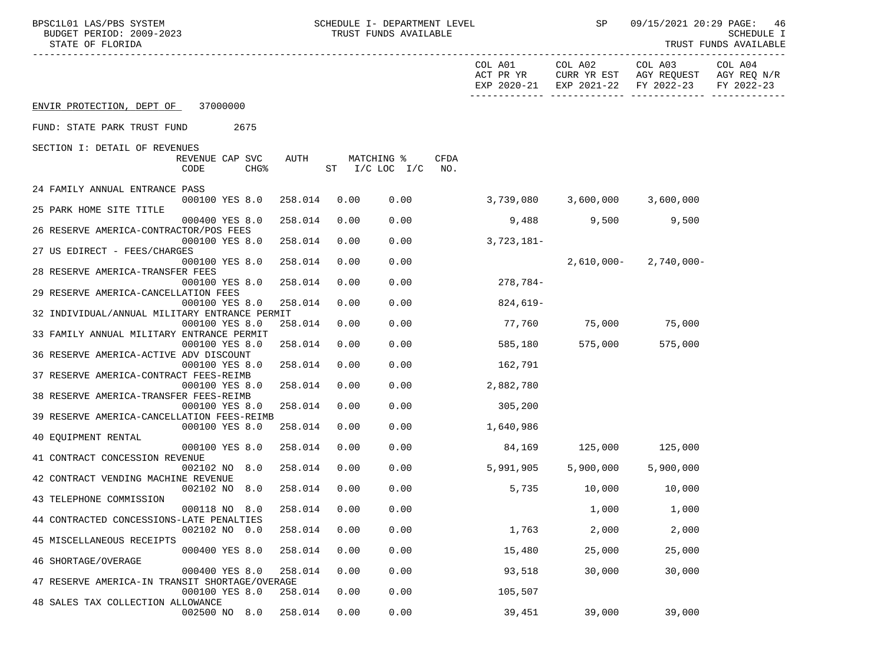BPSC1L01 LAS/PBS SYSTEM — SCHEDULE I- DEPARTMENT LEVEL — TRUST FUNDS AVAILABLE — SP 09/15/2021 20:29 — SCHEDULE I

BUDGET PERIOD: 2009-2023 — STATE OF FLORIDA — TRUST FUNDS AVAILABLE

ENVIR PROTECTION, DEPT OF 37000000

FUND: STATE PARK TRUST FUND 2675

SECTION I: DETAIL OF REVENUES

| Description | REVENUE CODE | CAP | SVC CHG% | AUTH | MATCHING % ST I/C | LOC I/C | CFDA NO. | COL A01 ACT PR YR EXP 2020-21 | COL A02 CURR YR EST EXP 2021-22 | COL A03 AGY REQUEST FY 2022-23 | COL A04 AGY REQ N/R FY 2022-23 |
|---|---|---|---|---|---|---|---|---|---|---|---|
| 24 FAMILY ANNUAL ENTRANCE PASS | 000100 | YES | 8.0 | 258.014 | 0.00 | 0.00 | | 3,739,080 | 3,600,000 | 3,600,000 | |
| 25 PARK HOME SITE TITLE | 000400 | YES | 8.0 | 258.014 | 0.00 | 0.00 | | 9,488 | 9,500 | 9,500 | |
| 26 RESERVE AMERICA-CONTRACTOR/POS FEES | 000100 | YES | 8.0 | 258.014 | 0.00 | 0.00 | | 3,723,181- | | | |
| 27 US EDIRECT - FEES/CHARGES | 000100 | YES | 8.0 | 258.014 | 0.00 | 0.00 | | | 2,610,000- | 2,740,000- | |
| 28 RESERVE AMERICA-TRANSFER FEES | 000100 | YES | 8.0 | 258.014 | 0.00 | 0.00 | | 278,784- | | | |
| 29 RESERVE AMERICA-CANCELLATION FEES | 000100 | YES | 8.0 | 258.014 | 0.00 | 0.00 | | 824,619- | | | |
| 32 INDIVIDUAL/ANNUAL MILITARY ENTRANCE PERMIT | 000100 | YES | 8.0 | 258.014 | 0.00 | 0.00 | | 77,760 | 75,000 | 75,000 | |
| 33 FAMILY ANNUAL MILITARY ENTRANCE PERMIT | 000100 | YES | 8.0 | 258.014 | 0.00 | 0.00 | | 585,180 | 575,000 | 575,000 | |
| 36 RESERVE AMERICA-ACTIVE ADV DISCOUNT | 000100 | YES | 8.0 | 258.014 | 0.00 | 0.00 | | 162,791 | | | |
| 37 RESERVE AMERICA-CONTRACT FEES-REIMB | 000100 | YES | 8.0 | 258.014 | 0.00 | 0.00 | | 2,882,780 | | | |
| 38 RESERVE AMERICA-TRANSFER FEES-REIMB | 000100 | YES | 8.0 | 258.014 | 0.00 | 0.00 | | 305,200 | | | |
| 39 RESERVE AMERICA-CANCELLATION FEES-REIMB | 000100 | YES | 8.0 | 258.014 | 0.00 | 0.00 | | 1,640,986 | | | |
| 40 EQUIPMENT RENTAL | 000100 | YES | 8.0 | 258.014 | 0.00 | 0.00 | | 84,169 | 125,000 | 125,000 | |
| 41 CONTRACT CONCESSION REVENUE | 002102 | NO | 8.0 | 258.014 | 0.00 | 0.00 | | 5,991,905 | 5,900,000 | 5,900,000 | |
| 42 CONTRACT VENDING MACHINE REVENUE | 002102 | NO | 8.0 | 258.014 | 0.00 | 0.00 | | 5,735 | 10,000 | 10,000 | |
| 43 TELEPHONE COMMISSION | 000118 | NO | 8.0 | 258.014 | 0.00 | 0.00 | | | 1,000 | 1,000 | |
| 44 CONTRACTED CONCESSIONS-LATE PENALTIES | 002102 | NO | 0.0 | 258.014 | 0.00 | 0.00 | | 1,763 | 2,000 | 2,000 | |
| 45 MISCELLANEOUS RECEIPTS | 000400 | YES | 8.0 | 258.014 | 0.00 | 0.00 | | 15,480 | 25,000 | 25,000 | |
| 46 SHORTAGE/OVERAGE | 000400 | YES | 8.0 | 258.014 | 0.00 | 0.00 | | 93,518 | 30,000 | 30,000 | |
| 47 RESERVE AMERICA-IN TRANSIT SHORTAGE/OVERAGE | 000100 | YES | 8.0 | 258.014 | 0.00 | 0.00 | | 105,507 | | | |
| 48 SALES TAX COLLECTION ALLOWANCE | 002500 | NO | 8.0 | 258.014 | 0.00 | 0.00 | | 39,451 | 39,000 | 39,000 | |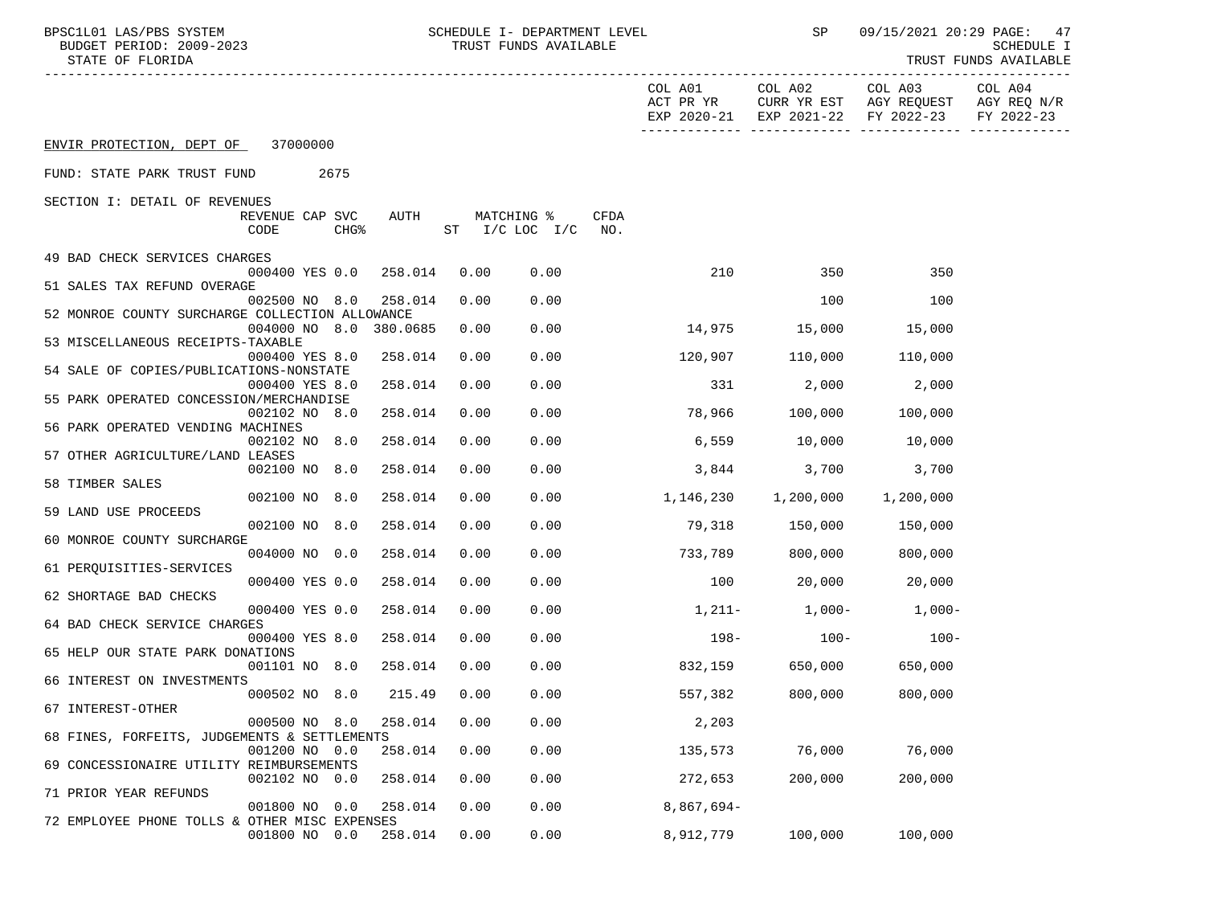ENVIR PROTECTION, DEPT OF 37000000

FUND: STATE PARK TRUST FUND 2675

SECTION I: DETAIL OF REVENUES

| | REVENUE CODE | CAP | SVC CHG% | AUTH | ST | MATCHING % I/C LOC | I/C | CFDA NO. | COL A01 ACT PR YR EXP 2020-21 | COL A02 CURR YR EST EXP 2021-22 | COL A03 AGY REQUEST FY 2022-23 | COL A04 AGY REQ N/R FY 2022-23 |
|---|---|---|---|---|---|---|---|---|---|---|---|---|
| 49 BAD CHECK SERVICES CHARGES | 000400 | YES | 0.0 | 258.014 | 0.00 | 0.00 | | | 210 | 350 | 350 | |
| 51 SALES TAX REFUND OVERAGE | 002500 | NO | 8.0 | 258.014 | 0.00 | 0.00 | | | | 100 | 100 | |
| 52 MONROE COUNTY SURCHARGE COLLECTION ALLOWANCE | 004000 | NO | 8.0 | 380.0685 | 0.00 | 0.00 | | | 14,975 | 15,000 | 15,000 | |
| 53 MISCELLANEOUS RECEIPTS-TAXABLE | 000400 | YES | 8.0 | 258.014 | 0.00 | 0.00 | | | 120,907 | 110,000 | 110,000 | |
| 54 SALE OF COPIES/PUBLICATIONS-NONSTATE | 000400 | YES | 8.0 | 258.014 | 0.00 | 0.00 | | | 331 | 2,000 | 2,000 | |
| 55 PARK OPERATED CONCESSION/MERCHANDISE | 002102 | NO | 8.0 | 258.014 | 0.00 | 0.00 | | | 78,966 | 100,000 | 100,000 | |
| 56 PARK OPERATED VENDING MACHINES | 002102 | NO | 8.0 | 258.014 | 0.00 | 0.00 | | | 6,559 | 10,000 | 10,000 | |
| 57 OTHER AGRICULTURE/LAND LEASES | 002100 | NO | 8.0 | 258.014 | 0.00 | 0.00 | | | 3,844 | 3,700 | 3,700 | |
| 58 TIMBER SALES | 002100 | NO | 8.0 | 258.014 | 0.00 | 0.00 | | | 1,146,230 | 1,200,000 | 1,200,000 | |
| 59 LAND USE PROCEEDS | 002100 | NO | 8.0 | 258.014 | 0.00 | 0.00 | | | 79,318 | 150,000 | 150,000 | |
| 60 MONROE COUNTY SURCHARGE | 004000 | NO | 0.0 | 258.014 | 0.00 | 0.00 | | | 733,789 | 800,000 | 800,000 | |
| 61 PERQUISITIES-SERVICES | 000400 | YES | 0.0 | 258.014 | 0.00 | 0.00 | | | 100 | 20,000 | 20,000 | |
| 62 SHORTAGE BAD CHECKS | 000400 | YES | 0.0 | 258.014 | 0.00 | 0.00 | | | 1,211- | 1,000- | 1,000- | |
| 64 BAD CHECK SERVICE CHARGES | 000400 | YES | 8.0 | 258.014 | 0.00 | 0.00 | | | 198- | 100- | 100- | |
| 65 HELP OUR STATE PARK DONATIONS | 001101 | NO | 8.0 | 258.014 | 0.00 | 0.00 | | | 832,159 | 650,000 | 650,000 | |
| 66 INTEREST ON INVESTMENTS | 000502 | NO | 8.0 | 215.49 | 0.00 | 0.00 | | | 557,382 | 800,000 | 800,000 | |
| 67 INTEREST-OTHER | 000500 | NO | 8.0 | 258.014 | 0.00 | 0.00 | | | 2,203 | | | |
| 68 FINES, FORFEITS, JUDGEMENTS & SETTLEMENTS | 001200 | NO | 0.0 | 258.014 | 0.00 | 0.00 | | | 135,573 | 76,000 | 76,000 | |
| 69 CONCESSIONAIRE UTILITY REIMBURSEMENTS | 002102 | NO | 0.0 | 258.014 | 0.00 | 0.00 | | | 272,653 | 200,000 | 200,000 | |
| 71 PRIOR YEAR REFUNDS | 001800 | NO | 0.0 | 258.014 | 0.00 | 0.00 | | | 8,867,694- | | | |
| 72 EMPLOYEE PHONE TOLLS & OTHER MISC EXPENSES | 001800 | NO | 0.0 | 258.014 | 0.00 | 0.00 | | | 8,912,779 | 100,000 | 100,000 | |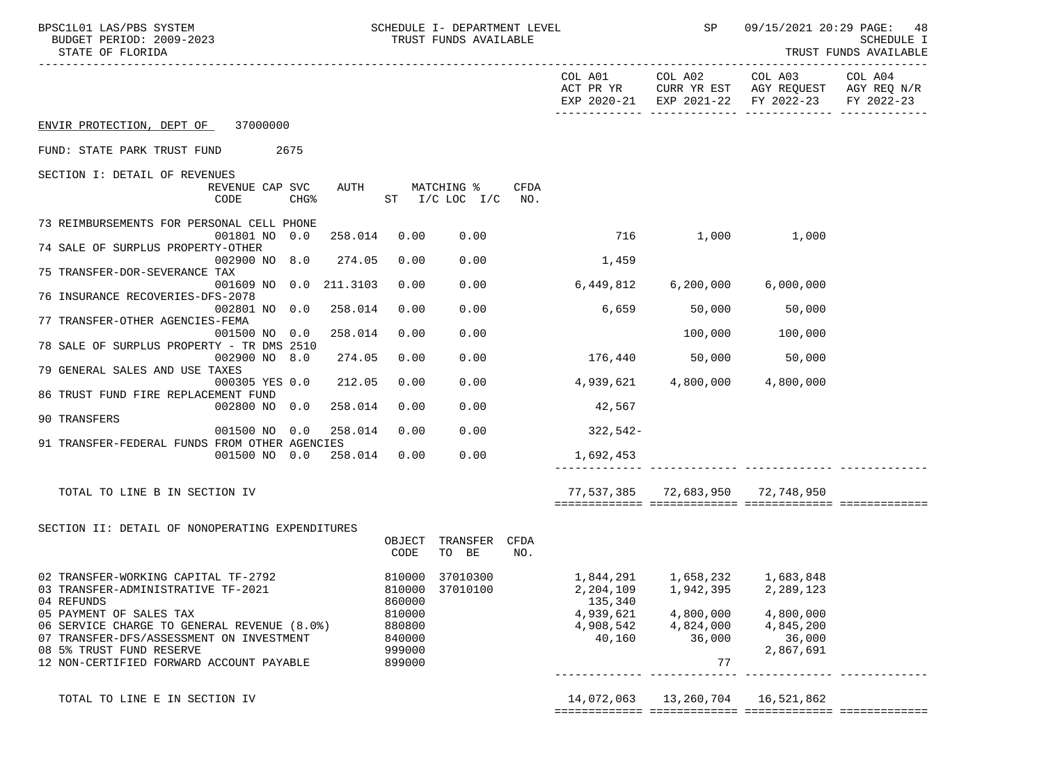ENVIR PROTECTION, DEPT OF 37000000

FUND: STATE PARK TRUST FUND 2675

SECTION I: DETAIL OF REVENUES

| | REVENUE CODE | CAP | SVC CHG% | AUTH | MATCHING % ST | I/C LOC I/C | CFDA NO. | COL A01 ACT PR YR EXP 2020-21 | COL A02 CURR YR EST EXP 2021-22 | COL A03 AGY REQUEST FY 2022-23 | COL A04 AGY REQ N/R FY 2022-23 |
|---|---|---|---|---|---|---|---|---|---|---|---|
| 73 REIMBURSEMENTS FOR PERSONAL CELL PHONE | 001801 | NO | 0.0 | 258.014 | 0.00 | 0.00 | | 716 | 1,000 | 1,000 | |
| 74 SALE OF SURPLUS PROPERTY-OTHER | 002900 | NO | 8.0 | 274.05 | 0.00 | 0.00 | | 1,459 | | | |
| 75 TRANSFER-DOR-SEVERANCE TAX | 001609 | NO | 0.0 | 211.3103 | 0.00 | 0.00 | | 6,449,812 | 6,200,000 | 6,000,000 | |
| 76 INSURANCE RECOVERIES-DFS-2078 | 002801 | NO | 0.0 | 258.014 | 0.00 | 0.00 | | 6,659 | 50,000 | 50,000 | |
| 77 TRANSFER-OTHER AGENCIES-FEMA | 001500 | NO | 0.0 | 258.014 | 0.00 | 0.00 | | | 100,000 | 100,000 | |
| 78 SALE OF SURPLUS PROPERTY - TR DMS 2510 | 002900 | NO | 8.0 | 274.05 | 0.00 | 0.00 | | 176,440 | 50,000 | 50,000 | |
| 79 GENERAL SALES AND USE TAXES | 000305 | YES | 0.0 | 212.05 | 0.00 | 0.00 | | 4,939,621 | 4,800,000 | 4,800,000 | |
| 86 TRUST FUND FIRE REPLACEMENT FUND | 002800 | NO | 0.0 | 258.014 | 0.00 | 0.00 | | 42,567 | | | |
| 90 TRANSFERS | 001500 | NO | 0.0 | 258.014 | 0.00 | 0.00 | | 322,542- | | | |
| 91 TRANSFER-FEDERAL FUNDS FROM OTHER AGENCIES | 001500 | NO | 0.0 | 258.014 | 0.00 | 0.00 | | 1,692,453 | | | |
| TOTAL TO LINE B IN SECTION IV | | | | | | | | 77,537,385 | 72,683,950 | 72,748,950 | |

SECTION II: DETAIL OF NONOPERATING EXPENDITURES

| | OBJECT CODE | TRANSFER TO BE | CFDA NO. | COL A01 ACT PR YR EXP 2020-21 | COL A02 CURR YR EST EXP 2021-22 | COL A03 AGY REQUEST FY 2022-23 | COL A04 AGY REQ N/R FY 2022-23 |
|---|---|---|---|---|---|---|---|
| 02 TRANSFER-WORKING CAPITAL TF-2792 | 810000 | 37010300 | | 1,844,291 | 1,658,232 | 1,683,848 | |
| 03 TRANSFER-ADMINISTRATIVE TF-2021 | 810000 | 37010100 | | 2,204,109 | 1,942,395 | 2,289,123 | |
| 04 REFUNDS | 860000 | | | 135,340 | | | |
| 05 PAYMENT OF SALES TAX | 810000 | | | 4,939,621 | 4,800,000 | 4,800,000 | |
| 06 SERVICE CHARGE TO GENERAL REVENUE (8.0%) | 880800 | | | 4,908,542 | 4,824,000 | 4,845,200 | |
| 07 TRANSFER-DFS/ASSESSMENT ON INVESTMENT | 840000 | | | 40,160 | 36,000 | 36,000 | |
| 08 5% TRUST FUND RESERVE | 999000 | | | | | 2,867,691 | |
| 12 NON-CERTIFIED FORWARD ACCOUNT PAYABLE | 899000 | | | | 77 | | |
| TOTAL TO LINE E IN SECTION IV | | | | 14,072,063 | 13,260,704 | 16,521,862 | |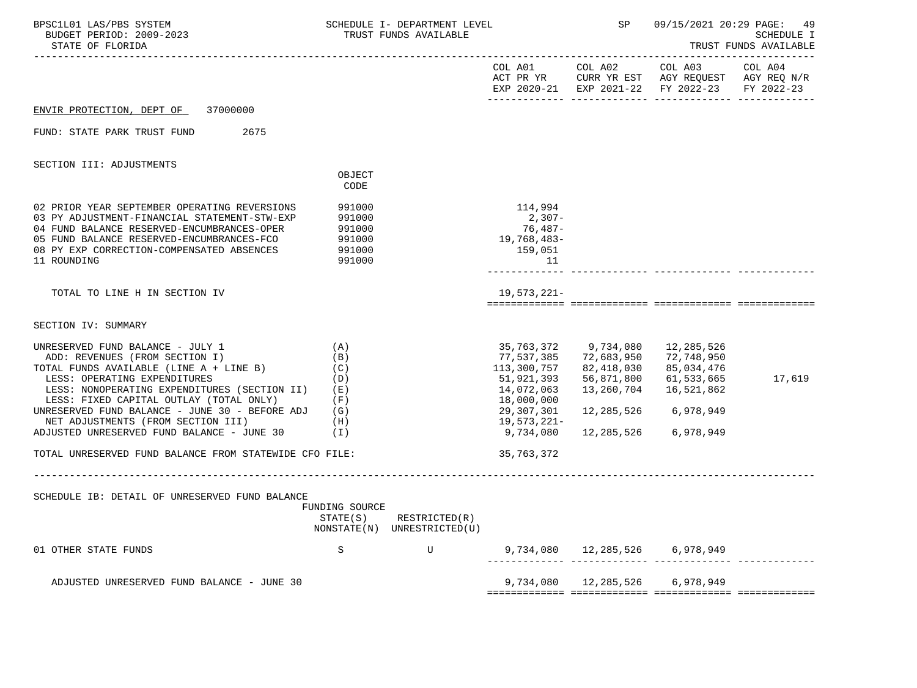BPSC1L01 LAS/PBS SYSTEM — SCHEDULE I- DEPARTMENT LEVEL — TRUST FUNDS AVAILABLE — SP 09/15/2021 20:29 PAGE: 49
BUDGET PERIOD: 2009-2023 — SCHEDULE I
STATE OF FLORIDA — TRUST FUNDS AVAILABLE

## ENVIR PROTECTION, DEPT OF 37000000

FUND: STATE PARK TRUST FUND 2675

### SECTION III: ADJUSTMENTS

| | OBJECT CODE | COL A01 ACT PR YR EXP 2020-21 | COL A02 CURR YR EST EXP 2021-22 | COL A03 AGY REQUEST FY 2022-23 | COL A04 AGY REQ N/R FY 2022-23 |
|---|---|---|---|---|---|
| 02 PRIOR YEAR SEPTEMBER OPERATING REVERSIONS | 991000 | 114,994 | | | |
| 03 PY ADJUSTMENT-FINANCIAL STATEMENT-STW-EXP | 991000 | 2,307- | | | |
| 04 FUND BALANCE RESERVED-ENCUMBRANCES-OPER | 991000 | 76,487- | | | |
| 05 FUND BALANCE RESERVED-ENCUMBRANCES-FCO | 991000 | 19,768,483- | | | |
| 08 PY EXP CORRECTION-COMPENSATED ABSENCES | 991000 | 159,051 | | | |
| 11 ROUNDING | 991000 | 11 | | | |
| TOTAL TO LINE H IN SECTION IV | | 19,573,221- | | | |

### SECTION IV: SUMMARY

| | | COL A01 ACT PR YR EXP 2020-21 | COL A02 CURR YR EST EXP 2021-22 | COL A03 AGY REQUEST FY 2022-23 | COL A04 AGY REQ N/R FY 2022-23 |
|---|---|---|---|---|---|
| UNRESERVED FUND BALANCE - JULY 1 | (A) | 35,763,372 | 9,734,080 | 12,285,526 | |
| ADD: REVENUES (FROM SECTION I) | (B) | 77,537,385 | 72,683,950 | 72,748,950 | |
| TOTAL FUNDS AVAILABLE (LINE A + LINE B) | (C) | 113,300,757 | 82,418,030 | 85,034,476 | |
| LESS: OPERATING EXPENDITURES | (D) | 51,921,393 | 56,871,800 | 61,533,665 | 17,619 |
| LESS: NONOPERATING EXPENDITURES (SECTION II) | (E) | 14,072,063 | 13,260,704 | 16,521,862 | |
| LESS: FIXED CAPITAL OUTLAY (TOTAL ONLY) | (F) | 18,000,000 | | | |
| UNRESERVED FUND BALANCE - JUNE 30 - BEFORE ADJ | (G) | 29,307,301 | 12,285,526 | 6,978,949 | |
| NET ADJUSTMENTS (FROM SECTION III) | (H) | 19,573,221- | | | |
| ADJUSTED UNRESERVED FUND BALANCE - JUNE 30 | (I) | 9,734,080 | 12,285,526 | 6,978,949 | |
| TOTAL UNRESERVED FUND BALANCE FROM STATEWIDE CFO FILE: | | 35,763,372 | | | |

### SCHEDULE IB: DETAIL OF UNRESERVED FUND BALANCE

| | FUNDING SOURCE STATE(S) NONSTATE(N) | RESTRICTED(R) UNRESTRICTED(U) | COL A01 | COL A02 | COL A03 | COL A04 |
|---|---|---|---|---|---|---|
| 01 OTHER STATE FUNDS | S | U | 9,734,080 | 12,285,526 | 6,978,949 | |
| ADJUSTED UNRESERVED FUND BALANCE - JUNE 30 | | | 9,734,080 | 12,285,526 | 6,978,949 | |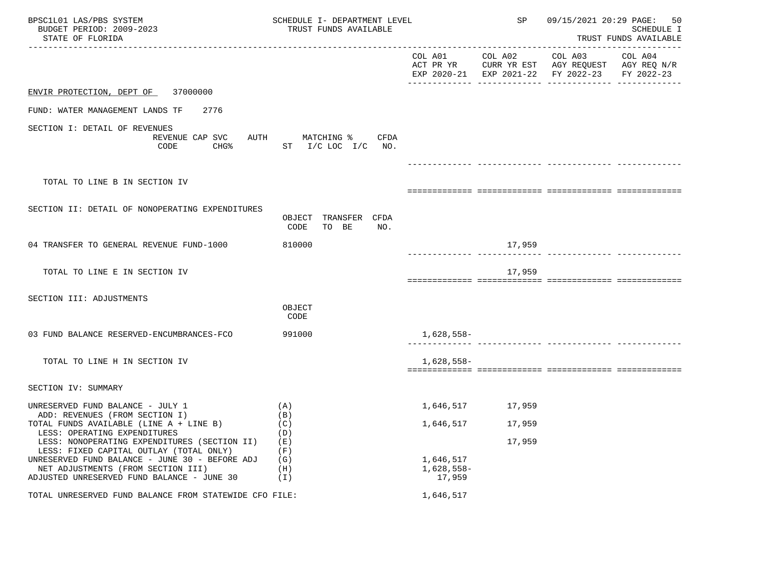BPSC1L01 LAS/PBS SYSTEM — SCHEDULE I- DEPARTMENT LEVEL — TRUST FUNDS AVAILABLE — SP 09/15/2021 20:29 — SCHEDULE I TRUST FUNDS AVAILABLE

BUDGET PERIOD: 2009-2023

STATE OF FLORIDA

ENVIR PROTECTION, DEPT OF 37000000

FUND: WATER MANAGEMENT LANDS TF 2776

## SECTION I: DETAIL OF REVENUES

| REVENUE CODE | CAP SVC CHG% | AUTH ST | MATCHING % I/C LOC I/C | CFDA NO. | COL A01 ACT PR YR EXP 2020-21 | COL A02 CURR YR EST EXP 2021-22 | COL A03 AGY REQUEST FY 2022-23 | COL A04 AGY REQ N/R FY 2022-23 |
|---|---|---|---|---|---|---|---|---|
| TOTAL TO LINE B IN SECTION IV | | | | | | | | |

## SECTION II: DETAIL OF NONOPERATING EXPENDITURES

| | OBJECT CODE | TRANSFER TO BE | CFDA NO. | COL A01 ACT PR YR EXP 2020-21 | COL A02 CURR YR EST EXP 2021-22 | COL A03 AGY REQUEST FY 2022-23 | COL A04 AGY REQ N/R FY 2022-23 |
|---|---|---|---|---|---|---|---|
| 04 TRANSFER TO GENERAL REVENUE FUND-1000 | 810000 | | | | 17,959 | | |
| TOTAL TO LINE E IN SECTION IV | | | | | 17,959 | | |

## SECTION III: ADJUSTMENTS

| | OBJECT CODE | COL A01 ACT PR YR EXP 2020-21 | COL A02 CURR YR EST EXP 2021-22 | COL A03 AGY REQUEST FY 2022-23 | COL A04 AGY REQ N/R FY 2022-23 |
|---|---|---|---|---|---|
| 03 FUND BALANCE RESERVED-ENCUMBRANCES-FCO | 991000 | 1,628,558- | | | |
| TOTAL TO LINE H IN SECTION IV | | 1,628,558- | | | |

## SECTION IV: SUMMARY

| | | COL A01 ACT PR YR EXP 2020-21 | COL A02 CURR YR EST EXP 2021-22 | COL A03 AGY REQUEST FY 2022-23 | COL A04 AGY REQ N/R FY 2022-23 |
|---|---|---|---|---|---|
| UNRESERVED FUND BALANCE - JULY 1 | (A) | 1,646,517 | 17,959 | | |
| ADD: REVENUES (FROM SECTION I) | (B) | | | | |
| TOTAL FUNDS AVAILABLE (LINE A + LINE B) | (C) | 1,646,517 | 17,959 | | |
| LESS: OPERATING EXPENDITURES | (D) | | | | |
| LESS: NONOPERATING EXPENDITURES (SECTION II) | (E) | | 17,959 | | |
| LESS: FIXED CAPITAL OUTLAY (TOTAL ONLY) | (F) | | | | |
| UNRESERVED FUND BALANCE - JUNE 30 - BEFORE ADJ | (G) | 1,646,517 | | | |
| NET ADJUSTMENTS (FROM SECTION III) | (H) | 1,628,558- | | | |
| ADJUSTED UNRESERVED FUND BALANCE - JUNE 30 | (I) | 17,959 | | | |
| TOTAL UNRESERVED FUND BALANCE FROM STATEWIDE CFO FILE: | | 1,646,517 | | | |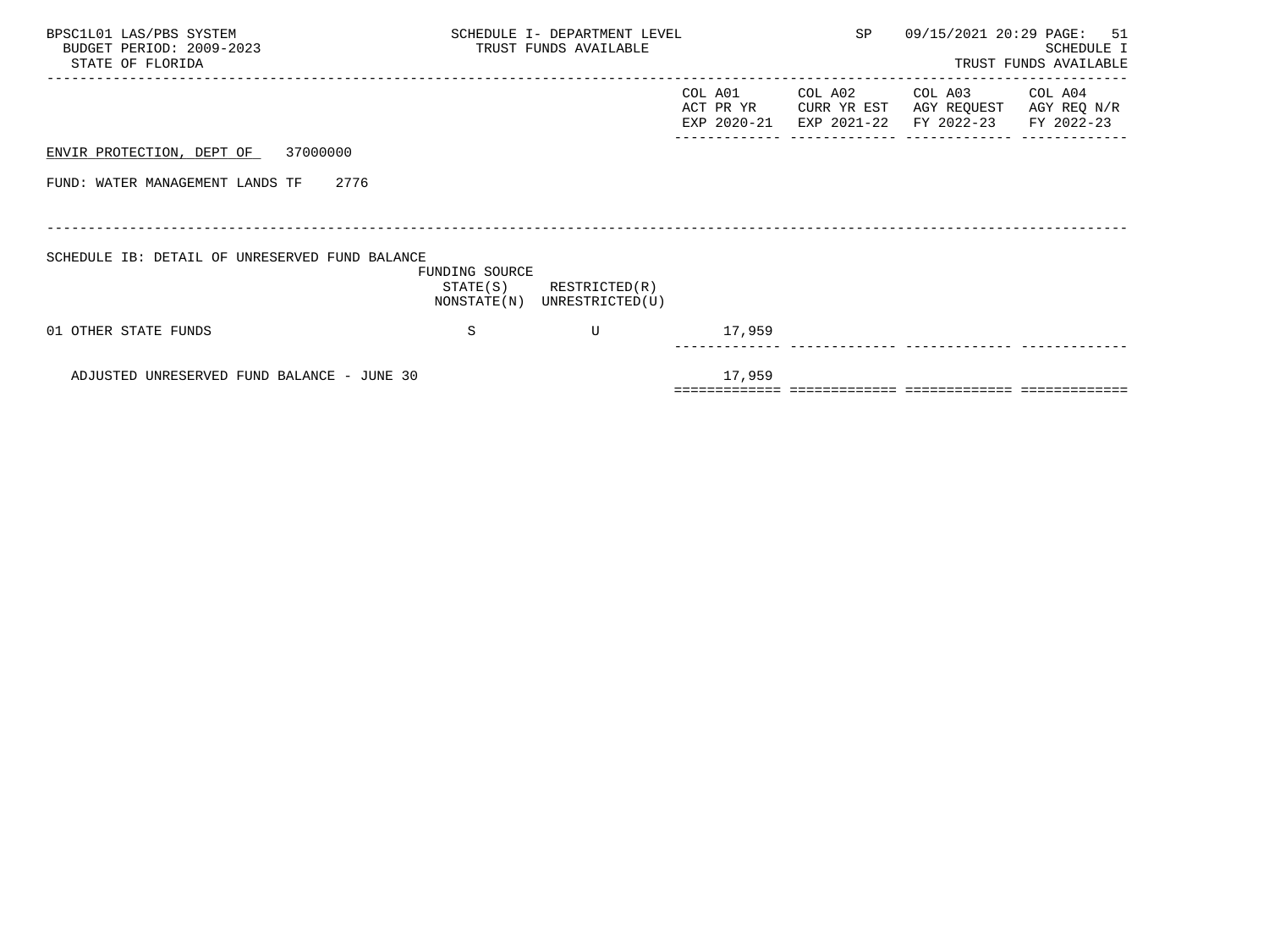BPSC1L01 LAS/PBS SYSTEM
BUDGET PERIOD: 2009-2023
STATE OF FLORIDA

SCHEDULE I- DEPARTMENT LEVEL
TRUST FUNDS AVAILABLE

SP 09/15/2021 20:29

SCHEDULE I
TRUST FUNDS AVAILABLE

ENVIR PROTECTION, DEPT OF 37000000

FUND: WATER MANAGEMENT LANDS TF 2776

SCHEDULE IB: DETAIL OF UNRESERVED FUND BALANCE

| | FUNDING SOURCE STATE(S) NONSTATE(N) | RESTRICTED(R) UNRESTRICTED(U) | COL A01 ACT PR YR EXP 2020-21 | COL A02 CURR YR EST EXP 2021-22 | COL A03 AGY REQUEST FY 2022-23 | COL A04 AGY REQ N/R FY 2022-23 |
|---|---|---|---|---|---|---|
| 01 OTHER STATE FUNDS | S | U | 17,959 | | | |
| ADJUSTED UNRESERVED FUND BALANCE - JUNE 30 | | | 17,959 | | | |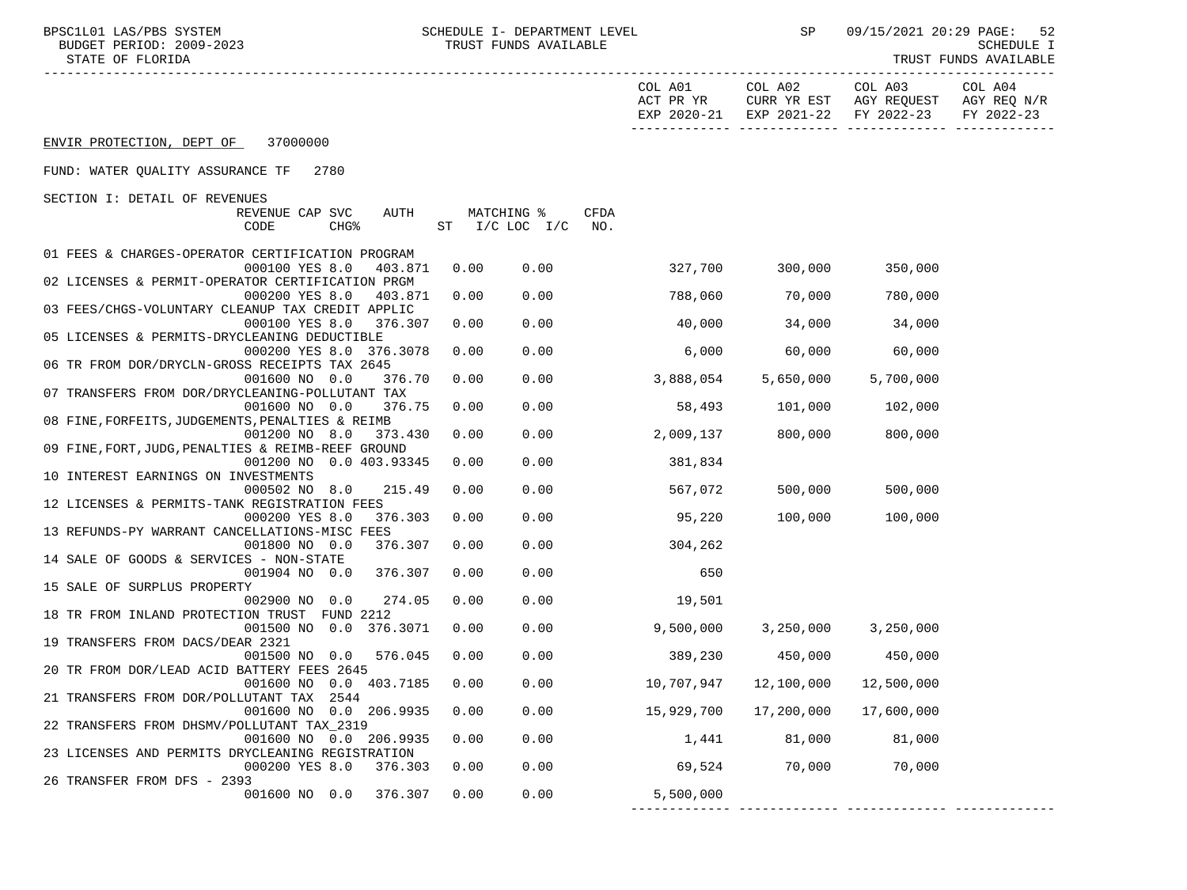BPSC1L01 LAS/PBS SYSTEM — SCHEDULE I- DEPARTMENT LEVEL — TRUST FUNDS AVAILABLE — SP 09/15/2021 20:29 — SCHEDULE I

BUDGET PERIOD: 2009-2023

STATE OF FLORIDA — TRUST FUNDS AVAILABLE

ENVIR PROTECTION, DEPT OF 37000000

FUND: WATER QUALITY ASSURANCE TF 2780

SECTION I: DETAIL OF REVENUES

| Description | REVENUE CODE | CAP CHG | SVC % | AUTH | MATCHING % ST | I/C LOC I/C | CFDA NO. | COL A01 ACT PR YR EXP 2020-21 | COL A02 CURR YR EST EXP 2021-22 | COL A03 AGY REQUEST FY 2022-23 | COL A04 AGY REQ N/R FY 2022-23 |
|---|---|---|---|---|---|---|---|---|---|---|---|
| 01 FEES & CHARGES-OPERATOR CERTIFICATION PROGRAM | 000100 | YES | 8.0 | 403.871 | 0.00 | 0.00 | | 327,700 | 300,000 | 350,000 | |
| 02 LICENSES & PERMIT-OPERATOR CERTIFICATION PRGM | 000200 | YES | 8.0 | 403.871 | 0.00 | 0.00 | | 788,060 | 70,000 | 780,000 | |
| 03 FEES/CHGS-VOLUNTARY CLEANUP TAX CREDIT APPLIC | 000100 | YES | 8.0 | 376.307 | 0.00 | 0.00 | | 40,000 | 34,000 | 34,000 | |
| 05 LICENSES & PERMITS-DRYCLEANING DEDUCTIBLE | 000200 | YES | 8.0 | 376.3078 | 0.00 | 0.00 | | 6,000 | 60,000 | 60,000 | |
| 06 TR FROM DOR/DRYCLN-GROSS RECEIPTS TAX 2645 | 001600 | NO | 0.0 | 376.70 | 0.00 | 0.00 | | 3,888,054 | 5,650,000 | 5,700,000 | |
| 07 TRANSFERS FROM DOR/DRYCLEANING-POLLUTANT TAX | 001600 | NO | 0.0 | 376.75 | 0.00 | 0.00 | | 58,493 | 101,000 | 102,000 | |
| 08 FINE,FORFEITS,JUDGEMENTS,PENALTIES & REIMB | 001200 | NO | 8.0 | 373.430 | 0.00 | 0.00 | | 2,009,137 | 800,000 | 800,000 | |
| 09 FINE,FORT,JUDG,PENALTIES & REIMB-REEF GROUND | 001200 | NO | 0.0 | 403.93345 | 0.00 | 0.00 | | 381,834 | | | |
| 10 INTEREST EARNINGS ON INVESTMENTS | 000502 | NO | 8.0 | 215.49 | 0.00 | 0.00 | | 567,072 | 500,000 | 500,000 | |
| 12 LICENSES & PERMITS-TANK REGISTRATION FEES | 000200 | YES | 8.0 | 376.303 | 0.00 | 0.00 | | 95,220 | 100,000 | 100,000 | |
| 13 REFUNDS-PY WARRANT CANCELLATIONS-MISC FEES | 001800 | NO | 0.0 | 376.307 | 0.00 | 0.00 | | 304,262 | | | |
| 14 SALE OF GOODS & SERVICES - NON-STATE | 001904 | NO | 0.0 | 376.307 | 0.00 | 0.00 | | 650 | | | |
| 15 SALE OF SURPLUS PROPERTY | 002900 | NO | 0.0 | 274.05 | 0.00 | 0.00 | | 19,501 | | | |
| 18 TR FROM INLAND PROTECTION TRUST FUND 2212 | 001500 | NO | 0.0 | 376.3071 | 0.00 | 0.00 | | 9,500,000 | 3,250,000 | 3,250,000 | |
| 19 TRANSFERS FROM DACS/DEAR 2321 | 001500 | NO | 0.0 | 576.045 | 0.00 | 0.00 | | 389,230 | 450,000 | 450,000 | |
| 20 TR FROM DOR/LEAD ACID BATTERY FEES 2645 | 001600 | NO | 0.0 | 403.7185 | 0.00 | 0.00 | | 10,707,947 | 12,100,000 | 12,500,000 | |
| 21 TRANSFERS FROM DOR/POLLUTANT TAX 2544 | 001600 | NO | 0.0 | 206.9935 | 0.00 | 0.00 | | 15,929,700 | 17,200,000 | 17,600,000 | |
| 22 TRANSFERS FROM DHSMV/POLLUTANT TAX_2319 | 001600 | NO | 0.0 | 206.9935 | 0.00 | 0.00 | | 1,441 | 81,000 | 81,000 | |
| 23 LICENSES AND PERMITS DRYCLEANING REGISTRATION | 000200 | YES | 8.0 | 376.303 | 0.00 | 0.00 | | 69,524 | 70,000 | 70,000 | |
| 26 TRANSFER FROM DFS - 2393 | 001600 | NO | 0.0 | 376.307 | 0.00 | 0.00 | | 5,500,000 | | | |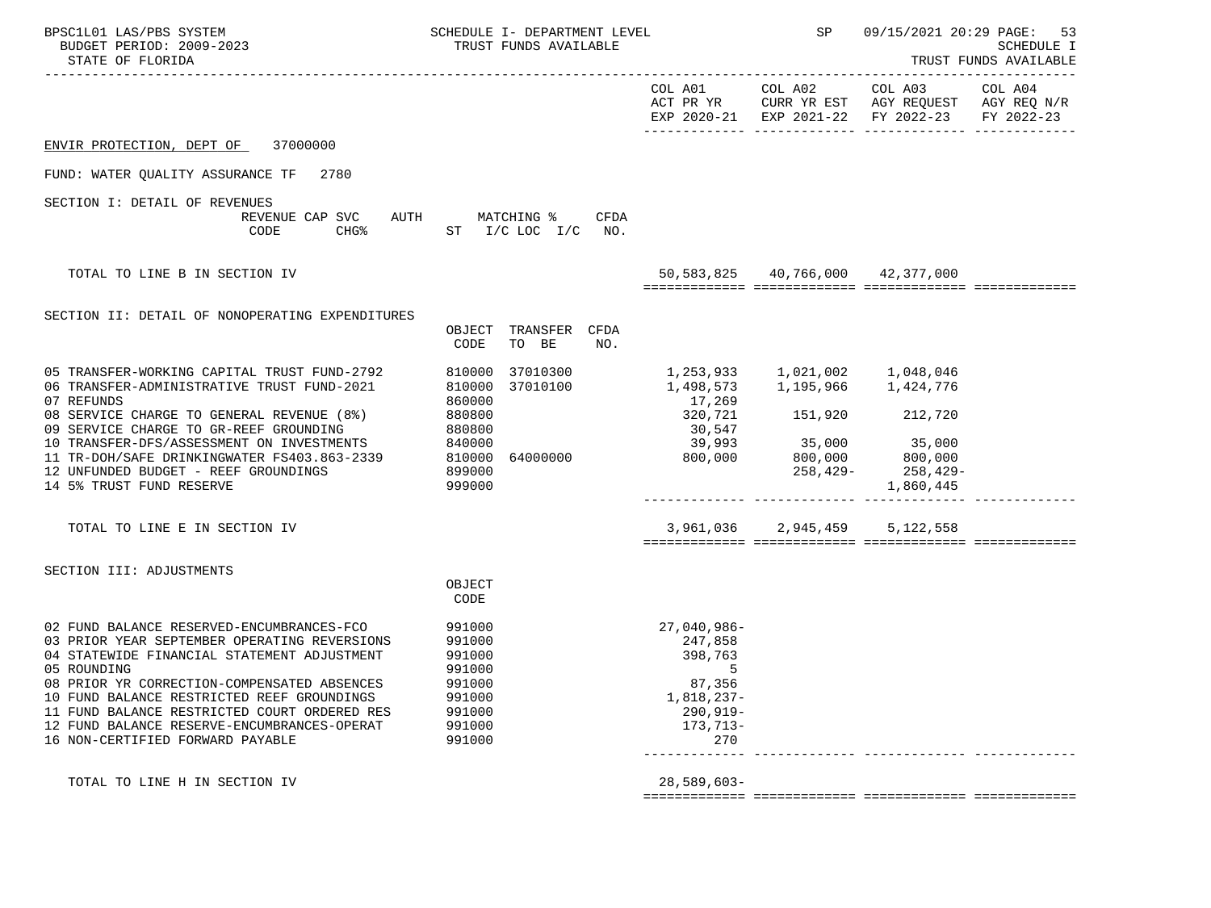BPSC1L01 LAS/PBS SYSTEM — SCHEDULE I- DEPARTMENT LEVEL — TRUST FUNDS AVAILABLE — SP 09/15/2021 20:29

BUDGET PERIOD: 2009-2023 — STATE OF FLORIDA — SCHEDULE I — TRUST FUNDS AVAILABLE

ENVIR PROTECTION, DEPT OF 37000000

FUND: WATER QUALITY ASSURANCE TF 2780

## SECTION I: DETAIL OF REVENUES

| | REVENUE CODE | CAP SVC CHG% | AUTH ST | MATCHING % I/C LOC I/C | CFDA NO. | COL A01 ACT PR YR EXP 2020-21 | COL A02 CURR YR EST EXP 2021-22 | COL A03 AGY REQUEST FY 2022-23 | COL A04 AGY REQ N/R FY 2022-23 |
|---|---|---|---|---|---|---|---|---|---|
| TOTAL TO LINE B IN SECTION IV | | | | | | 50,583,825 | 40,766,000 | 42,377,000 | |

## SECTION II: DETAIL OF NONOPERATING EXPENDITURES

| | OBJECT CODE | TRANSFER TO BE | CFDA NO. | COL A01 ACT PR YR EXP 2020-21 | COL A02 CURR YR EST EXP 2021-22 | COL A03 AGY REQUEST FY 2022-23 | COL A04 AGY REQ N/R FY 2022-23 |
|---|---|---|---|---|---|---|---|
| 05 TRANSFER-WORKING CAPITAL TRUST FUND-2792 | 810000 | 37010300 | | 1,253,933 | 1,021,002 | 1,048,046 | |
| 06 TRANSFER-ADMINISTRATIVE TRUST FUND-2021 | 810000 | 37010100 | | 1,498,573 | 1,195,966 | 1,424,776 | |
| 07 REFUNDS | 860000 | | | 17,269 | | | |
| 08 SERVICE CHARGE TO GENERAL REVENUE (8%) | 880800 | | | 320,721 | 151,920 | 212,720 | |
| 09 SERVICE CHARGE TO GR-REEF GROUNDING | 880800 | | | 30,547 | | | |
| 10 TRANSFER-DFS/ASSESSMENT ON INVESTMENTS | 840000 | | | 39,993 | 35,000 | 35,000 | |
| 11 TR-DOH/SAFE DRINKINGWATER FS403.863-2339 | 810000 | 64000000 | | 800,000 | 800,000 | 800,000 | |
| 12 UNFUNDED BUDGET - REEF GROUNDINGS | 899000 | | | | 258,429- | 258,429- | |
| 14 5% TRUST FUND RESERVE | 999000 | | | | | 1,860,445 | |
| TOTAL TO LINE E IN SECTION IV | | | | 3,961,036 | 2,945,459 | 5,122,558 | |

## SECTION III: ADJUSTMENTS

| | OBJECT CODE | COL A01 ACT PR YR EXP 2020-21 | COL A02 CURR YR EST EXP 2021-22 | COL A03 AGY REQUEST FY 2022-23 | COL A04 AGY REQ N/R FY 2022-23 |
|---|---|---|---|---|---|
| 02 FUND BALANCE RESERVED-ENCUMBRANCES-FCO | 991000 | 27,040,986- | | | |
| 03 PRIOR YEAR SEPTEMBER OPERATING REVERSIONS | 991000 | 247,858 | | | |
| 04 STATEWIDE FINANCIAL STATEMENT ADJUSTMENT | 991000 | 398,763 | | | |
| 05 ROUNDING | 991000 | 5 | | | |
| 08 PRIOR YR CORRECTION-COMPENSATED ABSENCES | 991000 | 87,356 | | | |
| 10 FUND BALANCE RESTRICTED REEF GROUNDINGS | 991000 | 1,818,237- | | | |
| 11 FUND BALANCE RESTRICTED COURT ORDERED RES | 991000 | 290,919- | | | |
| 12 FUND BALANCE RESERVE-ENCUMBRANCES-OPERAT | 991000 | 173,713- | | | |
| 16 NON-CERTIFIED FORWARD PAYABLE | 991000 | 270 | | | |
| TOTAL TO LINE H IN SECTION IV | | 28,589,603- | | | |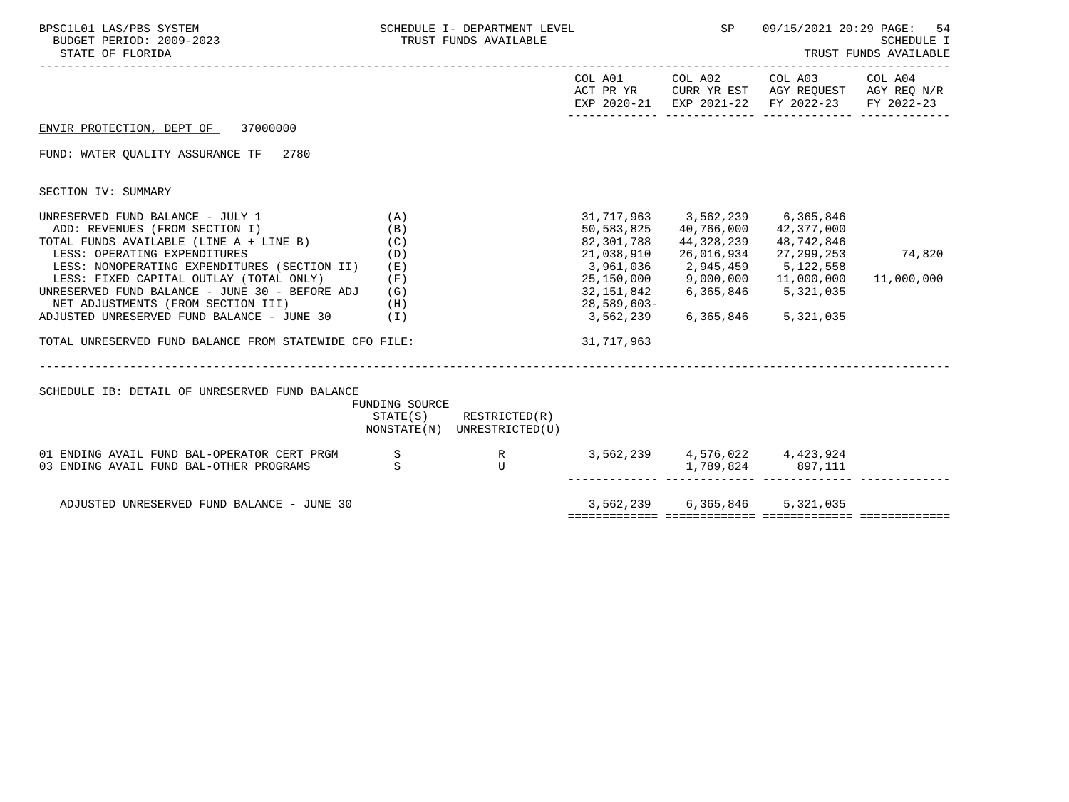BPSC1L01 LAS/PBS SYSTEM — SCHEDULE I- DEPARTMENT LEVEL — TRUST FUNDS AVAILABLE — SP 09/15/2021 20:29

BUDGET PERIOD: 2009-2023

STATE OF FLORIDA

SCHEDULE I — TRUST FUNDS AVAILABLE

## ENVIR PROTECTION, DEPT OF 37000000

FUND: WATER QUALITY ASSURANCE TF 2780

SECTION IV: SUMMARY

| | | COL A01 ACT PR YR EXP 2020-21 | COL A02 CURR YR EST EXP 2021-22 | COL A03 AGY REQUEST FY 2022-23 | COL A04 AGY REQ N/R FY 2022-23 |
|---|---|---|---|---|---|
| UNRESERVED FUND BALANCE - JULY 1 | (A) | 31,717,963 | 3,562,239 | 6,365,846 | |
| ADD: REVENUES (FROM SECTION I) | (B) | 50,583,825 | 40,766,000 | 42,377,000 | |
| TOTAL FUNDS AVAILABLE (LINE A + LINE B) | (C) | 82,301,788 | 44,328,239 | 48,742,846 | |
| LESS: OPERATING EXPENDITURES | (D) | 21,038,910 | 26,016,934 | 27,299,253 | 74,820 |
| LESS: NONOPERATING EXPENDITURES (SECTION II) | (E) | 3,961,036 | 2,945,459 | 5,122,558 | |
| LESS: FIXED CAPITAL OUTLAY (TOTAL ONLY) | (F) | 25,150,000 | 9,000,000 | 11,000,000 | 11,000,000 |
| UNRESERVED FUND BALANCE - JUNE 30 - BEFORE ADJ | (G) | 32,151,842 | 6,365,846 | 5,321,035 | |
| NET ADJUSTMENTS (FROM SECTION III) | (H) | 28,589,603- | | | |
| ADJUSTED UNRESERVED FUND BALANCE - JUNE 30 | (I) | 3,562,239 | 6,365,846 | 5,321,035 | |
| TOTAL UNRESERVED FUND BALANCE FROM STATEWIDE CFO FILE: | | 31,717,963 | | | |

SCHEDULE IB: DETAIL OF UNRESERVED FUND BALANCE

| | FUNDING SOURCE STATE(S) NONSTATE(N) | RESTRICTED(R) UNRESTRICTED(U) | COL A01 | COL A02 | COL A03 | COL A04 |
|---|---|---|---|---|---|---|
| 01 ENDING AVAIL FUND BAL-OPERATOR CERT PRGM | S | R | 3,562,239 | 4,576,022 | 4,423,924 | |
| 03 ENDING AVAIL FUND BAL-OTHER PROGRAMS | S | U | | 1,789,824 | 897,111 | |
| ADJUSTED UNRESERVED FUND BALANCE - JUNE 30 | | | 3,562,239 | 6,365,846 | 5,321,035 | |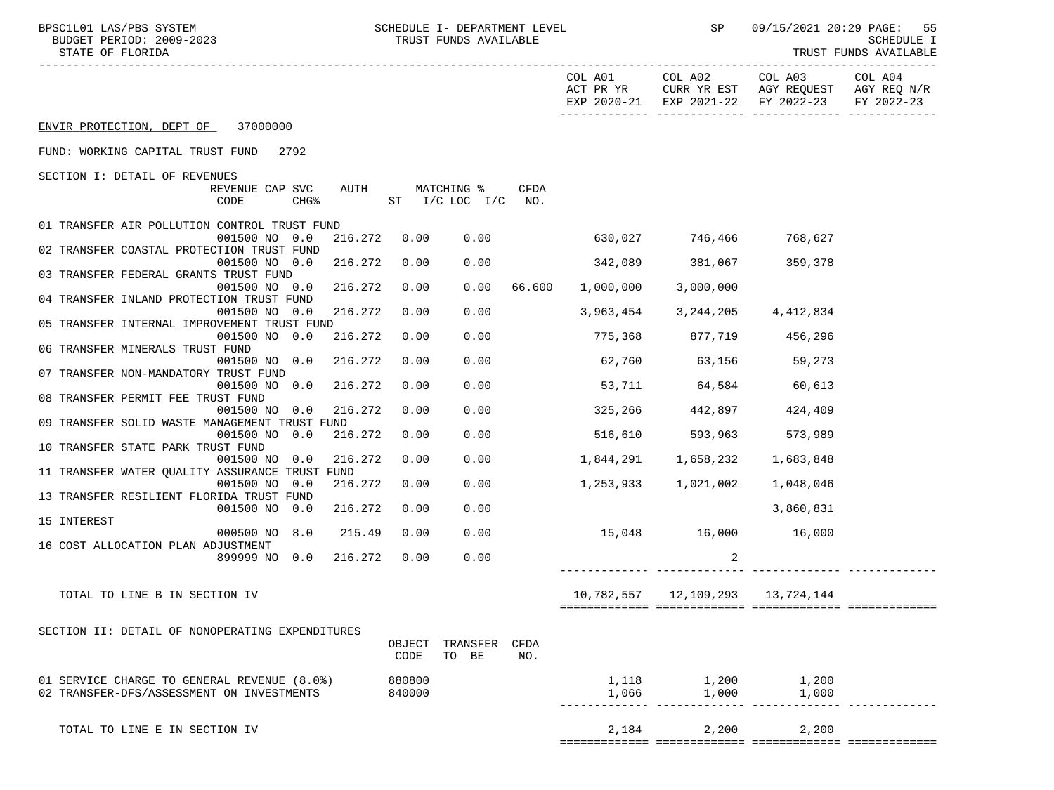**SCHEDULE I- DEPARTMENT LEVEL — TRUST FUNDS AVAILABLE**

BPSC1L01 LAS/PBS SYSTEM
BUDGET PERIOD: 2009-2023
STATE OF FLORIDA

SP 09/15/2021 20:29 PAGE: 55
SCHEDULE I
TRUST FUNDS AVAILABLE

ENVIR PROTECTION, DEPT OF 37000000

FUND: WORKING CAPITAL TRUST FUND 2792

SECTION I: DETAIL OF REVENUES

| | REVENUE CODE | CAP | SVC CHG% | AUTH | MATCHING % ST | I/C LOC I/C | CFDA NO. | COL A01 ACT PR YR EXP 2020-21 | COL A02 CURR YR EST EXP 2021-22 | COL A03 AGY REQUEST FY 2022-23 | COL A04 AGY REQ N/R FY 2022-23 |
|---|---|---|---|---|---|---|---|---|---|---|---|
| 01 TRANSFER AIR POLLUTION CONTROL TRUST FUND | 001500 | NO | 0.0 | 216.272 | 0.00 | 0.00 | | 630,027 | 746,466 | 768,627 | |
| 02 TRANSFER COASTAL PROTECTION TRUST FUND | 001500 | NO | 0.0 | 216.272 | 0.00 | 0.00 | | 342,089 | 381,067 | 359,378 | |
| 03 TRANSFER FEDERAL GRANTS TRUST FUND | 001500 | NO | 0.0 | 216.272 | 0.00 | 0.00 | 66.600 | 1,000,000 | 3,000,000 | | |
| 04 TRANSFER INLAND PROTECTION TRUST FUND | 001500 | NO | 0.0 | 216.272 | 0.00 | 0.00 | | 3,963,454 | 3,244,205 | 4,412,834 | |
| 05 TRANSFER INTERNAL IMPROVEMENT TRUST FUND | 001500 | NO | 0.0 | 216.272 | 0.00 | 0.00 | | 775,368 | 877,719 | 456,296 | |
| 06 TRANSFER MINERALS TRUST FUND | 001500 | NO | 0.0 | 216.272 | 0.00 | 0.00 | | 62,760 | 63,156 | 59,273 | |
| 07 TRANSFER NON-MANDATORY TRUST FUND | 001500 | NO | 0.0 | 216.272 | 0.00 | 0.00 | | 53,711 | 64,584 | 60,613 | |
| 08 TRANSFER PERMIT FEE TRUST FUND | 001500 | NO | 0.0 | 216.272 | 0.00 | 0.00 | | 325,266 | 442,897 | 424,409 | |
| 09 TRANSFER SOLID WASTE MANAGEMENT TRUST FUND | 001500 | NO | 0.0 | 216.272 | 0.00 | 0.00 | | 516,610 | 593,963 | 573,989 | |
| 10 TRANSFER STATE PARK TRUST FUND | 001500 | NO | 0.0 | 216.272 | 0.00 | 0.00 | | 1,844,291 | 1,658,232 | 1,683,848 | |
| 11 TRANSFER WATER QUALITY ASSURANCE TRUST FUND | 001500 | NO | 0.0 | 216.272 | 0.00 | 0.00 | | 1,253,933 | 1,021,002 | 1,048,046 | |
| 13 TRANSFER RESILIENT FLORIDA TRUST FUND | 001500 | NO | 0.0 | 216.272 | 0.00 | 0.00 | | | | 3,860,831 | |
| 15 INTEREST | 000500 | NO | 8.0 | 215.49 | 0.00 | 0.00 | | 15,048 | 16,000 | 16,000 | |
| 16 COST ALLOCATION PLAN ADJUSTMENT | 899999 | NO | 0.0 | 216.272 | 0.00 | 0.00 | | | 2 | | |
| TOTAL TO LINE B IN SECTION IV | | | | | | | | 10,782,557 | 12,109,293 | 13,724,144 | |

SECTION II: DETAIL OF NONOPERATING EXPENDITURES

| | OBJECT CODE | TRANSFER TO BE | CFDA NO. | COL A01 | COL A02 | COL A03 | COL A04 |
|---|---|---|---|---|---|---|---|
| 01 SERVICE CHARGE TO GENERAL REVENUE (8.0%) | 880800 | | | 1,118 | 1,200 | 1,200 | |
| 02 TRANSFER-DFS/ASSESSMENT ON INVESTMENTS | 840000 | | | 1,066 | 1,000 | 1,000 | |
| TOTAL TO LINE E IN SECTION IV | | | | 2,184 | 2,200 | 2,200 | |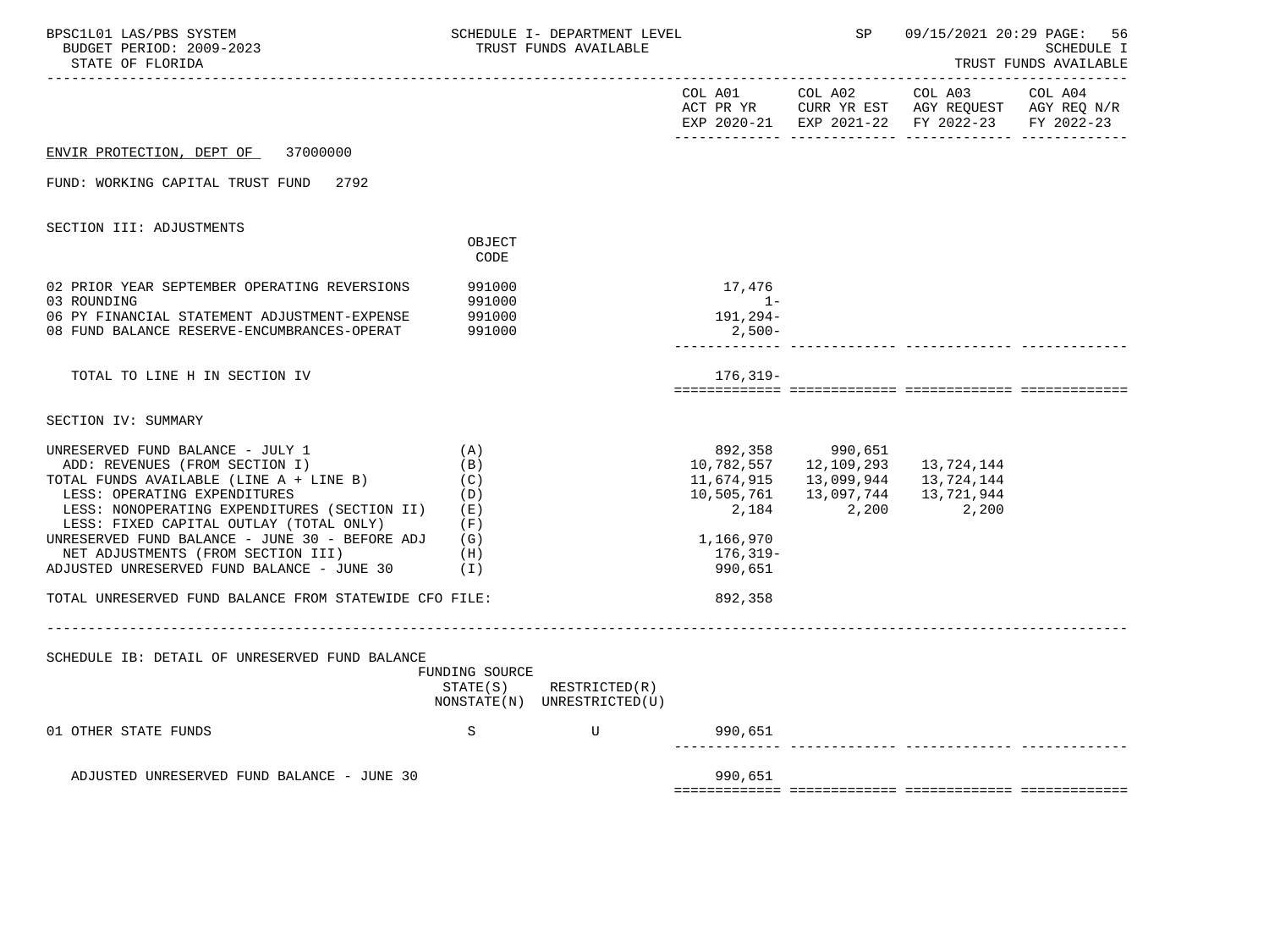ENVIR PROTECTION, DEPT OF 37000000

FUND: WORKING CAPITAL TRUST FUND 2792

SECTION III: ADJUSTMENTS

| | OBJECT CODE | COL A01 ACT PR YR EXP 2020-21 | COL A02 CURR YR EST EXP 2021-22 | COL A03 AGY REQUEST FY 2022-23 | COL A04 AGY REQ N/R FY 2022-23 |
|---|---|---|---|---|---|
| 02 PRIOR YEAR SEPTEMBER OPERATING REVERSIONS | 991000 | 17,476 | | | |
| 03 ROUNDING | 991000 | 1- | | | |
| 06 PY FINANCIAL STATEMENT ADJUSTMENT-EXPENSE | 991000 | 191,294- | | | |
| 08 FUND BALANCE RESERVE-ENCUMBRANCES-OPERAT | 991000 | 2,500- | | | |
| TOTAL TO LINE H IN SECTION IV | | 176,319- | | | |

SECTION IV: SUMMARY

| | | COL A01 | COL A02 | COL A03 | COL A04 |
|---|---|---|---|---|---|
| UNRESERVED FUND BALANCE - JULY 1 | (A) | 892,358 | 990,651 | | |
| ADD: REVENUES (FROM SECTION I) | (B) | 10,782,557 | 12,109,293 | 13,724,144 | |
| TOTAL FUNDS AVAILABLE (LINE A + LINE B) | (C) | 11,674,915 | 13,099,944 | 13,724,144 | |
| LESS: OPERATING EXPENDITURES | (D) | 10,505,761 | 13,097,744 | 13,721,944 | |
| LESS: NONOPERATING EXPENDITURES (SECTION II) | (E) | 2,184 | 2,200 | 2,200 | |
| LESS: FIXED CAPITAL OUTLAY (TOTAL ONLY) | (F) | | | | |
| UNRESERVED FUND BALANCE - JUNE 30 - BEFORE ADJ | (G) | 1,166,970 | | | |
| NET ADJUSTMENTS (FROM SECTION III) | (H) | 176,319- | | | |
| ADJUSTED UNRESERVED FUND BALANCE - JUNE 30 | (I) | 990,651 | | | |
| TOTAL UNRESERVED FUND BALANCE FROM STATEWIDE CFO FILE: | | 892,358 | | | |

SCHEDULE IB: DETAIL OF UNRESERVED FUND BALANCE

| | FUNDING SOURCE STATE(S) NONSTATE(N) | RESTRICTED(R) UNRESTRICTED(U) | COL A01 | COL A02 | COL A03 | COL A04 |
|---|---|---|---|---|---|---|
| 01 OTHER STATE FUNDS | S | U | 990,651 | | | |
| ADJUSTED UNRESERVED FUND BALANCE - JUNE 30 | | | 990,651 | | | |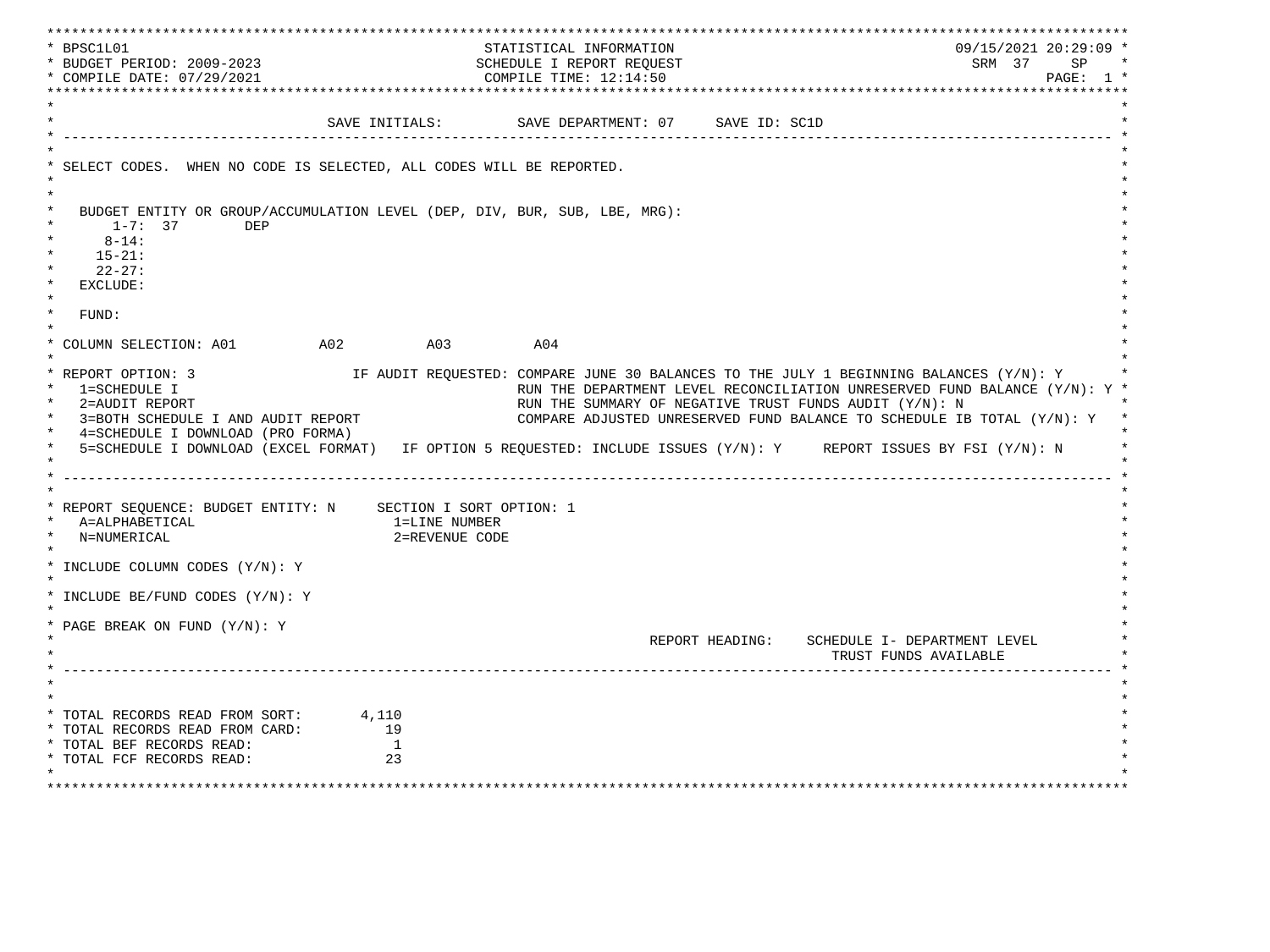```
BPSC1L01                                   STATISTICAL INFORMATION                              09/15/2021 20:29:09
BUDGET PERIOD: 2009-2023                   SCHEDULE I REPORT REQUEST                             SRM  37     SP
COMPILE DATE: 07/29/2021                   COMPILE TIME: 12:14:50                                        PAGE:  1

                     SAVE INITIALS:         SAVE DEPARTMENT: 07     SAVE ID: SC1D

SELECT CODES.  WHEN NO CODE IS SELECTED, ALL CODES WILL BE REPORTED.

  BUDGET ENTITY OR GROUP/ACCUMULATION LEVEL (DEP, DIV, BUR, SUB, LBE, MRG):
      1-7:  37        DEP
     8-14:
    15-21:
    22-27:
  EXCLUDE:

  FUND:

COLUMN SELECTION: A01          A02          A03          A04

REPORT OPTION: 3                   IF AUDIT REQUESTED: COMPARE JUNE 30 BALANCES TO THE JULY 1 BEGINNING BALANCES (Y/N): Y
  1=SCHEDULE I                                         RUN THE DEPARTMENT LEVEL RECONCILIATION UNRESERVED FUND BALANCE (Y/N): Y
  2=AUDIT REPORT                                       RUN THE SUMMARY OF NEGATIVE TRUST FUNDS AUDIT (Y/N): N
  3=BOTH SCHEDULE I AND AUDIT REPORT                   COMPARE ADJUSTED UNRESERVED FUND BALANCE TO SCHEDULE IB TOTAL (Y/N): Y
  4=SCHEDULE I DOWNLOAD (PRO FORMA)
  5=SCHEDULE I DOWNLOAD (EXCEL FORMAT)   IF OPTION 5 REQUESTED: INCLUDE ISSUES (Y/N): Y     REPORT ISSUES BY FSI (Y/N): N

REPORT SEQUENCE: BUDGET ENTITY: N     SECTION I SORT OPTION: 1
  A=ALPHABETICAL                        1=LINE NUMBER
  N=NUMERICAL                           2=REVENUE CODE

INCLUDE COLUMN CODES (Y/N): Y

INCLUDE BE/FUND CODES (Y/N): Y

PAGE BREAK ON FUND (Y/N): Y
                                                                 REPORT HEADING:    SCHEDULE I- DEPARTMENT LEVEL
                                                                                       TRUST FUNDS AVAILABLE

TOTAL RECORDS READ FROM SORT:       4,110
TOTAL RECORDS READ FROM CARD:          19
TOTAL BEF RECORDS READ:                 1
TOTAL FCF RECORDS READ:                23
```